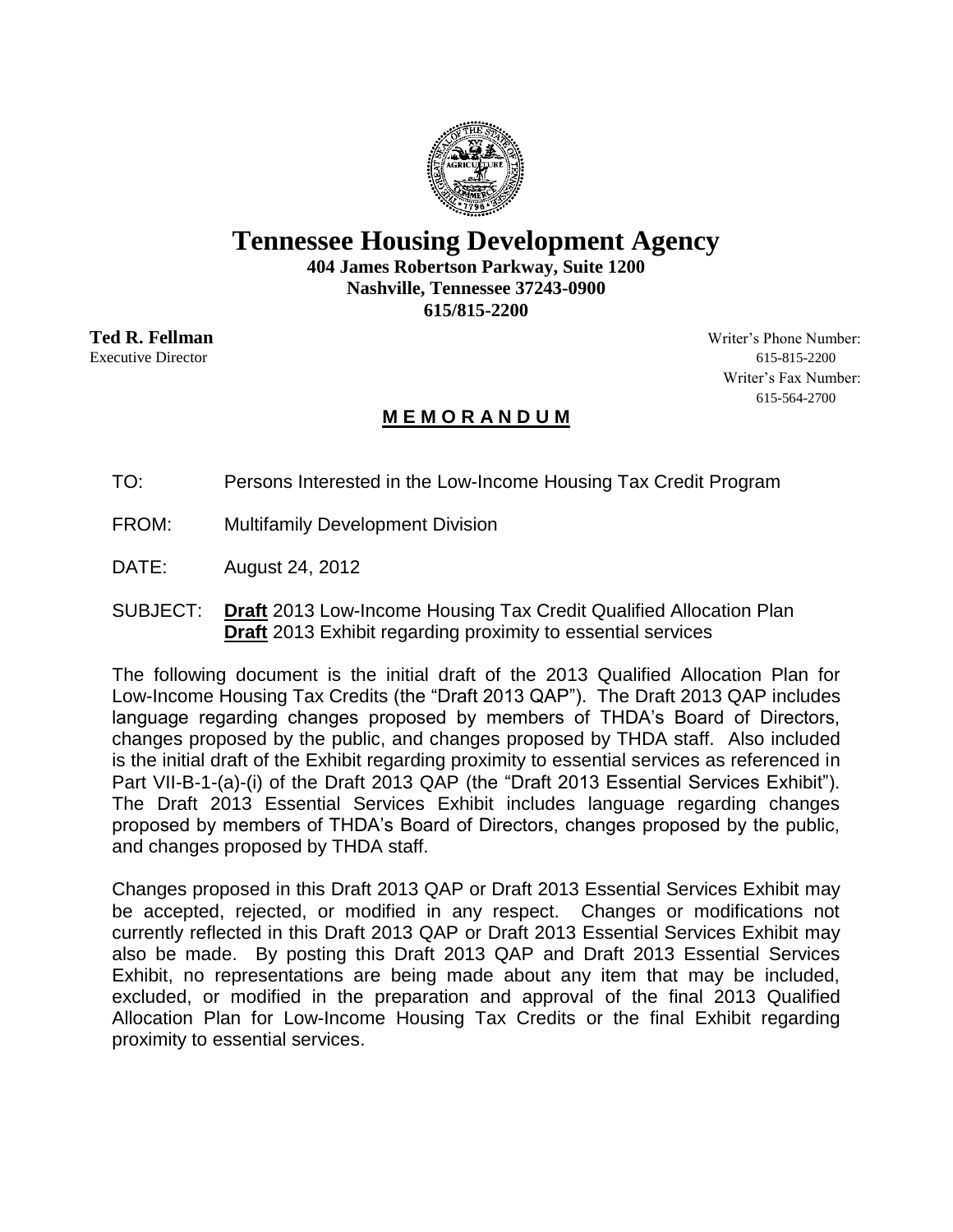# Tennessee Housing Development Agency

**404 James Robertson Parkway, Suite 1200**
**Nashville, Tennessee 37243-0900**
**615/815-2200**

**Ted R. Fellman**
Executive Director

Writer's Phone Number:
615-815-2200
Writer's Fax Number:
615-564-2700

## M E M O R A N D U M

TO: Persons Interested in the Low-Income Housing Tax Credit Program

FROM: Multifamily Development Division

DATE: August 24, 2012

SUBJECT: **Draft** 2013 Low-Income Housing Tax Credit Qualified Allocation Plan
**Draft** 2013 Exhibit regarding proximity to essential services

The following document is the initial draft of the 2013 Qualified Allocation Plan for Low-Income Housing Tax Credits (the "Draft 2013 QAP"). The Draft 2013 QAP includes language regarding changes proposed by members of THDA's Board of Directors, changes proposed by the public, and changes proposed by THDA staff. Also included is the initial draft of the Exhibit regarding proximity to essential services as referenced in Part VII-B-1-(a)-(i) of the Draft 2013 QAP (the "Draft 2013 Essential Services Exhibit"). The Draft 2013 Essential Services Exhibit includes language regarding changes proposed by members of THDA's Board of Directors, changes proposed by the public, and changes proposed by THDA staff.

Changes proposed in this Draft 2013 QAP or Draft 2013 Essential Services Exhibit may be accepted, rejected, or modified in any respect. Changes or modifications not currently reflected in this Draft 2013 QAP or Draft 2013 Essential Services Exhibit may also be made. By posting this Draft 2013 QAP and Draft 2013 Essential Services Exhibit, no representations are being made about any item that may be included, excluded, or modified in the preparation and approval of the final 2013 Qualified Allocation Plan for Low-Income Housing Tax Credits or the final Exhibit regarding proximity to essential services.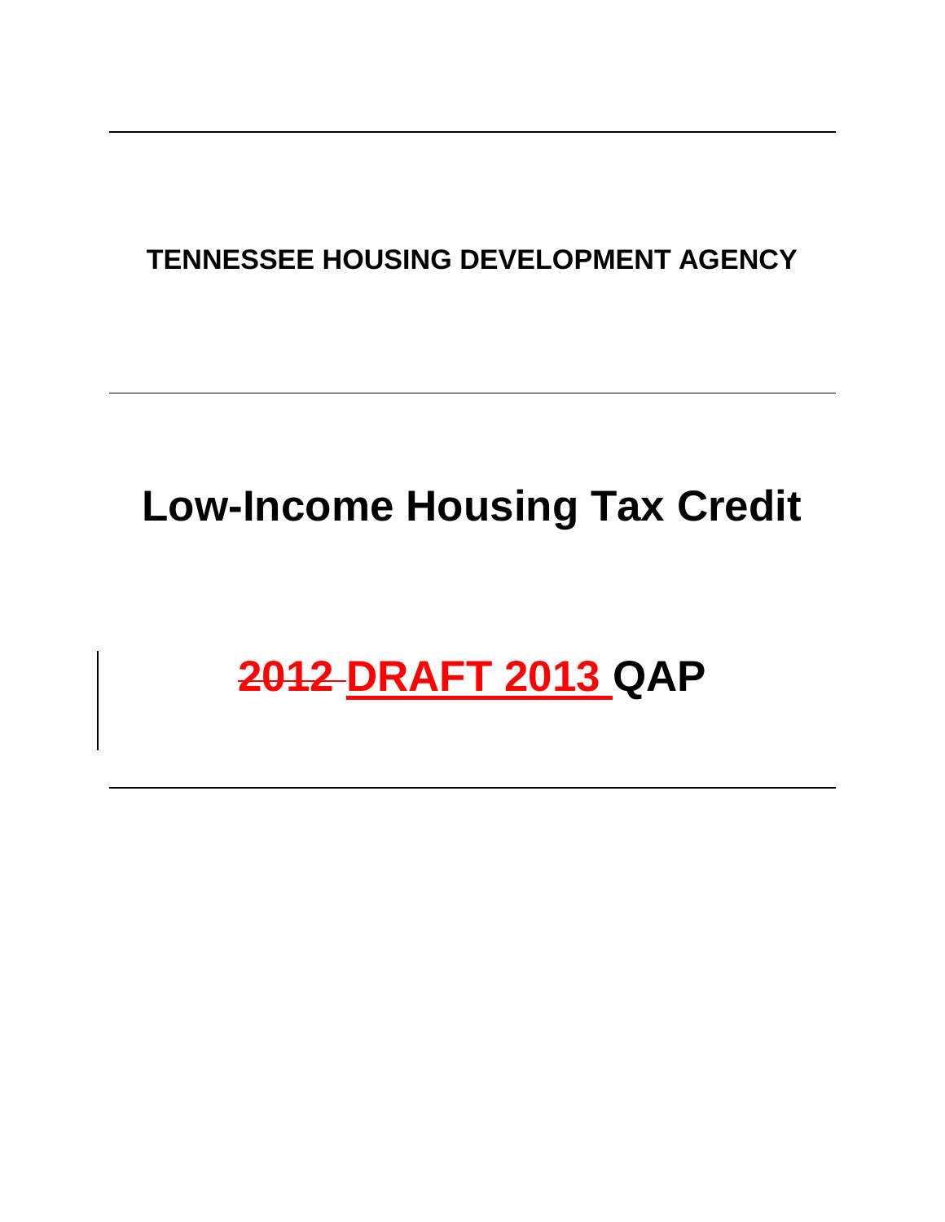**TENNESSEE HOUSING DEVELOPMENT AGENCY**

# Low-Income Housing Tax Credit

# ~~2012~~ DRAFT 2013 QAP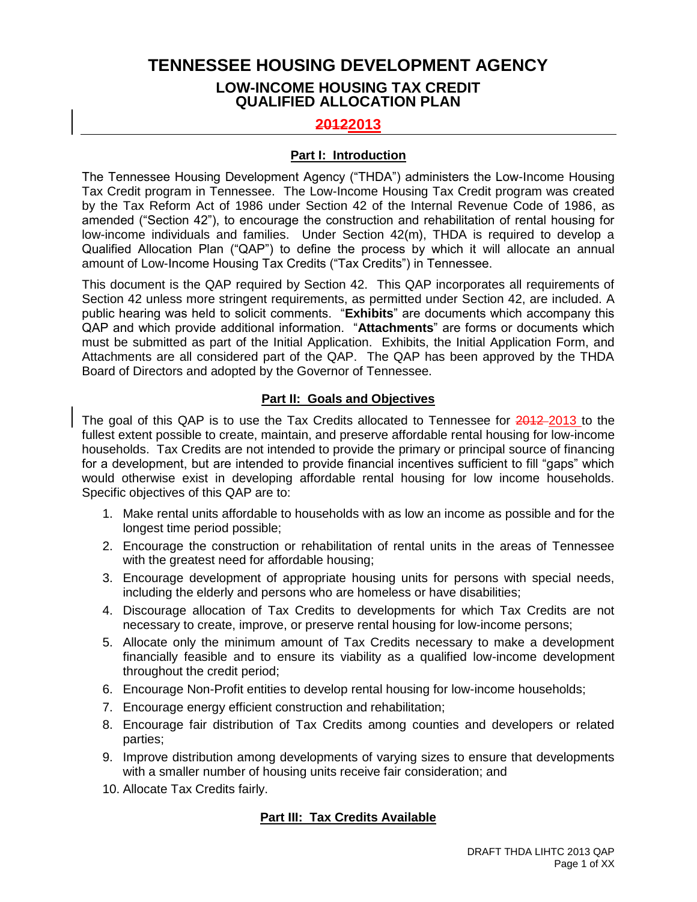# TENNESSEE HOUSING DEVELOPMENT AGENCY

## LOW-INCOME HOUSING TAX CREDIT QUALIFIED ALLOCATION PLAN

## ~~2012~~2013

### Part I: Introduction

The Tennessee Housing Development Agency ("THDA") administers the Low-Income Housing Tax Credit program in Tennessee. The Low-Income Housing Tax Credit program was created by the Tax Reform Act of 1986 under Section 42 of the Internal Revenue Code of 1986, as amended ("Section 42"), to encourage the construction and rehabilitation of rental housing for low-income individuals and families. Under Section 42(m), THDA is required to develop a Qualified Allocation Plan ("QAP") to define the process by which it will allocate an annual amount of Low-Income Housing Tax Credits ("Tax Credits") in Tennessee.

This document is the QAP required by Section 42. This QAP incorporates all requirements of Section 42 unless more stringent requirements, as permitted under Section 42, are included. A public hearing was held to solicit comments. "**Exhibits**" are documents which accompany this QAP and which provide additional information. "**Attachments**" are forms or documents which must be submitted as part of the Initial Application. Exhibits, the Initial Application Form, and Attachments are all considered part of the QAP. The QAP has been approved by the THDA Board of Directors and adopted by the Governor of Tennessee.

### Part II: Goals and Objectives

The goal of this QAP is to use the Tax Credits allocated to Tennessee for ~~2012~~ 2013 to the fullest extent possible to create, maintain, and preserve affordable rental housing for low-income households. Tax Credits are not intended to provide the primary or principal source of financing for a development, but are intended to provide financial incentives sufficient to fill "gaps" which would otherwise exist in developing affordable rental housing for low income households. Specific objectives of this QAP are to:

1. Make rental units affordable to households with as low an income as possible and for the longest time period possible;
2. Encourage the construction or rehabilitation of rental units in the areas of Tennessee with the greatest need for affordable housing;
3. Encourage development of appropriate housing units for persons with special needs, including the elderly and persons who are homeless or have disabilities;
4. Discourage allocation of Tax Credits to developments for which Tax Credits are not necessary to create, improve, or preserve rental housing for low-income persons;
5. Allocate only the minimum amount of Tax Credits necessary to make a development financially feasible and to ensure its viability as a qualified low-income development throughout the credit period;
6. Encourage Non-Profit entities to develop rental housing for low-income households;
7. Encourage energy efficient construction and rehabilitation;
8. Encourage fair distribution of Tax Credits among counties and developers or related parties;
9. Improve distribution among developments of varying sizes to ensure that developments with a smaller number of housing units receive fair consideration; and
10. Allocate Tax Credits fairly.

### Part III: Tax Credits Available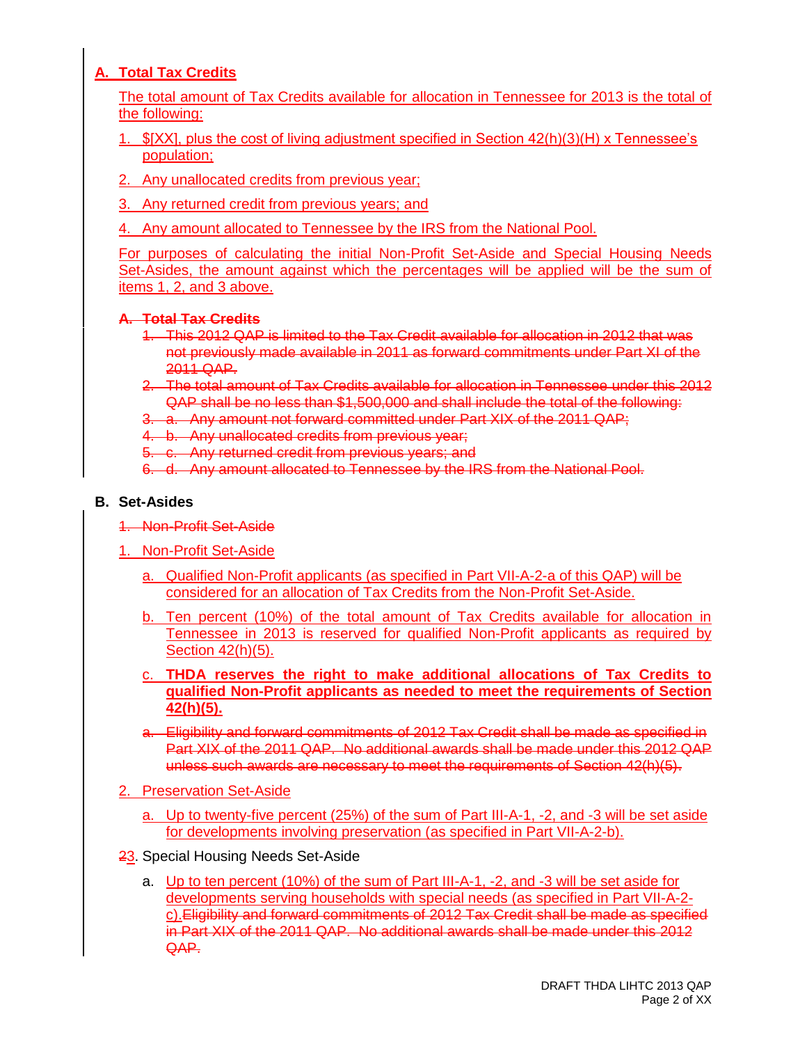## A. Total Tax Credits

The total amount of Tax Credits available for allocation in Tennessee for 2013 is the total of the following:

1. $[XX], plus the cost of living adjustment specified in Section 42(h)(3)(H) x Tennessee's population;
2. Any unallocated credits from previous year;
3. Any returned credit from previous years; and
4. Any amount allocated to Tennessee by the IRS from the National Pool.

For purposes of calculating the initial Non-Profit Set-Aside and Special Housing Needs Set-Asides, the amount against which the percentages will be applied will be the sum of items 1, 2, and 3 above.

~~A. Total Tax Credits~~

~~1. This 2012 QAP is limited to the Tax Credit available for allocation in 2012 that was not previously made available in 2011 as forward commitments under Part XI of the 2011 QAP.~~

~~2. The total amount of Tax Credits available for allocation in Tennessee under this 2012 QAP shall be no less than $1,500,000 and shall include the total of the following:~~

~~3. a. Any amount not forward committed under Part XIX of the 2011 QAP;~~

~~4. b. Any unallocated credits from previous year;~~

~~5. c. Any returned credit from previous years; and~~

~~6. d. Any amount allocated to Tennessee by the IRS from the National Pool.~~

## B. Set-Asides

~~1. Non-Profit Set-Aside~~

1. Non-Profit Set-Aside
   a. Qualified Non-Profit applicants (as specified in Part VII-A-2-a of this QAP) will be considered for an allocation of Tax Credits from the Non-Profit Set-Aside.
   b. Ten percent (10%) of the total amount of Tax Credits available for allocation in Tennessee in 2013 is reserved for qualified Non-Profit applicants as required by Section 42(h)(5).
   c. **THDA reserves the right to make additional allocations of Tax Credits to qualified Non-Profit applicants as needed to meet the requirements of Section 42(h)(5).**

   ~~a. Eligibility and forward commitments of 2012 Tax Credit shall be made as specified in Part XIX of the 2011 QAP. No additional awards shall be made under this 2012 QAP unless such awards are necessary to meet the requirements of Section 42(h)(5).~~

2. Preservation Set-Aside
   a. Up to twenty-five percent (25%) of the sum of Part III-A-1, -2, and -3 will be set aside for developments involving preservation (as specified in Part VII-A-2-b).

~~2~~3. Special Housing Needs Set-Aside
   a. Up to ten percent (10%) of the sum of Part III-A-1, -2, and -3 will be set aside for developments serving households with special needs (as specified in Part VII-A-2-c).~~Eligibility and forward commitments of 2012 Tax Credit shall be made as specified in Part XIX of the 2011 QAP. No additional awards shall be made under this 2012 QAP.~~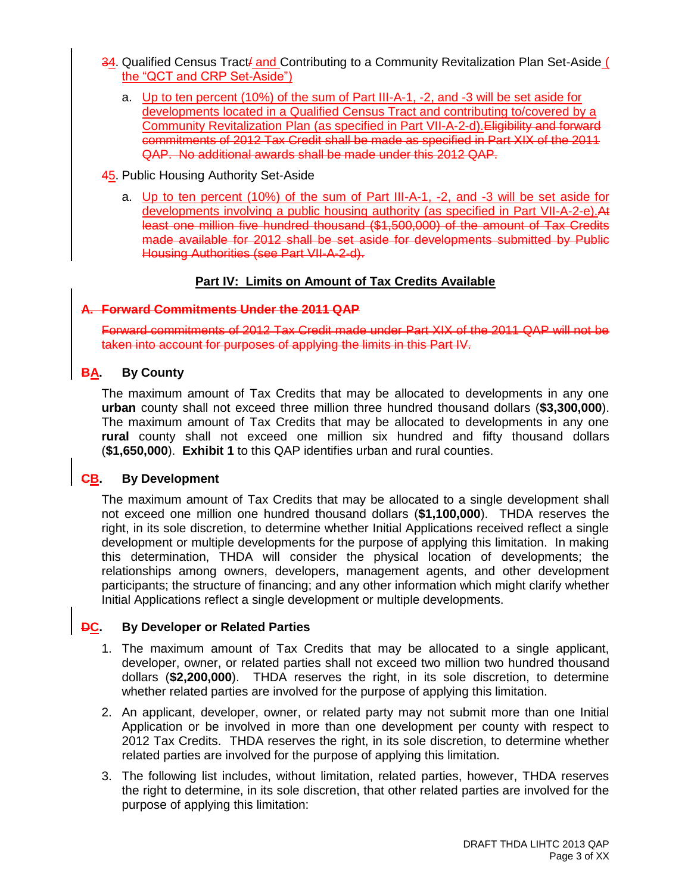~~3~~4. Qualified Census Tract~~/~~ and Contributing to a Community Revitalization Plan Set-Aside ( the "QCT and CRP Set-Aside")

  a. Up to ten percent (10%) of the sum of Part III-A-1, -2, and -3 will be set aside for developments located in a Qualified Census Tract and contributing to/covered by a Community Revitalization Plan (as specified in Part VII-A-2-d).~~Eligibility and forward commitments of 2012 Tax Credit shall be made as specified in Part XIX of the 2011 QAP. No additional awards shall be made under this 2012 QAP.~~

~~4~~5. Public Housing Authority Set-Aside

  a. Up to ten percent (10%) of the sum of Part III-A-1, -2, and -3 will be set aside for developments involving a public housing authority (as specified in Part VII-A-2-e).~~At least one million five hundred thousand ($1,500,000) of the amount of Tax Credits made available for 2012 shall be set aside for developments submitted by Public Housing Authorities (see Part VII-A-2-d).~~

## Part IV: Limits on Amount of Tax Credits Available

### ~~A. Forward Commitments Under the 2011 QAP~~

~~Forward commitments of 2012 Tax Credit made under Part XIX of the 2011 QAP will not be taken into account for purposes of applying the limits in this Part IV.~~

### ~~B~~A. By County

The maximum amount of Tax Credits that may be allocated to developments in any one **urban** county shall not exceed three million three hundred thousand dollars (**$3,300,000**). The maximum amount of Tax Credits that may be allocated to developments in any one **rural** county shall not exceed one million six hundred and fifty thousand dollars (**$1,650,000**). **Exhibit 1** to this QAP identifies urban and rural counties.

### ~~C~~B. By Development

The maximum amount of Tax Credits that may be allocated to a single development shall not exceed one million one hundred thousand dollars (**$1,100,000**). THDA reserves the right, in its sole discretion, to determine whether Initial Applications received reflect a single development or multiple developments for the purpose of applying this limitation. In making this determination, THDA will consider the physical location of developments; the relationships among owners, developers, management agents, and other development participants; the structure of financing; and any other information which might clarify whether Initial Applications reflect a single development or multiple developments.

### ~~D~~C. By Developer or Related Parties

1. The maximum amount of Tax Credits that may be allocated to a single applicant, developer, owner, or related parties shall not exceed two million two hundred thousand dollars (**$2,200,000**). THDA reserves the right, in its sole discretion, to determine whether related parties are involved for the purpose of applying this limitation.

2. An applicant, developer, owner, or related party may not submit more than one Initial Application or be involved in more than one development per county with respect to 2012 Tax Credits. THDA reserves the right, in its sole discretion, to determine whether related parties are involved for the purpose of applying this limitation.

3. The following list includes, without limitation, related parties, however, THDA reserves the right to determine, in its sole discretion, that other related parties are involved for the purpose of applying this limitation: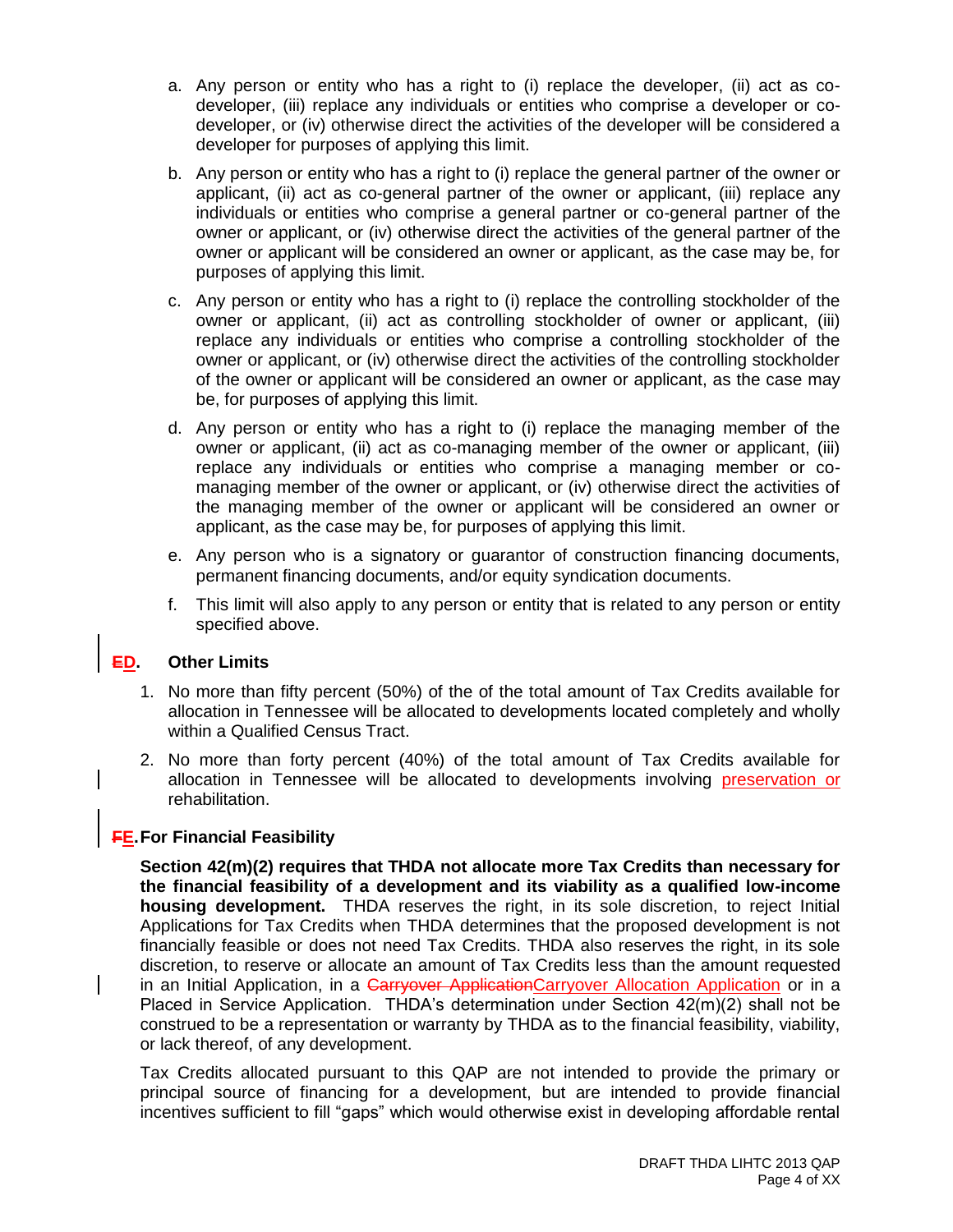a. Any person or entity who has a right to (i) replace the developer, (ii) act as co-developer, (iii) replace any individuals or entities who comprise a developer or co-developer, or (iv) otherwise direct the activities of the developer will be considered a developer for purposes of applying this limit.

b. Any person or entity who has a right to (i) replace the general partner of the owner or applicant, (ii) act as co-general partner of the owner or applicant, (iii) replace any individuals or entities who comprise a general partner or co-general partner of the owner or applicant, or (iv) otherwise direct the activities of the general partner of the owner or applicant will be considered an owner or applicant, as the case may be, for purposes of applying this limit.

c. Any person or entity who has a right to (i) replace the controlling stockholder of the owner or applicant, (ii) act as controlling stockholder of owner or applicant, (iii) replace any individuals or entities who comprise a controlling stockholder of the owner or applicant, or (iv) otherwise direct the activities of the controlling stockholder of the owner or applicant will be considered an owner or applicant, as the case may be, for purposes of applying this limit.

d. Any person or entity who has a right to (i) replace the managing member of the owner or applicant, (ii) act as co-managing member of the owner or applicant, (iii) replace any individuals or entities who comprise a managing member or co-managing member of the owner or applicant, or (iv) otherwise direct the activities of the managing member of the owner or applicant will be considered an owner or applicant, as the case may be, for purposes of applying this limit.

e. Any person who is a signatory or guarantor of construction financing documents, permanent financing documents, and/or equity syndication documents.

f. This limit will also apply to any person or entity that is related to any person or entity specified above.

## ~~E~~D. Other Limits

1. No more than fifty percent (50%) of the of the total amount of Tax Credits available for allocation in Tennessee will be allocated to developments located completely and wholly within a Qualified Census Tract.

2. No more than forty percent (40%) of the total amount of Tax Credits available for allocation in Tennessee will be allocated to developments involving preservation or rehabilitation.

## ~~F~~E. For Financial Feasibility

**Section 42(m)(2) requires that THDA not allocate more Tax Credits than necessary for the financial feasibility of a development and its viability as a qualified low-income housing development.** THDA reserves the right, in its sole discretion, to reject Initial Applications for Tax Credits when THDA determines that the proposed development is not financially feasible or does not need Tax Credits. THDA also reserves the right, in its sole discretion, to reserve or allocate an amount of Tax Credits less than the amount requested in an Initial Application, in a ~~Carryover Application~~Carryover Allocation Application or in a Placed in Service Application. THDA's determination under Section 42(m)(2) shall not be construed to be a representation or warranty by THDA as to the financial feasibility, viability, or lack thereof, of any development.

Tax Credits allocated pursuant to this QAP are not intended to provide the primary or principal source of financing for a development, but are intended to provide financial incentives sufficient to fill "gaps" which would otherwise exist in developing affordable rental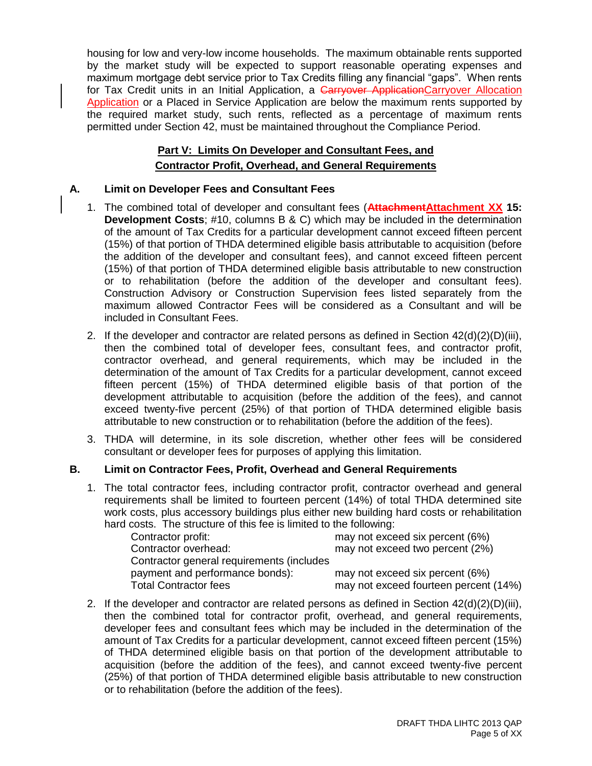housing for low and very-low income households. The maximum obtainable rents supported by the market study will be expected to support reasonable operating expenses and maximum mortgage debt service prior to Tax Credits filling any financial "gaps". When rents for Tax Credit units in an Initial Application, a ~~Carryover Application~~Carryover Allocation Application or a Placed in Service Application are below the maximum rents supported by the required market study, such rents, reflected as a percentage of maximum rents permitted under Section 42, must be maintained throughout the Compliance Period.

## Part V: Limits On Developer and Consultant Fees, and Contractor Profit, Overhead, and General Requirements

### A. Limit on Developer Fees and Consultant Fees

1. The combined total of developer and consultant fees (**~~Attachment~~Attachment XX 15: Development Costs**; #10, columns B & C) which may be included in the determination of the amount of Tax Credits for a particular development cannot exceed fifteen percent (15%) of that portion of THDA determined eligible basis attributable to acquisition (before the addition of the developer and consultant fees), and cannot exceed fifteen percent (15%) of that portion of THDA determined eligible basis attributable to new construction or to rehabilitation (before the addition of the developer and consultant fees). Construction Advisory or Construction Supervision fees listed separately from the maximum allowed Contractor Fees will be considered as a Consultant and will be included in Consultant Fees.

2. If the developer and contractor are related persons as defined in Section 42(d)(2)(D)(iii), then the combined total of developer fees, consultant fees, and contractor profit, contractor overhead, and general requirements, which may be included in the determination of the amount of Tax Credits for a particular development, cannot exceed fifteen percent (15%) of THDA determined eligible basis of that portion of the development attributable to acquisition (before the addition of the fees), and cannot exceed twenty-five percent (25%) of that portion of THDA determined eligible basis attributable to new construction or to rehabilitation (before the addition of the fees).

3. THDA will determine, in its sole discretion, whether other fees will be considered consultant or developer fees for purposes of applying this limitation.

### B. Limit on Contractor Fees, Profit, Overhead and General Requirements

1. The total contractor fees, including contractor profit, contractor overhead and general requirements shall be limited to fourteen percent (14%) of total THDA determined site work costs, plus accessory buildings plus either new building hard costs or rehabilitation hard costs. The structure of this fee is limited to the following:

| | |
|---|---|
| Contractor profit: | may not exceed six percent (6%) |
| Contractor overhead: | may not exceed two percent (2%) |
| Contractor general requirements (includes payment and performance bonds): | may not exceed six percent (6%) |
| Total Contractor fees | may not exceed fourteen percent (14%) |

2. If the developer and contractor are related persons as defined in Section 42(d)(2)(D)(iii), then the combined total for contractor profit, overhead, and general requirements, developer fees and consultant fees which may be included in the determination of the amount of Tax Credits for a particular development, cannot exceed fifteen percent (15%) of THDA determined eligible basis on that portion of the development attributable to acquisition (before the addition of the fees), and cannot exceed twenty-five percent (25%) of that portion of THDA determined eligible basis attributable to new construction or to rehabilitation (before the addition of the fees).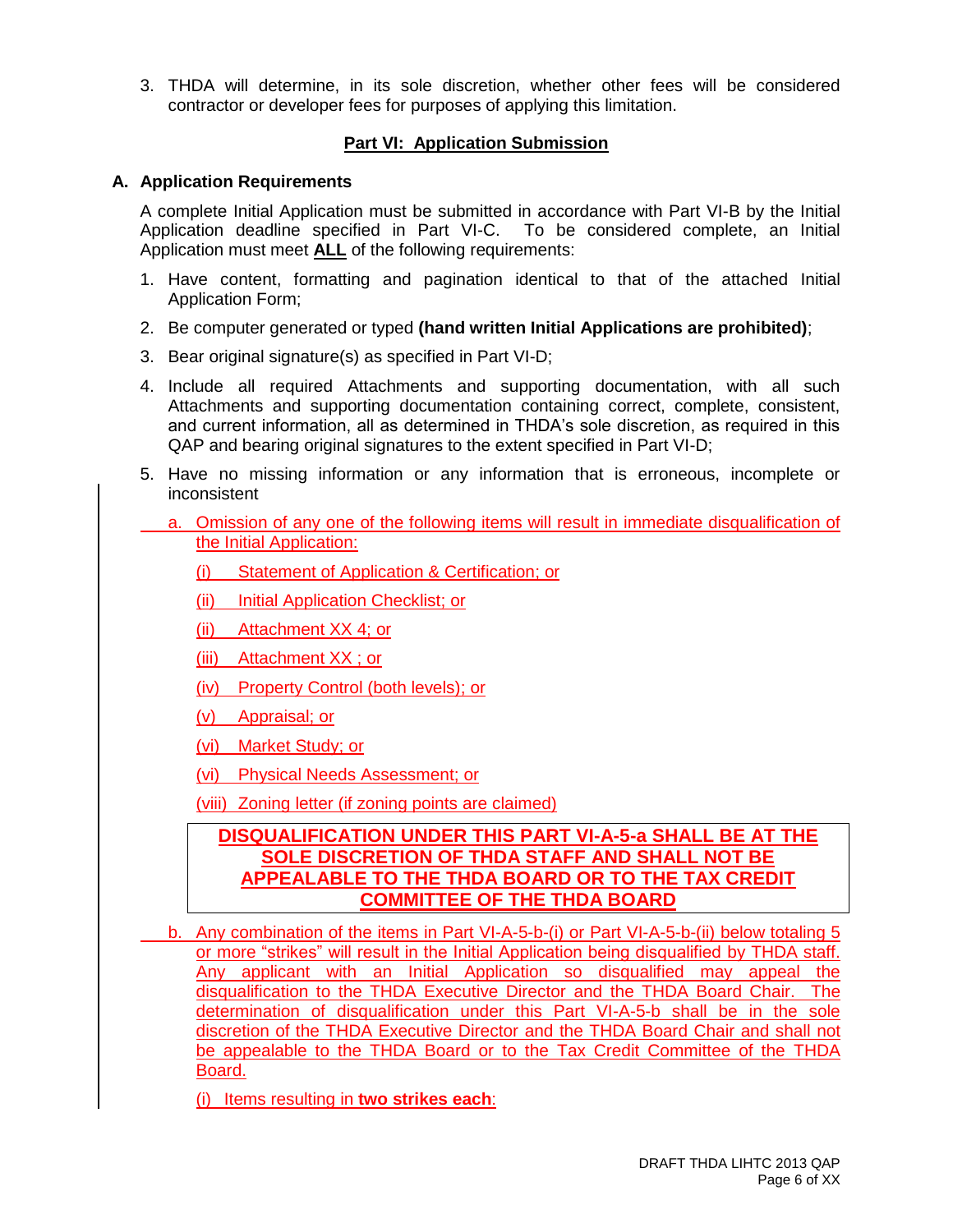3. THDA will determine, in its sole discretion, whether other fees will be considered contractor or developer fees for purposes of applying this limitation.

## Part VI: Application Submission

### A. Application Requirements

A complete Initial Application must be submitted in accordance with Part VI-B by the Initial Application deadline specified in Part VI-C. To be considered complete, an Initial Application must meet **ALL** of the following requirements:

1. Have content, formatting and pagination identical to that of the attached Initial Application Form;
2. Be computer generated or typed **(hand written Initial Applications are prohibited)**;
3. Bear original signature(s) as specified in Part VI-D;
4. Include all required Attachments and supporting documentation, with all such Attachments and supporting documentation containing correct, complete, consistent, and current information, all as determined in THDA's sole discretion, as required in this QAP and bearing original signatures to the extent specified in Part VI-D;
5. Have no missing information or any information that is erroneous, incomplete or inconsistent

   a. Omission of any one of the following items will result in immediate disqualification of the Initial Application:

      (i) Statement of Application & Certification; or

      (ii) Initial Application Checklist; or

      (ii) Attachment XX 4; or

      (iii) Attachment XX ; or

      (iv) Property Control (both levels); or

      (v) Appraisal; or

      (vi) Market Study; or

      (vi) Physical Needs Assessment; or

      (viii) Zoning letter (if zoning points are claimed)

   **DISQUALIFICATION UNDER THIS PART VI-A-5-a SHALL BE AT THE SOLE DISCRETION OF THDA STAFF AND SHALL NOT BE APPEALABLE TO THE THDA BOARD OR TO THE TAX CREDIT COMMITTEE OF THE THDA BOARD**

   b. Any combination of the items in Part VI-A-5-b-(i) or Part VI-A-5-b-(ii) below totaling 5 or more "strikes" will result in the Initial Application being disqualified by THDA staff. Any applicant with an Initial Application so disqualified may appeal the disqualification to the THDA Executive Director and the THDA Board Chair. The determination of disqualification under this Part VI-A-5-b shall be in the sole discretion of the THDA Executive Director and the THDA Board Chair and shall not be appealable to the THDA Board or to the Tax Credit Committee of the THDA Board.

      (i) Items resulting in **two strikes each**: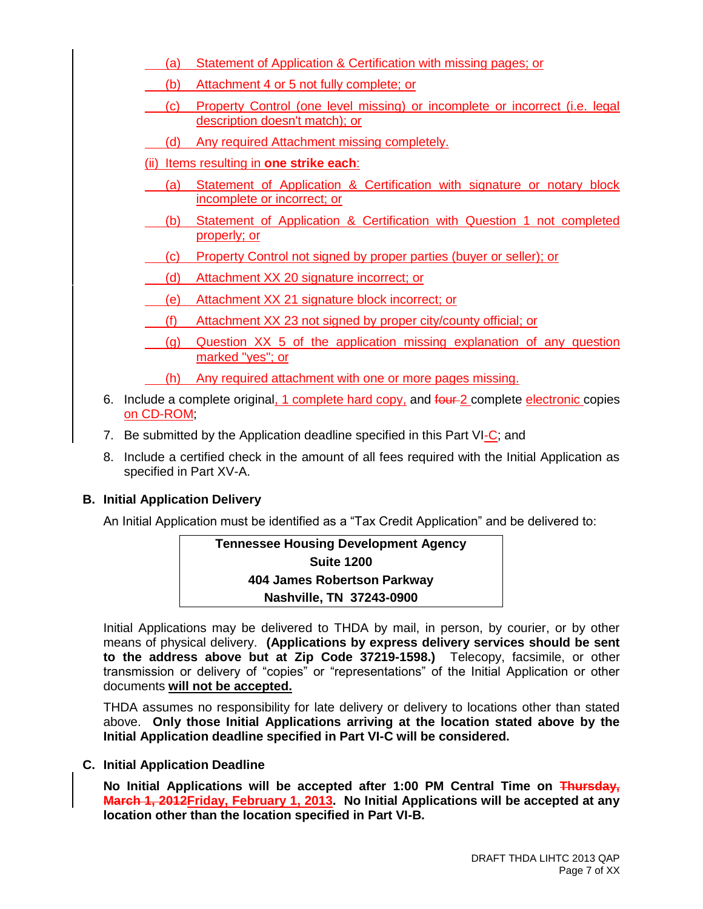(a) Statement of Application & Certification with missing pages; or

(b) Attachment 4 or 5 not fully complete; or

(c) Property Control (one level missing) or incomplete or incorrect (i.e. legal description doesn't match); or

(d) Any required Attachment missing completely.

(ii) Items resulting in **one strike each**:

(a) Statement of Application & Certification with signature or notary block incomplete or incorrect; or

(b) Statement of Application & Certification with Question 1 not completed properly; or

(c) Property Control not signed by proper parties (buyer or seller); or

(d) Attachment XX 20 signature incorrect; or

(e) Attachment XX 21 signature block incorrect; or

(f) Attachment XX 23 not signed by proper city/county official; or

(g) Question XX 5 of the application missing explanation of any question marked "yes"; or

(h) Any required attachment with one or more pages missing.

6. Include a complete original, 1 complete hard copy, and ~~four~~ 2 complete electronic copies on CD-ROM;
7. Be submitted by the Application deadline specified in this Part VI-C; and
8. Include a certified check in the amount of all fees required with the Initial Application as specified in Part XV-A.

## B. Initial Application Delivery

An Initial Application must be identified as a "Tax Credit Application" and be delivered to:

| **Tennessee Housing Development Agency** |
|---|
| **Suite 1200** |
| **404 James Robertson Parkway** |
| **Nashville, TN 37243-0900** |

Initial Applications may be delivered to THDA by mail, in person, by courier, or by other means of physical delivery. **(Applications by express delivery services should be sent to the address above but at Zip Code 37219-1598.)** Telecopy, facsimile, or other transmission or delivery of "copies" or "representations" of the Initial Application or other documents **will not be accepted.**

THDA assumes no responsibility for late delivery or delivery to locations other than stated above. **Only those Initial Applications arriving at the location stated above by the Initial Application deadline specified in Part VI-C will be considered.**

## C. Initial Application Deadline

**No Initial Applications will be accepted after 1:00 PM Central Time on ~~Thursday, March 1, 2012~~Friday, February 1, 2013. No Initial Applications will be accepted at any location other than the location specified in Part VI-B.**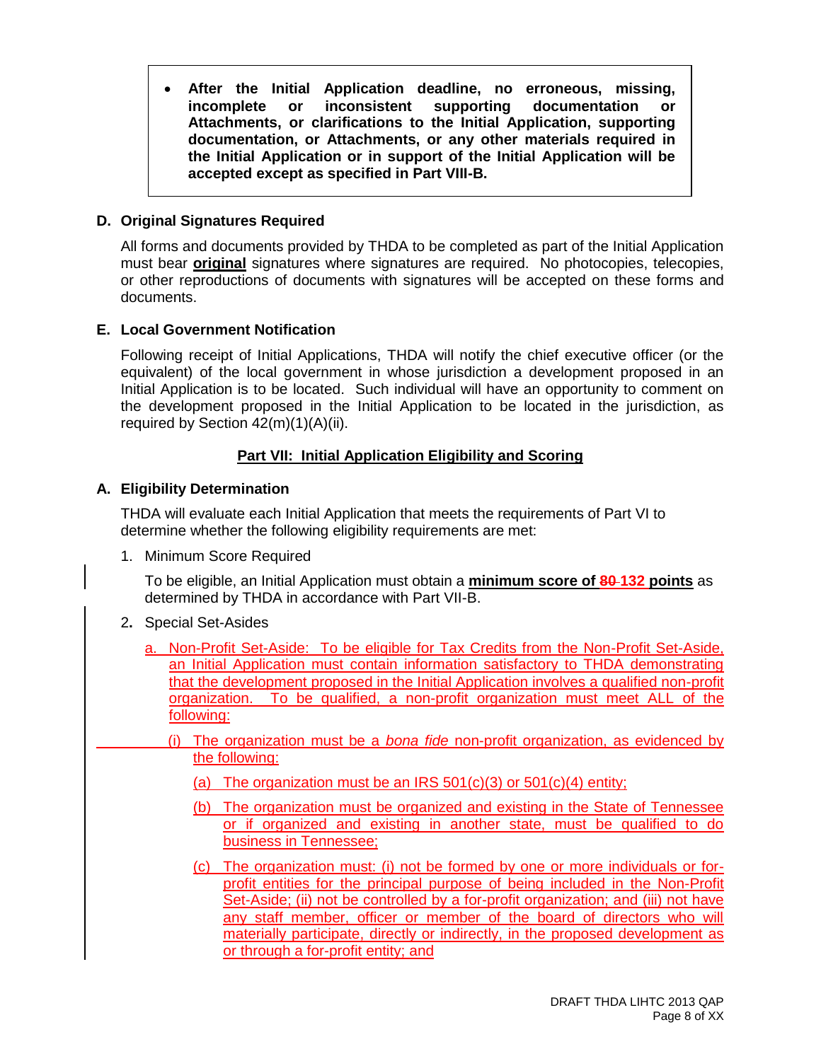- **After the Initial Application deadline, no erroneous, missing, incomplete or inconsistent supporting documentation or Attachments, or clarifications to the Initial Application, supporting documentation, or Attachments, or any other materials required in the Initial Application or in support of the Initial Application will be accepted except as specified in Part VIII-B.**

### D. Original Signatures Required

All forms and documents provided by THDA to be completed as part of the Initial Application must bear **original** signatures where signatures are required. No photocopies, telecopies, or other reproductions of documents with signatures will be accepted on these forms and documents.

### E. Local Government Notification

Following receipt of Initial Applications, THDA will notify the chief executive officer (or the equivalent) of the local government in whose jurisdiction a development proposed in an Initial Application is to be located. Such individual will have an opportunity to comment on the development proposed in the Initial Application to be located in the jurisdiction, as required by Section 42(m)(1)(A)(ii).

## Part VII: Initial Application Eligibility and Scoring

### A. Eligibility Determination

THDA will evaluate each Initial Application that meets the requirements of Part VI to determine whether the following eligibility requirements are met:

1. Minimum Score Required

   To be eligible, an Initial Application must obtain a **minimum score of ~~80~~ 132 points** as determined by THDA in accordance with Part VII-B.

2. Special Set-Asides

   a. Non-Profit Set-Aside: To be eligible for Tax Credits from the Non-Profit Set-Aside, an Initial Application must contain information satisfactory to THDA demonstrating that the development proposed in the Initial Application involves a qualified non-profit organization. To be qualified, a non-profit organization must meet ALL of the following:

      (i) The organization must be a *bona fide* non-profit organization, as evidenced by the following:

         (a) The organization must be an IRS 501(c)(3) or 501(c)(4) entity;

         (b) The organization must be organized and existing in the State of Tennessee or if organized and existing in another state, must be qualified to do business in Tennessee;

         (c) The organization must: (i) not be formed by one or more individuals or for-profit entities for the principal purpose of being included in the Non-Profit Set-Aside; (ii) not be controlled by a for-profit organization; and (iii) not have any staff member, officer or member of the board of directors who will materially participate, directly or indirectly, in the proposed development as or through a for-profit entity; and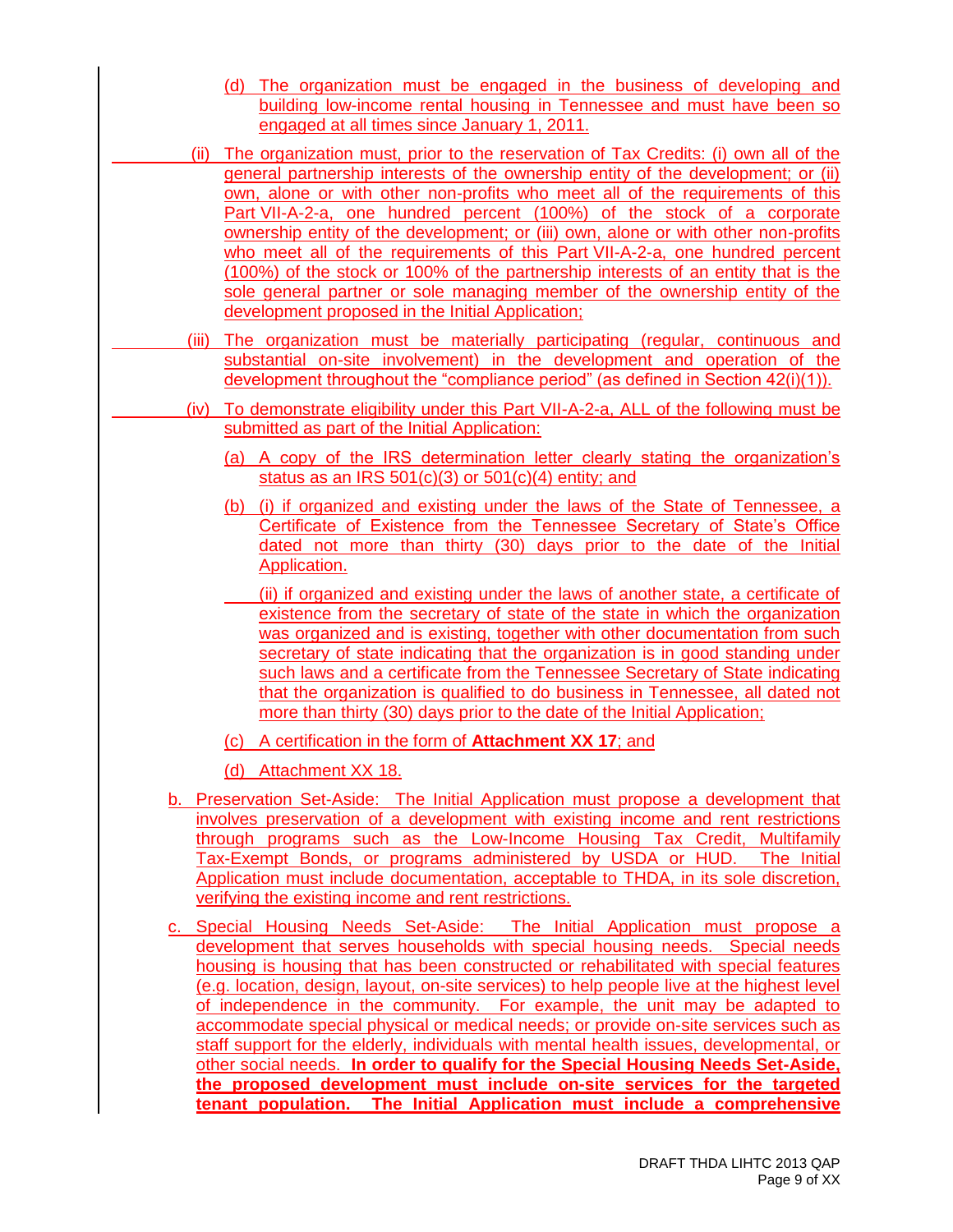(d) The organization must be engaged in the business of developing and building low-income rental housing in Tennessee and must have been so engaged at all times since January 1, 2011.

(ii) The organization must, prior to the reservation of Tax Credits: (i) own all of the general partnership interests of the ownership entity of the development; or (ii) own, alone or with other non-profits who meet all of the requirements of this Part VII-A-2-a, one hundred percent (100%) of the stock of a corporate ownership entity of the development; or (iii) own, alone or with other non-profits who meet all of the requirements of this Part VII-A-2-a, one hundred percent (100%) of the stock or 100% of the partnership interests of an entity that is the sole general partner or sole managing member of the ownership entity of the development proposed in the Initial Application;

(iii) The organization must be materially participating (regular, continuous and substantial on-site involvement) in the development and operation of the development throughout the "compliance period" (as defined in Section 42(i)(1)).

(iv) To demonstrate eligibility under this Part VII-A-2-a, ALL of the following must be submitted as part of the Initial Application:

(a) A copy of the IRS determination letter clearly stating the organization's status as an IRS 501(c)(3) or 501(c)(4) entity; and

(b) (i) if organized and existing under the laws of the State of Tennessee, a Certificate of Existence from the Tennessee Secretary of State's Office dated not more than thirty (30) days prior to the date of the Initial Application.

(ii) if organized and existing under the laws of another state, a certificate of existence from the secretary of state of the state in which the organization was organized and is existing, together with other documentation from such secretary of state indicating that the organization is in good standing under such laws and a certificate from the Tennessee Secretary of State indicating that the organization is qualified to do business in Tennessee, all dated not more than thirty (30) days prior to the date of the Initial Application;

(c) A certification in the form of **Attachment XX 17**; and

(d) Attachment XX 18.

b. Preservation Set-Aside: The Initial Application must propose a development that involves preservation of a development with existing income and rent restrictions through programs such as the Low-Income Housing Tax Credit, Multifamily Tax-Exempt Bonds, or programs administered by USDA or HUD. The Initial Application must include documentation, acceptable to THDA, in its sole discretion, verifying the existing income and rent restrictions.

c. Special Housing Needs Set-Aside: The Initial Application must propose a development that serves households with special housing needs. Special needs housing is housing that has been constructed or rehabilitated with special features (e.g. location, design, layout, on-site services) to help people live at the highest level of independence in the community. For example, the unit may be adapted to accommodate special physical or medical needs; or provide on-site services such as staff support for the elderly, individuals with mental health issues, developmental, or other social needs. **In order to qualify for the Special Housing Needs Set-Aside, the proposed development must include on-site services for the targeted tenant population. The Initial Application must include a comprehensive**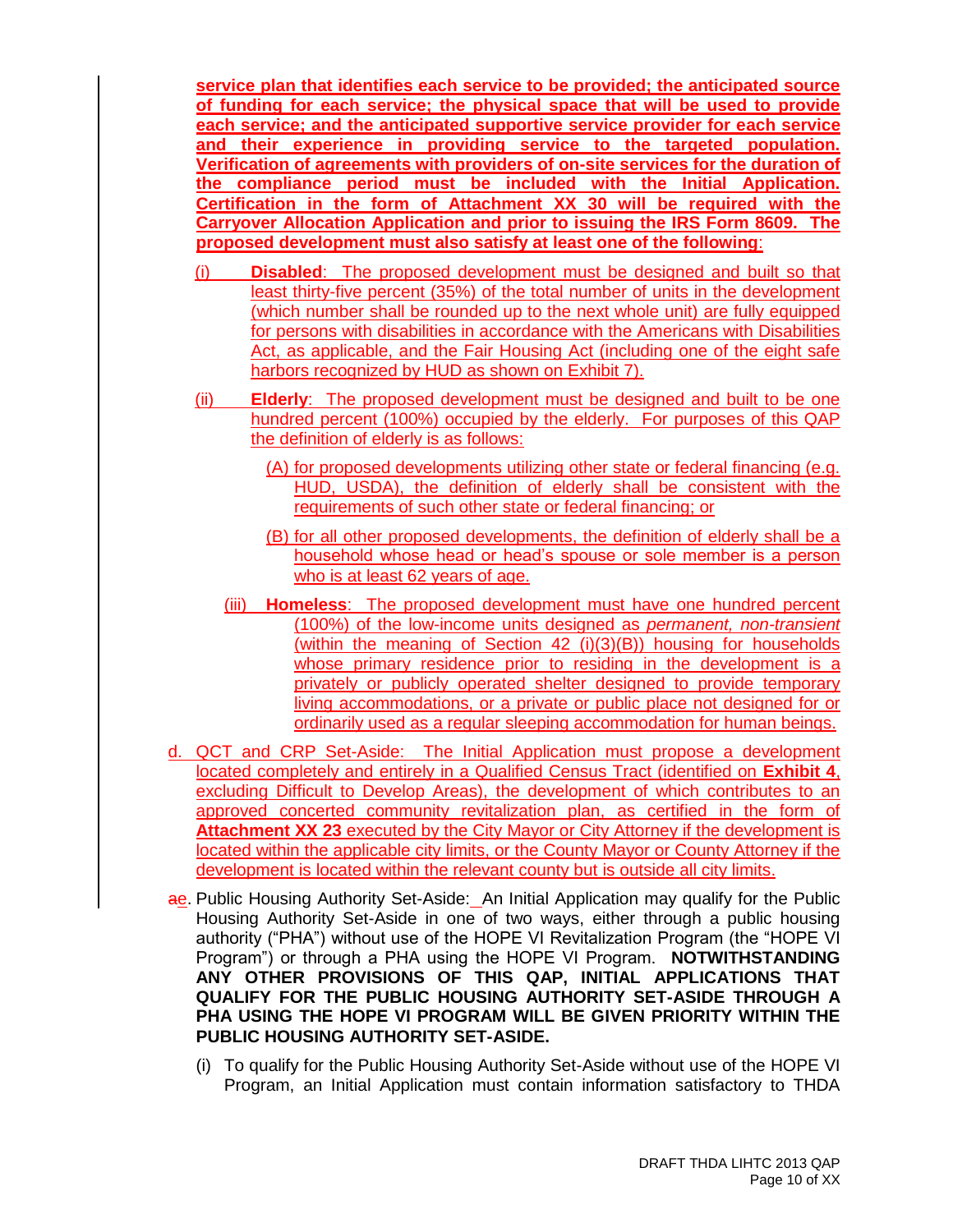**service plan that identifies each service to be provided; the anticipated source of funding for each service; the physical space that will be used to provide each service; and the anticipated supportive service provider for each service and their experience in providing service to the targeted population. Verification of agreements with providers of on-site services for the duration of the compliance period must be included with the Initial Application. Certification in the form of Attachment XX 30 will be required with the Carryover Allocation Application and prior to issuing the IRS Form 8609. The proposed development must also satisfy at least one of the following**:

(i) **Disabled**: The proposed development must be designed and built so that least thirty-five percent (35%) of the total number of units in the development (which number shall be rounded up to the next whole unit) are fully equipped for persons with disabilities in accordance with the Americans with Disabilities Act, as applicable, and the Fair Housing Act (including one of the eight safe harbors recognized by HUD as shown on Exhibit 7).

(ii) **Elderly**: The proposed development must be designed and built to be one hundred percent (100%) occupied by the elderly. For purposes of this QAP the definition of elderly is as follows:

(A) for proposed developments utilizing other state or federal financing (e.g. HUD, USDA), the definition of elderly shall be consistent with the requirements of such other state or federal financing; or

(B) for all other proposed developments, the definition of elderly shall be a household whose head or head's spouse or sole member is a person who is at least 62 years of age.

(iii) **Homeless**: The proposed development must have one hundred percent (100%) of the low-income units designed as *permanent, non-transient* (within the meaning of Section 42 (i)(3)(B)) housing for households whose primary residence prior to residing in the development is a privately or publicly operated shelter designed to provide temporary living accommodations, or a private or public place not designed for or ordinarily used as a regular sleeping accommodation for human beings.

d. QCT and CRP Set-Aside: The Initial Application must propose a development located completely and entirely in a Qualified Census Tract (identified on **Exhibit 4**, excluding Difficult to Develop Areas), the development of which contributes to an approved concerted community revitalization plan, as certified in the form of **Attachment XX 23** executed by the City Mayor or City Attorney if the development is located within the applicable city limits, or the County Mayor or County Attorney if the development is located within the relevant county but is outside all city limits.

ae. Public Housing Authority Set-Aside: An Initial Application may qualify for the Public Housing Authority Set-Aside in one of two ways, either through a public housing authority ("PHA") without use of the HOPE VI Revitalization Program (the "HOPE VI Program") or through a PHA using the HOPE VI Program. **NOTWITHSTANDING ANY OTHER PROVISIONS OF THIS QAP, INITIAL APPLICATIONS THAT QUALIFY FOR THE PUBLIC HOUSING AUTHORITY SET-ASIDE THROUGH A PHA USING THE HOPE VI PROGRAM WILL BE GIVEN PRIORITY WITHIN THE PUBLIC HOUSING AUTHORITY SET-ASIDE.**

(i) To qualify for the Public Housing Authority Set-Aside without use of the HOPE VI Program, an Initial Application must contain information satisfactory to THDA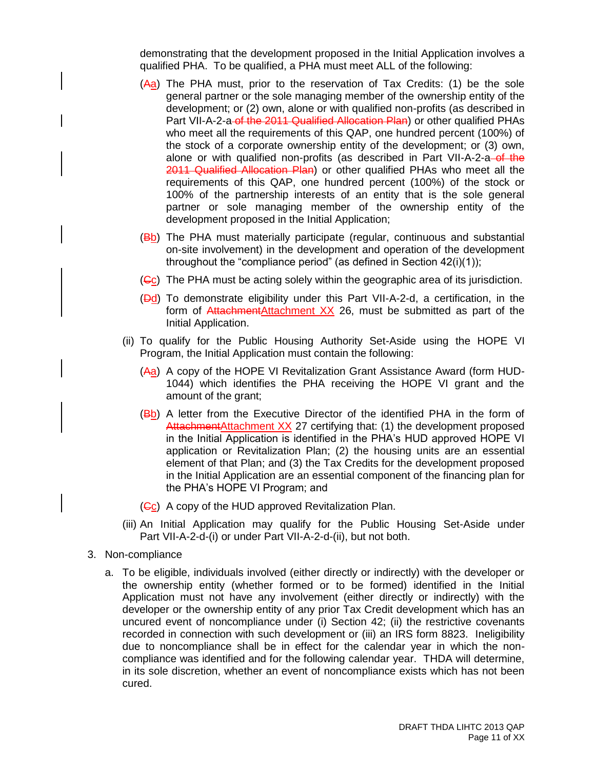demonstrating that the development proposed in the Initial Application involves a qualified PHA. To be qualified, a PHA must meet ALL of the following:

(~~A~~a) The PHA must, prior to the reservation of Tax Credits: (1) be the sole general partner or the sole managing member of the ownership entity of the development; or (2) own, alone or with qualified non-profits (as described in Part VII-A-2-a ~~of the 2011 Qualified Allocation Plan~~) or other qualified PHAs who meet all the requirements of this QAP, one hundred percent (100%) of the stock of a corporate ownership entity of the development; or (3) own, alone or with qualified non-profits (as described in Part VII-A-2-a ~~of the 2011 Qualified Allocation Plan~~) or other qualified PHAs who meet all the requirements of this QAP, one hundred percent (100%) of the stock or 100% of the partnership interests of an entity that is the sole general partner or sole managing member of the ownership entity of the development proposed in the Initial Application;

(~~B~~b) The PHA must materially participate (regular, continuous and substantial on-site involvement) in the development and operation of the development throughout the "compliance period" (as defined in Section 42(i)(1));

(~~C~~c) The PHA must be acting solely within the geographic area of its jurisdiction.

(~~D~~d) To demonstrate eligibility under this Part VII-A-2-d, a certification, in the form of ~~Attachment~~Attachment XX 26, must be submitted as part of the Initial Application.

(ii) To qualify for the Public Housing Authority Set-Aside using the HOPE VI Program, the Initial Application must contain the following:

(~~A~~a) A copy of the HOPE VI Revitalization Grant Assistance Award (form HUD-1044) which identifies the PHA receiving the HOPE VI grant and the amount of the grant;

(~~B~~b) A letter from the Executive Director of the identified PHA in the form of ~~Attachment~~Attachment XX 27 certifying that: (1) the development proposed in the Initial Application is identified in the PHA's HUD approved HOPE VI application or Revitalization Plan; (2) the housing units are an essential element of that Plan; and (3) the Tax Credits for the development proposed in the Initial Application are an essential component of the financing plan for the PHA's HOPE VI Program; and

(~~C~~c) A copy of the HUD approved Revitalization Plan.

(iii) An Initial Application may qualify for the Public Housing Set-Aside under Part VII-A-2-d-(i) or under Part VII-A-2-d-(ii), but not both.

3. Non-compliance

a. To be eligible, individuals involved (either directly or indirectly) with the developer or the ownership entity (whether formed or to be formed) identified in the Initial Application must not have any involvement (either directly or indirectly) with the developer or the ownership entity of any prior Tax Credit development which has an uncured event of noncompliance under (i) Section 42; (ii) the restrictive covenants recorded in connection with such development or (iii) an IRS form 8823. Ineligibility due to noncompliance shall be in effect for the calendar year in which the non-compliance was identified and for the following calendar year. THDA will determine, in its sole discretion, whether an event of noncompliance exists which has not been cured.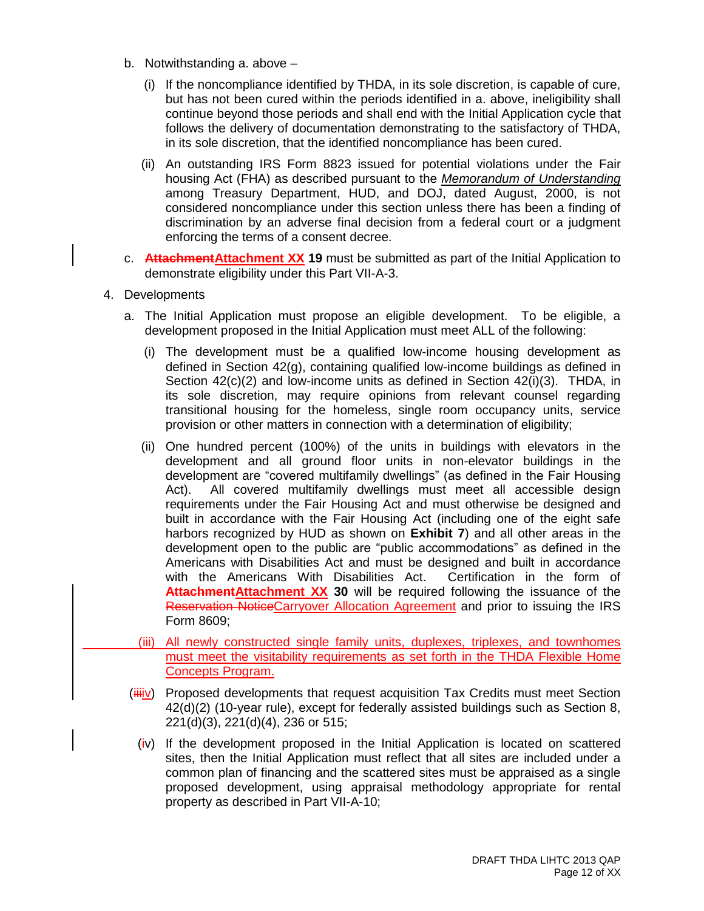b. Notwithstanding a. above –

   (i) If the noncompliance identified by THDA, in its sole discretion, is capable of cure, but has not been cured within the periods identified in a. above, ineligibility shall continue beyond those periods and shall end with the Initial Application cycle that follows the delivery of documentation demonstrating to the satisfaction of THDA, in its sole discretion, that the identified noncompliance has been cured.

   (ii) An outstanding IRS Form 8823 issued for potential violations under the Fair housing Act (FHA) as described pursuant to the *Memorandum of Understanding* among Treasury Department, HUD, and DOJ, dated August, 2000, is not considered noncompliance under this section unless there has been a finding of discrimination by an adverse final decision from a federal court or a judgment enforcing the terms of a consent decree.

c. **~~Attachment~~Attachment XX 19** must be submitted as part of the Initial Application to demonstrate eligibility under this Part VII-A-3.

4. Developments

   a. The Initial Application must propose an eligible development. To be eligible, a development proposed in the Initial Application must meet ALL of the following:

      (i) The development must be a qualified low-income housing development as defined in Section 42(g), containing qualified low-income buildings as defined in Section 42(c)(2) and low-income units as defined in Section 42(i)(3). THDA, in its sole discretion, may require opinions from relevant counsel regarding transitional housing for the homeless, single room occupancy units, service provision or other matters in connection with a determination of eligibility;

      (ii) One hundred percent (100%) of the units in buildings with elevators in the development and all ground floor units in non-elevator buildings in the development are "covered multifamily dwellings" (as defined in the Fair Housing Act). All covered multifamily dwellings must meet all accessible design requirements under the Fair Housing Act and must otherwise be designed and built in accordance with the Fair Housing Act (including one of the eight safe harbors recognized by HUD as shown on **Exhibit 7**) and all other areas in the development open to the public are "public accommodations" as defined in the Americans with Disabilities Act and must be designed and built in accordance with the Americans With Disabilities Act. Certification in the form of **~~Attachment~~Attachment XX 30** will be required following the issuance of the ~~Reservation Notice~~Carryover Allocation Agreement and prior to issuing the IRS Form 8609;

      (iii) All newly constructed single family units, duplexes, triplexes, and townhomes must meet the visitability requirements as set forth in the THDA Flexible Home Concepts Program.

      (~~iii~~iv) Proposed developments that request acquisition Tax Credits must meet Section 42(d)(2) (10-year rule), except for federally assisted buildings such as Section 8, 221(d)(3), 221(d)(4), 236 or 515;

      (~~i~~v) If the development proposed in the Initial Application is located on scattered sites, then the Initial Application must reflect that all sites are included under a common plan of financing and the scattered sites must be appraised as a single proposed development, using appraisal methodology appropriate for rental property as described in Part VII-A-10;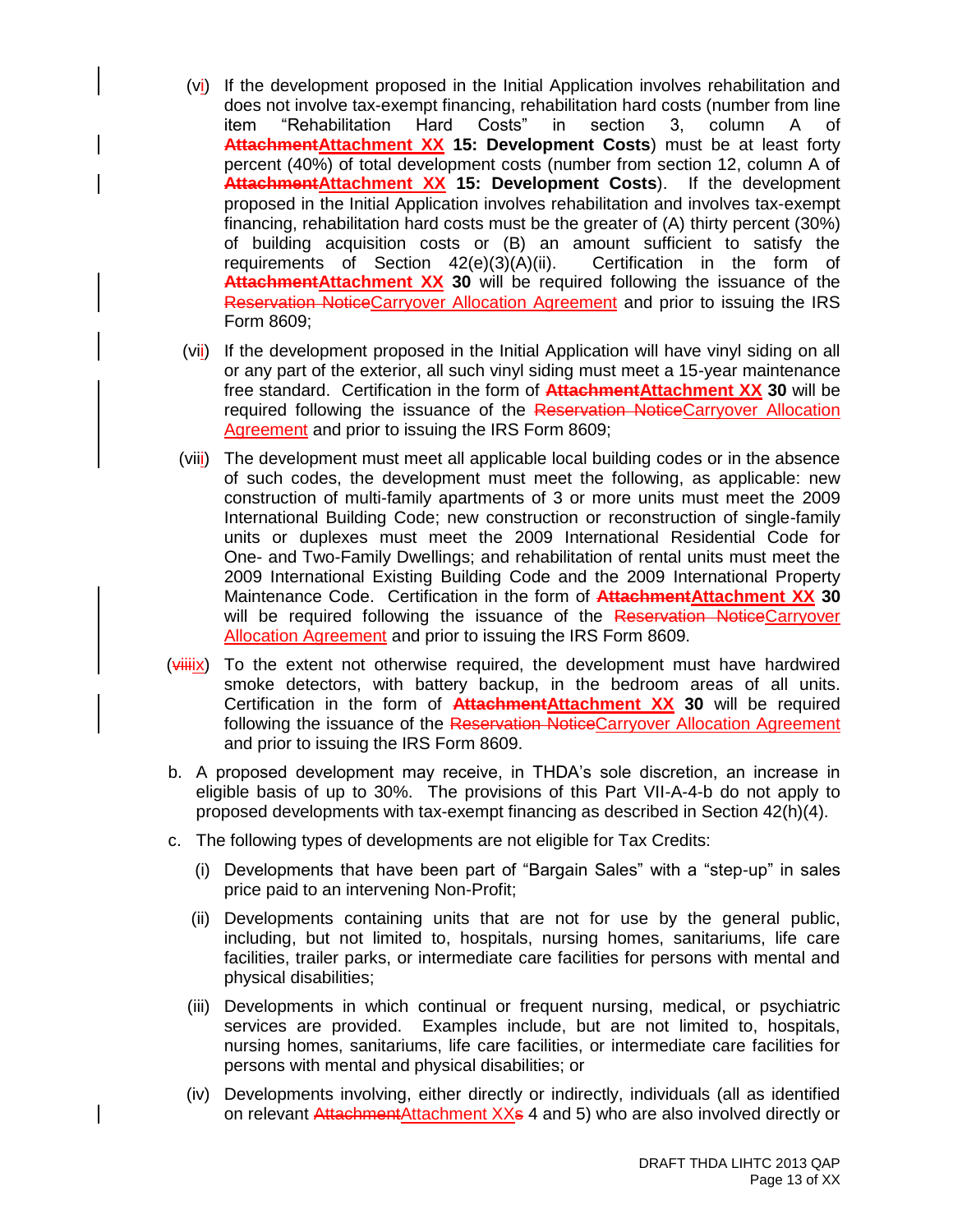(vi) If the development proposed in the Initial Application involves rehabilitation and does not involve tax-exempt financing, rehabilitation hard costs (number from line item "Rehabilitation Hard Costs" in section 3, column A of Attachment Attachment XX **15: Development Costs**) must be at least forty percent (40%) of total development costs (number from section 12, column A of Attachment Attachment XX **15: Development Costs**). If the development proposed in the Initial Application involves rehabilitation and involves tax-exempt financing, rehabilitation hard costs must be the greater of (A) thirty percent (30%) of building acquisition costs or (B) an amount sufficient to satisfy the requirements of Section 42(e)(3)(A)(ii). Certification in the form of **Attachment Attachment XX 30** will be required following the issuance of the Reservation Notice Carryover Allocation Agreement and prior to issuing the IRS Form 8609;

(vii) If the development proposed in the Initial Application will have vinyl siding on all or any part of the exterior, all such vinyl siding must meet a 15-year maintenance free standard. Certification in the form of **Attachment Attachment XX 30** will be required following the issuance of the Reservation Notice Carryover Allocation Agreement and prior to issuing the IRS Form 8609;

(viii) The development must meet all applicable local building codes or in the absence of such codes, the development must meet the following, as applicable: new construction of multi-family apartments of 3 or more units must meet the 2009 International Building Code; new construction or reconstruction of single-family units or duplexes must meet the 2009 International Residential Code for One- and Two-Family Dwellings; and rehabilitation of rental units must meet the 2009 International Existing Building Code and the 2009 International Property Maintenance Code. Certification in the form of **Attachment Attachment XX 30** will be required following the issuance of the Reservation Notice Carryover Allocation Agreement and prior to issuing the IRS Form 8609.

(viii ix) To the extent not otherwise required, the development must have hardwired smoke detectors, with battery backup, in the bedroom areas of all units. Certification in the form of **Attachment Attachment XX 30** will be required following the issuance of the Reservation Notice Carryover Allocation Agreement and prior to issuing the IRS Form 8609.

b. A proposed development may receive, in THDA's sole discretion, an increase in eligible basis of up to 30%. The provisions of this Part VII-A-4-b do not apply to proposed developments with tax-exempt financing as described in Section 42(h)(4).

c. The following types of developments are not eligible for Tax Credits:

(i) Developments that have been part of "Bargain Sales" with a "step-up" in sales price paid to an intervening Non-Profit;

(ii) Developments containing units that are not for use by the general public, including, but not limited to, hospitals, nursing homes, sanitariums, life care facilities, trailer parks, or intermediate care facilities for persons with mental and physical disabilities;

(iii) Developments in which continual or frequent nursing, medical, or psychiatric services are provided. Examples include, but are not limited to, hospitals, nursing homes, sanitariums, life care facilities, or intermediate care facilities for persons with mental and physical disabilities; or

(iv) Developments involving, either directly or indirectly, individuals (all as identified on relevant Attachment Attachment XXs 4 and 5) who are also involved directly or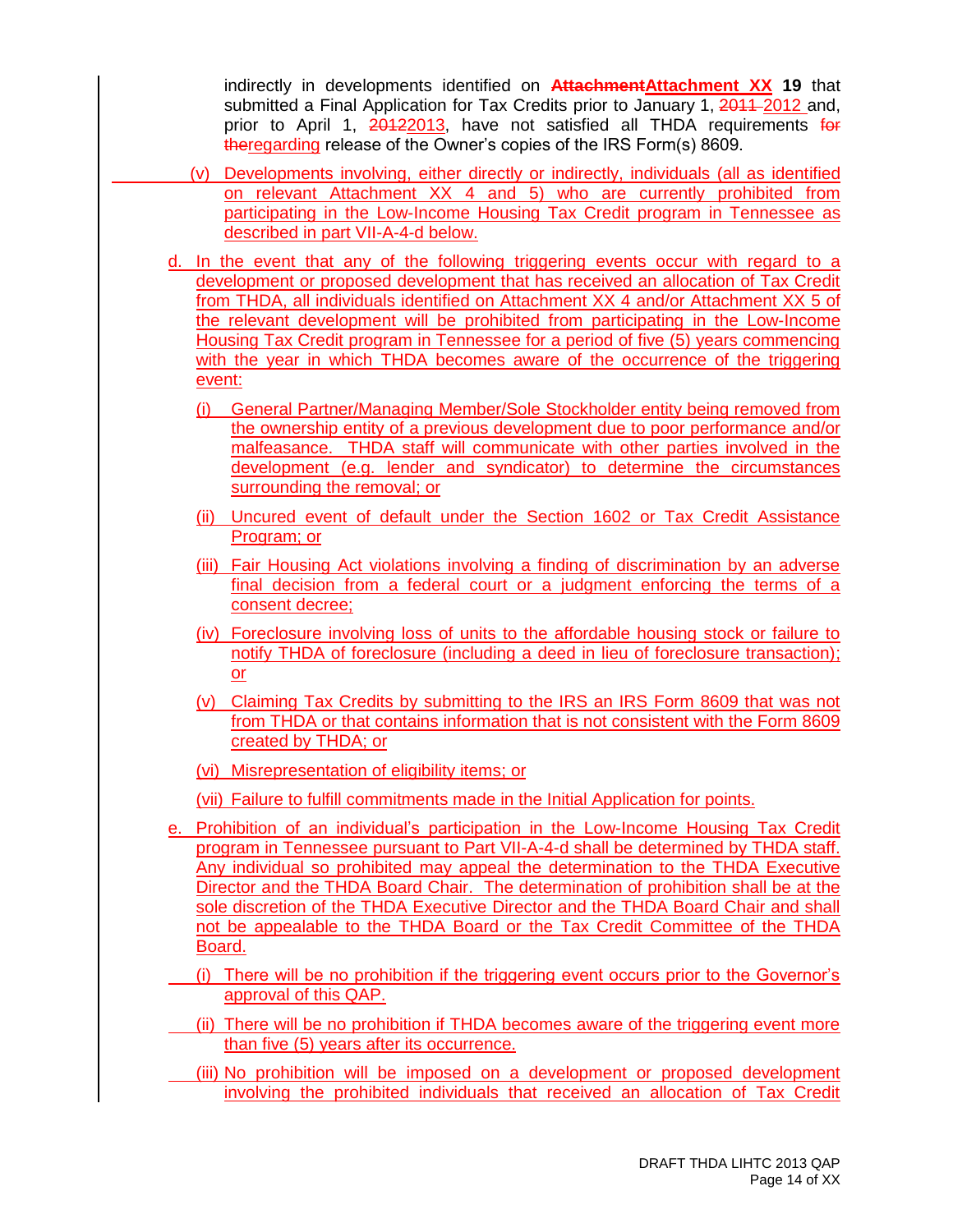indirectly in developments identified on ~~Attachment~~**Attachment XX 19** that submitted a Final Application for Tax Credits prior to January 1, ~~2011~~ 2012 and, prior to April 1, ~~2012~~2013, have not satisfied all THDA requirements ~~for the~~regarding release of the Owner's copies of the IRS Form(s) 8609.

(v) Developments involving, either directly or indirectly, individuals (all as identified on relevant Attachment XX 4 and 5) who are currently prohibited from participating in the Low-Income Housing Tax Credit program in Tennessee as described in part VII-A-4-d below.

d. In the event that any of the following triggering events occur with regard to a development or proposed development that has received an allocation of Tax Credit from THDA, all individuals identified on Attachment XX 4 and/or Attachment XX 5 of the relevant development will be prohibited from participating in the Low-Income Housing Tax Credit program in Tennessee for a period of five (5) years commencing with the year in which THDA becomes aware of the occurrence of the triggering event:

(i) General Partner/Managing Member/Sole Stockholder entity being removed from the ownership entity of a previous development due to poor performance and/or malfeasance. THDA staff will communicate with other parties involved in the development (e.g. lender and syndicator) to determine the circumstances surrounding the removal; or

(ii) Uncured event of default under the Section 1602 or Tax Credit Assistance Program; or

(iii) Fair Housing Act violations involving a finding of discrimination by an adverse final decision from a federal court or a judgment enforcing the terms of a consent decree;

(iv) Foreclosure involving loss of units to the affordable housing stock or failure to notify THDA of foreclosure (including a deed in lieu of foreclosure transaction); or

(v) Claiming Tax Credits by submitting to the IRS an IRS Form 8609 that was not from THDA or that contains information that is not consistent with the Form 8609 created by THDA; or

(vi) Misrepresentation of eligibility items; or

(vii) Failure to fulfill commitments made in the Initial Application for points.

e. Prohibition of an individual's participation in the Low-Income Housing Tax Credit program in Tennessee pursuant to Part VII-A-4-d shall be determined by THDA staff. Any individual so prohibited may appeal the determination to the THDA Executive Director and the THDA Board Chair. The determination of prohibition shall be at the sole discretion of the THDA Executive Director and the THDA Board Chair and shall not be appealable to the THDA Board or the Tax Credit Committee of the THDA Board.

(i) There will be no prohibition if the triggering event occurs prior to the Governor's approval of this QAP.

(ii) There will be no prohibition if THDA becomes aware of the triggering event more than five (5) years after its occurrence.

(iii) No prohibition will be imposed on a development or proposed development involving the prohibited individuals that received an allocation of Tax Credit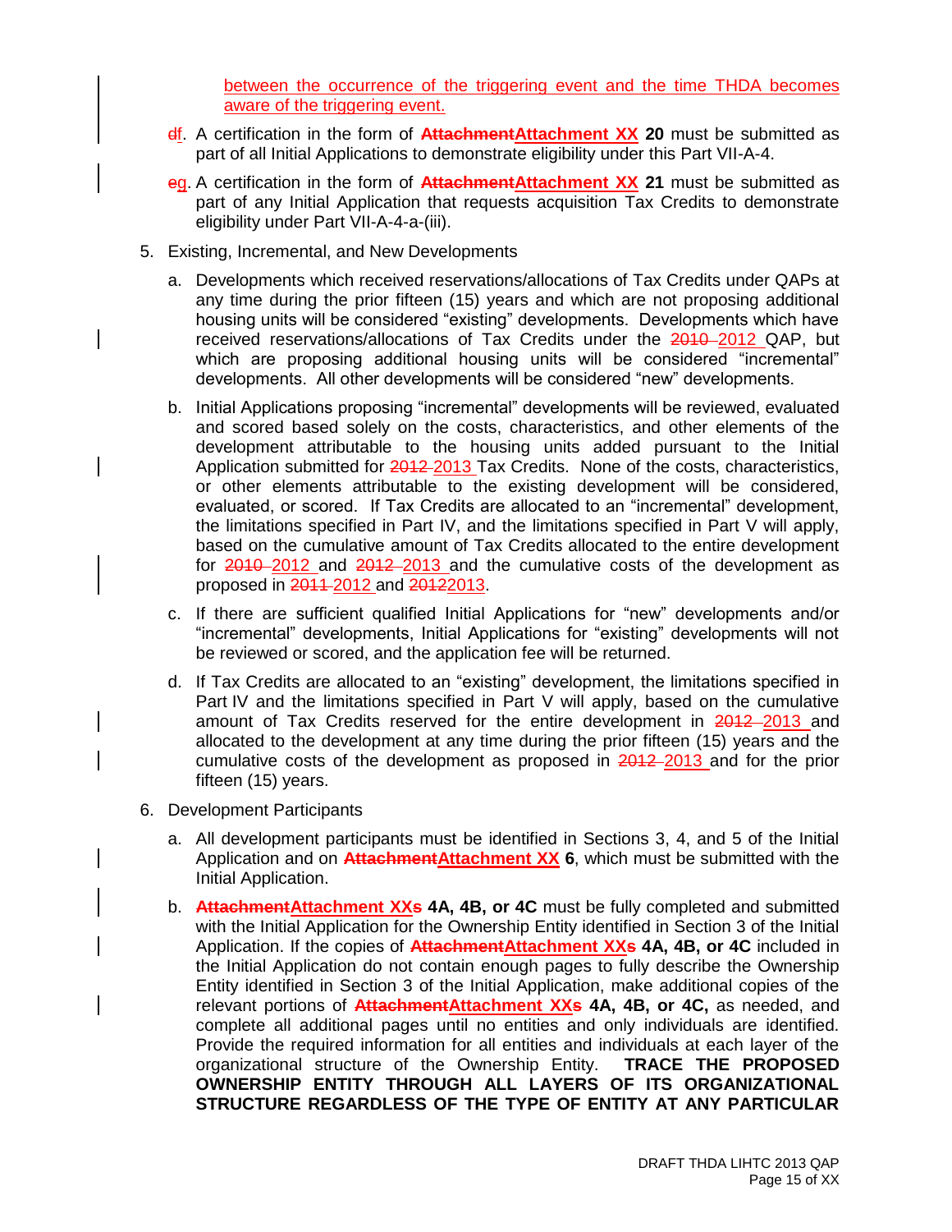between the occurrence of the triggering event and the time THDA becomes aware of the triggering event.

~~d~~f. A certification in the form of ~~Attachment~~Attachment XX **20** must be submitted as part of all Initial Applications to demonstrate eligibility under this Part VII-A-4.

~~e~~g. A certification in the form of ~~Attachment~~Attachment XX **21** must be submitted as part of any Initial Application that requests acquisition Tax Credits to demonstrate eligibility under Part VII-A-4-a-(iii).

5. Existing, Incremental, and New Developments

   a. Developments which received reservations/allocations of Tax Credits under QAPs at any time during the prior fifteen (15) years and which are not proposing additional housing units will be considered "existing" developments. Developments which have received reservations/allocations of Tax Credits under the ~~2010~~ 2012 QAP, but which are proposing additional housing units will be considered "incremental" developments. All other developments will be considered "new" developments.

   b. Initial Applications proposing "incremental" developments will be reviewed, evaluated and scored based solely on the costs, characteristics, and other elements of the development attributable to the housing units added pursuant to the Initial Application submitted for ~~2012~~ 2013 Tax Credits. None of the costs, characteristics, or other elements attributable to the existing development will be considered, evaluated, or scored. If Tax Credits are allocated to an "incremental" development, the limitations specified in Part IV, and the limitations specified in Part V will apply, based on the cumulative amount of Tax Credits allocated to the entire development for ~~2010~~ 2012 and ~~2012~~ 2013 and the cumulative costs of the development as proposed in ~~2011~~ 2012 and ~~2012~~2013.

   c. If there are sufficient qualified Initial Applications for "new" developments and/or "incremental" developments, Initial Applications for "existing" developments will not be reviewed or scored, and the application fee will be returned.

   d. If Tax Credits are allocated to an "existing" development, the limitations specified in Part IV and the limitations specified in Part V will apply, based on the cumulative amount of Tax Credits reserved for the entire development in ~~2012~~ 2013 and allocated to the development at any time during the prior fifteen (15) years and the cumulative costs of the development as proposed in ~~2012~~ 2013 and for the prior fifteen (15) years.

6. Development Participants

   a. All development participants must be identified in Sections 3, 4, and 5 of the Initial Application and on ~~Attachment~~Attachment XX **6**, which must be submitted with the Initial Application.

   b. ~~Attachment~~Attachment XX~~s~~ **4A, 4B, or 4C** must be fully completed and submitted with the Initial Application for the Ownership Entity identified in Section 3 of the Initial Application. If the copies of ~~Attachment~~Attachment XX~~s~~ **4A, 4B, or 4C** included in the Initial Application do not contain enough pages to fully describe the Ownership Entity identified in Section 3 of the Initial Application, make additional copies of the relevant portions of ~~Attachment~~Attachment XX~~s~~ **4A, 4B, or 4C,** as needed, and complete all additional pages until no entities and only individuals are identified. Provide the required information for all entities and individuals at each layer of the organizational structure of the Ownership Entity. **TRACE THE PROPOSED OWNERSHIP ENTITY THROUGH ALL LAYERS OF ITS ORGANIZATIONAL STRUCTURE REGARDLESS OF THE TYPE OF ENTITY AT ANY PARTICULAR**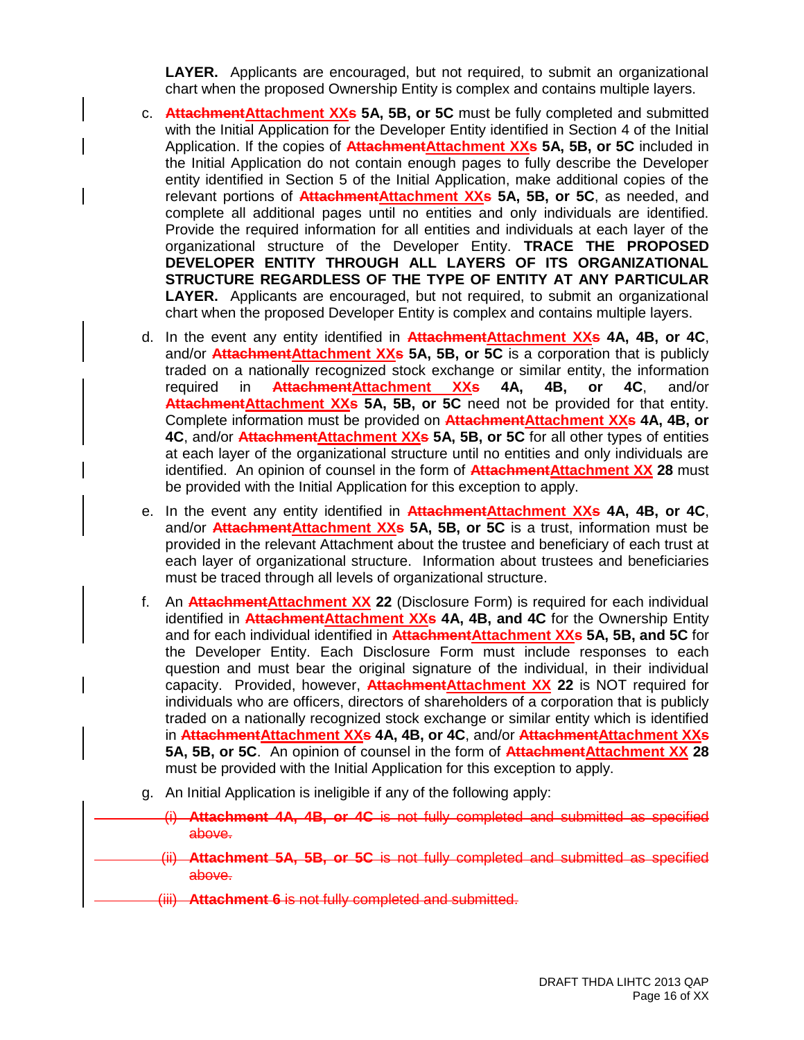**LAYER.** Applicants are encouraged, but not required, to submit an organizational chart when the proposed Ownership Entity is complex and contains multiple layers.

c. ~~**Attachment**~~<u>**Attachment XX**</u>~~**s**~~ **5A, 5B, or 5C** must be fully completed and submitted with the Initial Application for the Developer Entity identified in Section 4 of the Initial Application. If the copies of ~~**Attachment**~~<u>**Attachment XX**</u>~~**s**~~ **5A, 5B, or 5C** included in the Initial Application do not contain enough pages to fully describe the Developer entity identified in Section 5 of the Initial Application, make additional copies of the relevant portions of ~~**Attachment**~~<u>**Attachment XX**</u>~~**s**~~ **5A, 5B, or 5C**, as needed, and complete all additional pages until no entities and only individuals are identified. Provide the required information for all entities and individuals at each layer of the organizational structure of the Developer Entity. **TRACE THE PROPOSED DEVELOPER ENTITY THROUGH ALL LAYERS OF ITS ORGANIZATIONAL STRUCTURE REGARDLESS OF THE TYPE OF ENTITY AT ANY PARTICULAR LAYER.** Applicants are encouraged, but not required, to submit an organizational chart when the proposed Developer Entity is complex and contains multiple layers.

d. In the event any entity identified in ~~**Attachment**~~<u>**Attachment XX**</u>~~**s**~~ **4A, 4B, or 4C**, and/or ~~**Attachment**~~<u>**Attachment XX**</u>~~**s**~~ **5A, 5B, or 5C** is a corporation that is publicly traded on a nationally recognized stock exchange or similar entity, the information required in ~~**Attachment**~~<u>**Attachment XX**</u>~~**s**~~ **4A, 4B, or 4C**, and/or ~~**Attachment**~~<u>**Attachment XX**</u>~~**s**~~ **5A, 5B, or 5C** need not be provided for that entity. Complete information must be provided on ~~**Attachment**~~<u>**Attachment XX**</u>~~**s**~~ **4A, 4B, or 4C**, and/or ~~**Attachment**~~<u>**Attachment XX**</u>~~**s**~~ **5A, 5B, or 5C** for all other types of entities at each layer of the organizational structure until no entities and only individuals are identified. An opinion of counsel in the form of ~~**Attachment**~~<u>**Attachment XX**</u> **28** must be provided with the Initial Application for this exception to apply.

e. In the event any entity identified in ~~**Attachment**~~<u>**Attachment XX**</u>~~**s**~~ **4A, 4B, or 4C**, and/or ~~**Attachment**~~<u>**Attachment XX**</u>~~**s**~~ **5A, 5B, or 5C** is a trust, information must be provided in the relevant Attachment about the trustee and beneficiary of each trust at each layer of organizational structure. Information about trustees and beneficiaries must be traced through all levels of organizational structure.

f. An ~~**Attachment**~~<u>**Attachment XX**</u> **22** (Disclosure Form) is required for each individual identified in ~~**Attachment**~~<u>**Attachment XX**</u>~~**s**~~ **4A, 4B, and 4C** for the Ownership Entity and for each individual identified in ~~**Attachment**~~<u>**Attachment XX**</u>~~**s**~~ **5A, 5B, and 5C** for the Developer Entity. Each Disclosure Form must include responses to each question and must bear the original signature of the individual, in their individual capacity. Provided, however, ~~**Attachment**~~<u>**Attachment XX**</u> **22** is NOT required for individuals who are officers, directors of shareholders of a corporation that is publicly traded on a nationally recognized stock exchange or similar entity which is identified in ~~**Attachment**~~<u>**Attachment XX**</u>~~**s**~~ **4A, 4B, or 4C**, and/or ~~**Attachment**~~<u>**Attachment XX**</u>~~**s**~~ **5A, 5B, or 5C**. An opinion of counsel in the form of ~~**Attachment**~~<u>**Attachment XX**</u> **28** must be provided with the Initial Application for this exception to apply.

g. An Initial Application is ineligible if any of the following apply:

~~(i) **Attachment 4A, 4B, or 4C** is not fully completed and submitted as specified above.~~

~~(ii) **Attachment 5A, 5B, or 5C** is not fully completed and submitted as specified above.~~

~~(iii) **Attachment 6** is not fully completed and submitted.~~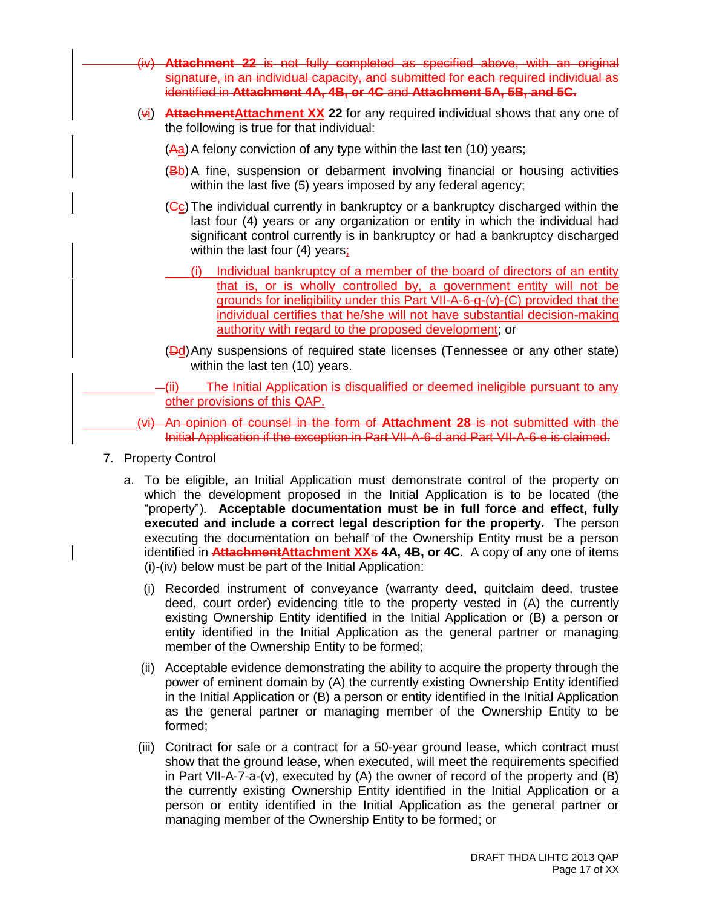(iv) **Attachment 22** is not fully completed as specified above, with an original signature, in an individual capacity, and submitted for each required individual as identified in **Attachment 4A, 4B, or 4C** and **Attachment 5A, 5B, and 5C.**

(vi) **AttachmentAttachment XX 22** for any required individual shows that any one of the following is true for that individual:

(Aa) A felony conviction of any type within the last ten (10) years;

(Bb) A fine, suspension or debarment involving financial or housing activities within the last five (5) years imposed by any federal agency;

(Cc) The individual currently in bankruptcy or a bankruptcy discharged within the last four (4) years or any organization or entity in which the individual had significant control currently is in bankruptcy or had a bankruptcy discharged within the last four (4) years;

(i) Individual bankruptcy of a member of the board of directors of an entity that is, or is wholly controlled by, a government entity will not be grounds for ineligibility under this Part VII-A-6-g-(v)-(C) provided that the individual certifies that he/she will not have substantial decision-making authority with regard to the proposed development; or

(Dd) Any suspensions of required state licenses (Tennessee or any other state) within the last ten (10) years.

(ii) The Initial Application is disqualified or deemed ineligible pursuant to any other provisions of this QAP.

(vi) An opinion of counsel in the form of **Attachment 28** is not submitted with the Initial Application if the exception in Part VII-A-6-d and Part VII-A-6-e is claimed.

7. Property Control

   a. To be eligible, an Initial Application must demonstrate control of the property on which the development proposed in the Initial Application is to be located (the "property"). **Acceptable documentation must be in full force and effect, fully executed and include a correct legal description for the property.** The person executing the documentation on behalf of the Ownership Entity must be a person identified in **AttachmentAttachment XXs 4A, 4B, or 4C**. A copy of any one of items (i)-(iv) below must be part of the Initial Application:

      (i) Recorded instrument of conveyance (warranty deed, quitclaim deed, trustee deed, court order) evidencing title to the property vested in (A) the currently existing Ownership Entity identified in the Initial Application or (B) a person or entity identified in the Initial Application as the general partner or managing member of the Ownership Entity to be formed;

      (ii) Acceptable evidence demonstrating the ability to acquire the property through the power of eminent domain by (A) the currently existing Ownership Entity identified in the Initial Application or (B) a person or entity identified in the Initial Application as the general partner or managing member of the Ownership Entity to be formed;

      (iii) Contract for sale or a contract for a 50-year ground lease, which contract must show that the ground lease, when executed, will meet the requirements specified in Part VII-A-7-a-(v), executed by (A) the owner of record of the property and (B) the currently existing Ownership Entity identified in the Initial Application or a person or entity identified in the Initial Application as the general partner or managing member of the Ownership Entity to be formed; or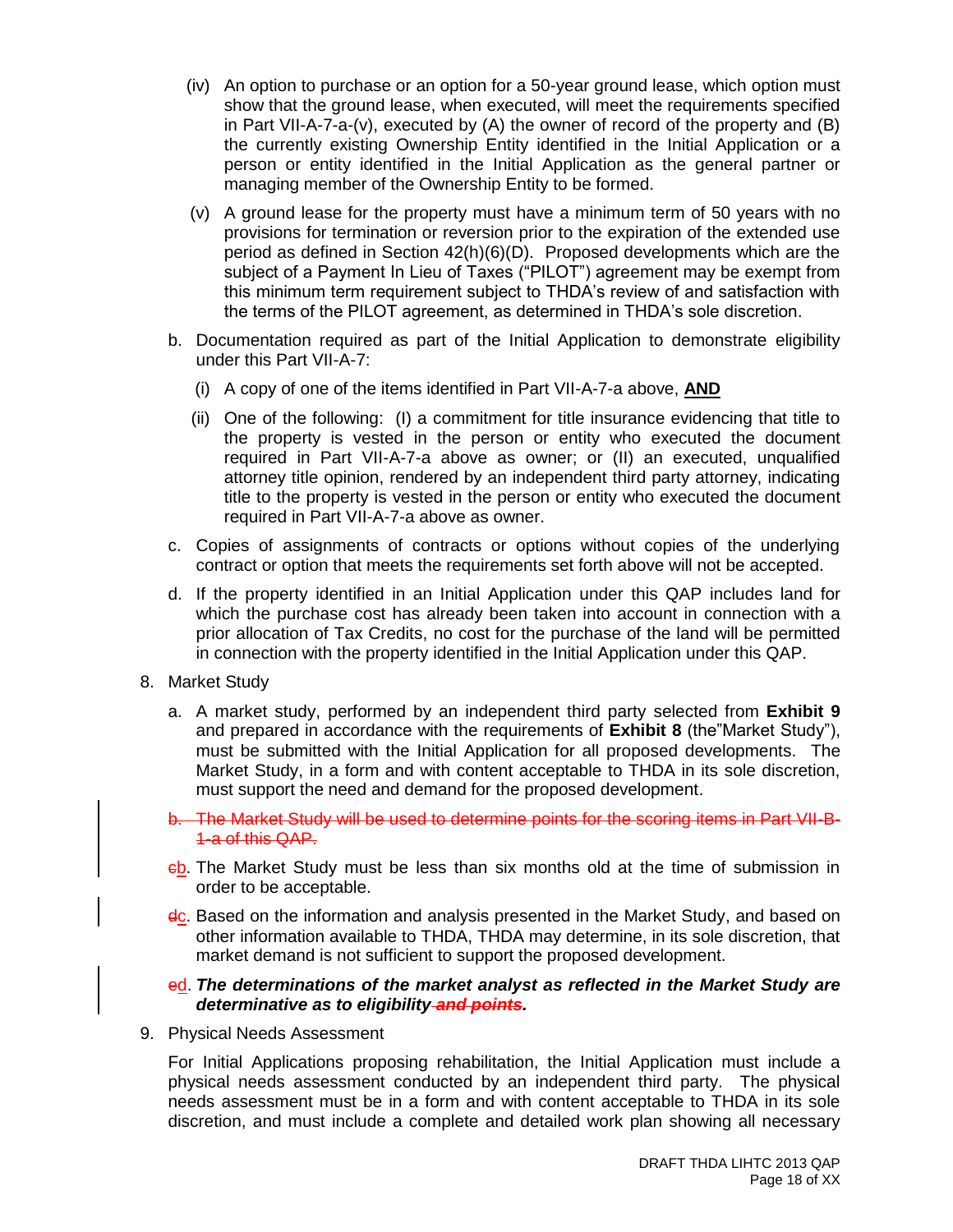(iv) An option to purchase or an option for a 50-year ground lease, which option must show that the ground lease, when executed, will meet the requirements specified in Part VII-A-7-a-(v), executed by (A) the owner of record of the property and (B) the currently existing Ownership Entity identified in the Initial Application or a person or entity identified in the Initial Application as the general partner or managing member of the Ownership Entity to be formed.

(v) A ground lease for the property must have a minimum term of 50 years with no provisions for termination or reversion prior to the expiration of the extended use period as defined in Section 42(h)(6)(D). Proposed developments which are the subject of a Payment In Lieu of Taxes ("PILOT") agreement may be exempt from this minimum term requirement subject to THDA's review of and satisfaction with the terms of the PILOT agreement, as determined in THDA's sole discretion.

b. Documentation required as part of the Initial Application to demonstrate eligibility under this Part VII-A-7:

(i) A copy of one of the items identified in Part VII-A-7-a above, **AND**

(ii) One of the following: (I) a commitment for title insurance evidencing that title to the property is vested in the person or entity who executed the document required in Part VII-A-7-a above as owner; or (II) an executed, unqualified attorney title opinion, rendered by an independent third party attorney, indicating title to the property is vested in the person or entity who executed the document required in Part VII-A-7-a above as owner.

c. Copies of assignments of contracts or options without copies of the underlying contract or option that meets the requirements set forth above will not be accepted.

d. If the property identified in an Initial Application under this QAP includes land for which the purchase cost has already been taken into account in connection with a prior allocation of Tax Credits, no cost for the purchase of the land will be permitted in connection with the property identified in the Initial Application under this QAP.

8. Market Study

a. A market study, performed by an independent third party selected from **Exhibit 9** and prepared in accordance with the requirements of **Exhibit 8** (the"Market Study"), must be submitted with the Initial Application for all proposed developments. The Market Study, in a form and with content acceptable to THDA in its sole discretion, must support the need and demand for the proposed development.

~~b. The Market Study will be used to determine points for the scoring items in Part VII-B-1-a of this QAP.~~

~~c~~b. The Market Study must be less than six months old at the time of submission in order to be acceptable.

~~d~~c. Based on the information and analysis presented in the Market Study, and based on other information available to THDA, THDA may determine, in its sole discretion, that market demand is not sufficient to support the proposed development.

~~e~~d. ***The determinations of the market analyst as reflected in the Market Study are determinative as to eligibility~~ and points~~.***

9. Physical Needs Assessment

For Initial Applications proposing rehabilitation, the Initial Application must include a physical needs assessment conducted by an independent third party. The physical needs assessment must be in a form and with content acceptable to THDA in its sole discretion, and must include a complete and detailed work plan showing all necessary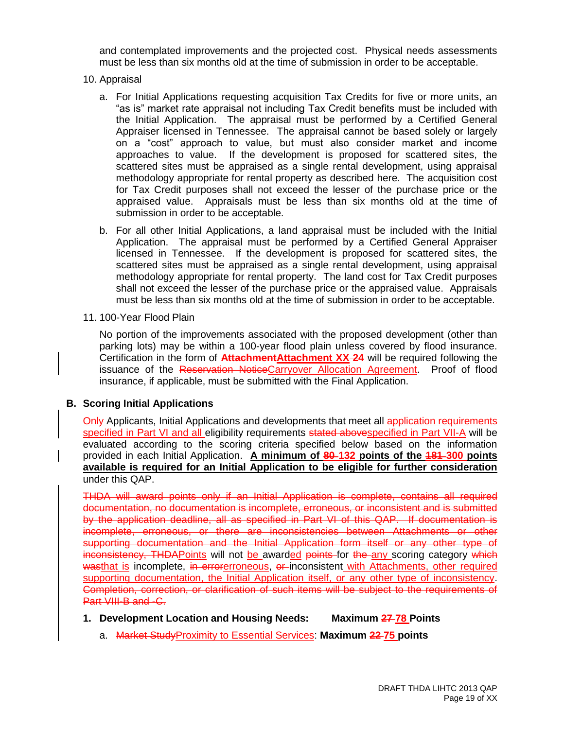and contemplated improvements and the projected cost. Physical needs assessments must be less than six months old at the time of submission in order to be acceptable.

10. Appraisal

    a. For Initial Applications requesting acquisition Tax Credits for five or more units, an "as is" market rate appraisal not including Tax Credit benefits must be included with the Initial Application. The appraisal must be performed by a Certified General Appraiser licensed in Tennessee. The appraisal cannot be based solely or largely on a "cost" approach to value, but must also consider market and income approaches to value. If the development is proposed for scattered sites, the scattered sites must be appraised as a single rental development, using appraisal methodology appropriate for rental property as described here. The acquisition cost for Tax Credit purposes shall not exceed the lesser of the purchase price or the appraised value. Appraisals must be less than six months old at the time of submission in order to be acceptable.

    b. For all other Initial Applications, a land appraisal must be included with the Initial Application. The appraisal must be performed by a Certified General Appraiser licensed in Tennessee. If the development is proposed for scattered sites, the scattered sites must be appraised as a single rental development, using appraisal methodology appropriate for rental property. The land cost for Tax Credit purposes shall not exceed the lesser of the purchase price or the appraised value. Appraisals must be less than six months old at the time of submission in order to be acceptable.

11. 100-Year Flood Plain

    No portion of the improvements associated with the proposed development (other than parking lots) may be within a 100-year flood plain unless covered by flood insurance. Certification in the form of ~~**Attachment**~~**Attachment XX** ~~**24**~~ will be required following the issuance of the ~~Reservation Notice~~Carryover Allocation Agreement. Proof of flood insurance, if applicable, must be submitted with the Final Application.

## B. Scoring Initial Applications

Only Applicants, Initial Applications and developments that meet all application requirements specified in Part VI and all eligibility requirements ~~stated above~~specified in Part VII-A will be evaluated according to the scoring criteria specified below based on the information provided in each Initial Application. **A minimum of ~~80~~ 132 points of the ~~181~~ 300 points available is required for an Initial Application to be eligible for further consideration** under this QAP.

~~THDA will award points only if an Initial Application is complete, contains all required documentation, no documentation is incomplete, erroneous, or inconsistent and is submitted by the application deadline, all as specified in Part VI of this QAP. If documentation is incomplete, erroneous, or there are inconsistencies between Attachments or other supporting documentation and the Initial Application form itself or any other type of inconsistency, THDA~~Points will not be awarded ~~points~~ for ~~the~~ any scoring category ~~which was~~that is incomplete, ~~in error~~erroneous, ~~or~~ inconsistent with Attachments, other required supporting documentation, the Initial Application itself, or any other type of inconsistency. ~~Completion, correction, or clarification of such items will be subject to the requirements of Part VIII-B and -C.~~

1. **Development Location and Housing Needs: Maximum ~~27~~ 78 Points**

    a. ~~Market Study~~Proximity to Essential Services: **Maximum ~~22~~ 75 points**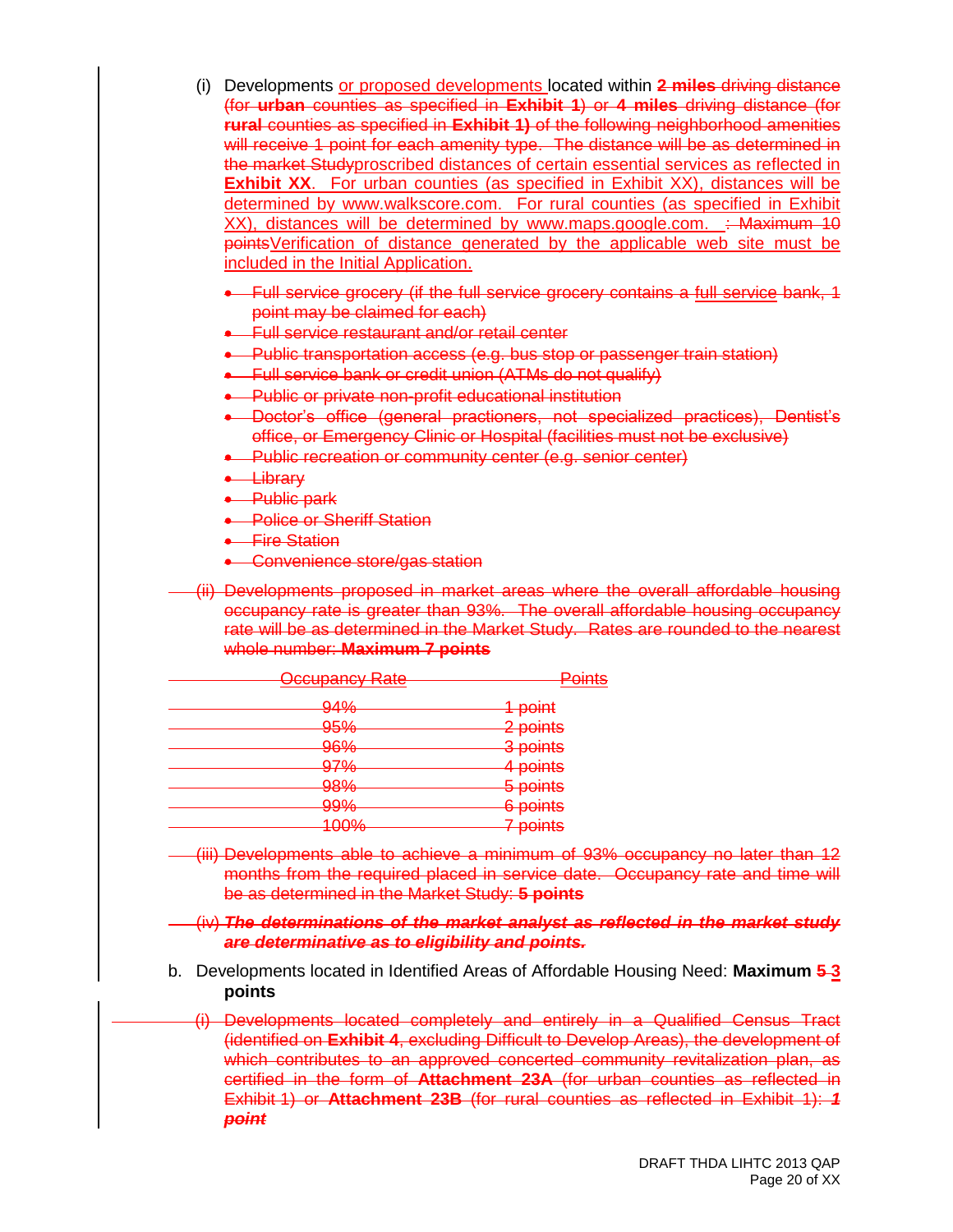(i) Developments <u>or proposed developments</u> located within ~~**2 miles** driving distance (for **urban** counties as specified in **Exhibit 1**) or **4 miles** driving distance (for **rural** counties as specified in **Exhibit 1)** of the following neighborhood amenities will receive 1 point for each amenity type. The distance will be as determined in the market Study~~<u>proscribed distances of certain essential services as reflected in **Exhibit XX**. For urban counties (as specified in Exhibit XX), distances will be determined by www.walkscore.com. For rural counties (as specified in Exhibit XX), distances will be determined by www.maps.google.com.</u> ~~: Maximum 10 points~~<u>Verification of distance generated by the applicable web site must be included in the Initial Application.</u>

- ~~Full service grocery (if the full service grocery contains a full service bank, 1 point may be claimed for each)~~
- ~~Full service restaurant and/or retail center~~
- ~~Public transportation access (e.g. bus stop or passenger train station)~~
- ~~Full service bank or credit union (ATMs do not qualify)~~
- ~~Public or private non-profit educational institution~~
- ~~Doctor's office (general practioners, not specialized practices), Dentist's office, or Emergency Clinic or Hospital (facilities must not be exclusive)~~
- ~~Public recreation or community center (e.g. senior center)~~
- ~~Library~~
- ~~Public park~~
- ~~Police or Sheriff Station~~
- ~~Fire Station~~
- ~~Convenience store/gas station~~

~~(ii) Developments proposed in market areas where the overall affordable housing occupancy rate is greater than 93%. The overall affordable housing occupancy rate will be as determined in the Market Study. Rates are rounded to the nearest whole number: **Maximum 7 points**~~

| ~~Occupancy Rate~~ | ~~Points~~ |
|---|---|
| ~~94%~~ | ~~1 point~~ |
| ~~95%~~ | ~~2 points~~ |
| ~~96%~~ | ~~3 points~~ |
| ~~97%~~ | ~~4 points~~ |
| ~~98%~~ | ~~5 points~~ |
| ~~99%~~ | ~~6 points~~ |
| ~~100%~~ | ~~7 points~~ |

~~(iii) Developments able to achieve a minimum of 93% occupancy no later than 12 months from the required placed in service date. Occupancy rate and time will be as determined in the Market Study: **5 points**~~

~~(iv) ***The determinations of the market analyst as reflected in the market study are determinative as to eligibility and points.***~~

b. Developments located in Identified Areas of Affordable Housing Need: **Maximum ~~5~~ <u>3</u> points**

~~(i) Developments located completely and entirely in a Qualified Census Tract (identified on **Exhibit 4**, excluding Difficult to Develop Areas), the development of which contributes to an approved concerted community revitalization plan, as certified in the form of **Attachment 23A** (for urban counties as reflected in Exhibit 1) or **Attachment 23B** (for rural counties as reflected in Exhibit 1): ***1 point***~~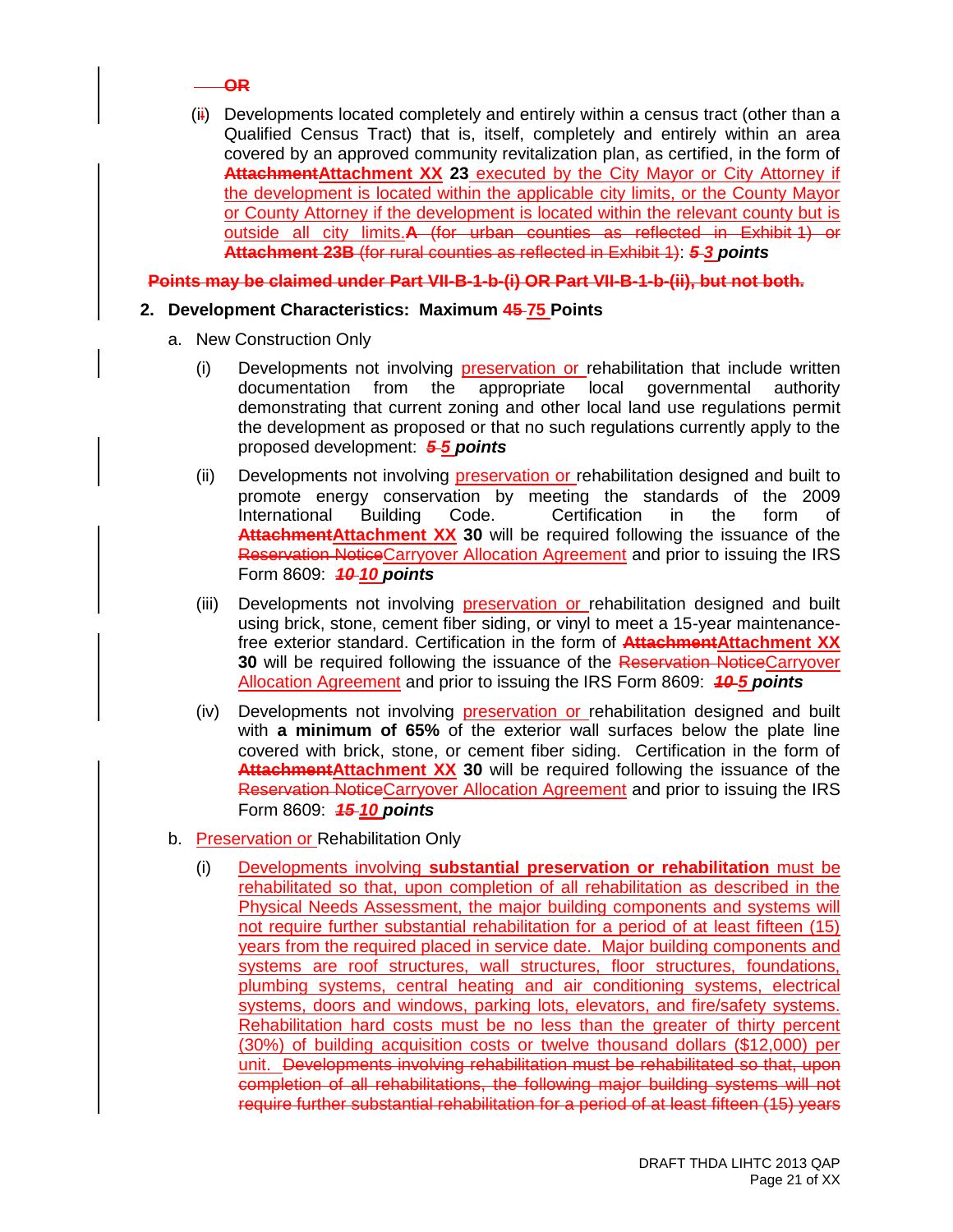~~OR~~

(ii) Developments located completely and entirely within a census tract (other than a Qualified Census Tract) that is, itself, completely and entirely within an area covered by an approved community revitalization plan, as certified, in the form of ~~**Attachment**~~**Attachment XX** ~~**23**~~ executed by the City Mayor or City Attorney if the development is located within the applicable city limits, or the County Mayor or County Attorney if the development is located within the relevant county but is outside all city limits.~~**A** (for urban counties as reflected in Exhibit 1) or **Attachment 23B** (for rural counties as reflected in Exhibit 1)~~: ~~***5***~~ ***3 points***

~~**Points may be claimed under Part VII-B-1-b-(i) OR Part VII-B-1-b-(ii), but not both.**~~

**2. Development Characteristics: Maximum ~~45~~ 75 Points**

a. New Construction Only

(i) Developments not involving preservation or rehabilitation that include written documentation from the appropriate local governmental authority demonstrating that current zoning and other local land use regulations permit the development as proposed or that no such regulations currently apply to the proposed development: ~~***5***~~ ***5 points***

(ii) Developments not involving preservation or rehabilitation designed and built to promote energy conservation by meeting the standards of the 2009 International Building Code. Certification in the form of ~~**Attachment**~~**Attachment XX** ~~**30**~~ will be required following the issuance of the ~~Reservation Notice~~Carryover Allocation Agreement and prior to issuing the IRS Form 8609: ~~***10***~~ ***10 points***

(iii) Developments not involving preservation or rehabilitation designed and built using brick, stone, cement fiber siding, or vinyl to meet a 15-year maintenance-free exterior standard. Certification in the form of ~~**Attachment**~~**Attachment XX** ~~**30**~~ will be required following the issuance of the ~~Reservation Notice~~Carryover Allocation Agreement and prior to issuing the IRS Form 8609: ~~***10***~~ ***5 points***

(iv) Developments not involving preservation or rehabilitation designed and built with **a minimum of 65%** of the exterior wall surfaces below the plate line covered with brick, stone, or cement fiber siding. Certification in the form of ~~**Attachment**~~**Attachment XX** ~~**30**~~ will be required following the issuance of the ~~Reservation Notice~~Carryover Allocation Agreement and prior to issuing the IRS Form 8609: ~~***15***~~ ***10 points***

b. Preservation or Rehabilitation Only

(i) Developments involving **substantial preservation or rehabilitation** must be rehabilitated so that, upon completion of all rehabilitation as described in the Physical Needs Assessment, the major building components and systems will not require further substantial rehabilitation for a period of at least fifteen (15) years from the required placed in service date. Major building components and systems are roof structures, wall structures, floor structures, foundations, plumbing systems, central heating and air conditioning systems, electrical systems, doors and windows, parking lots, elevators, and fire/safety systems. Rehabilitation hard costs must be no less than the greater of thirty percent (30%) of building acquisition costs or twelve thousand dollars ($12,000) per unit. ~~Developments involving rehabilitation must be rehabilitated so that, upon completion of all rehabilitations, the following major building systems will not require further substantial rehabilitation for a period of at least fifteen (15) years~~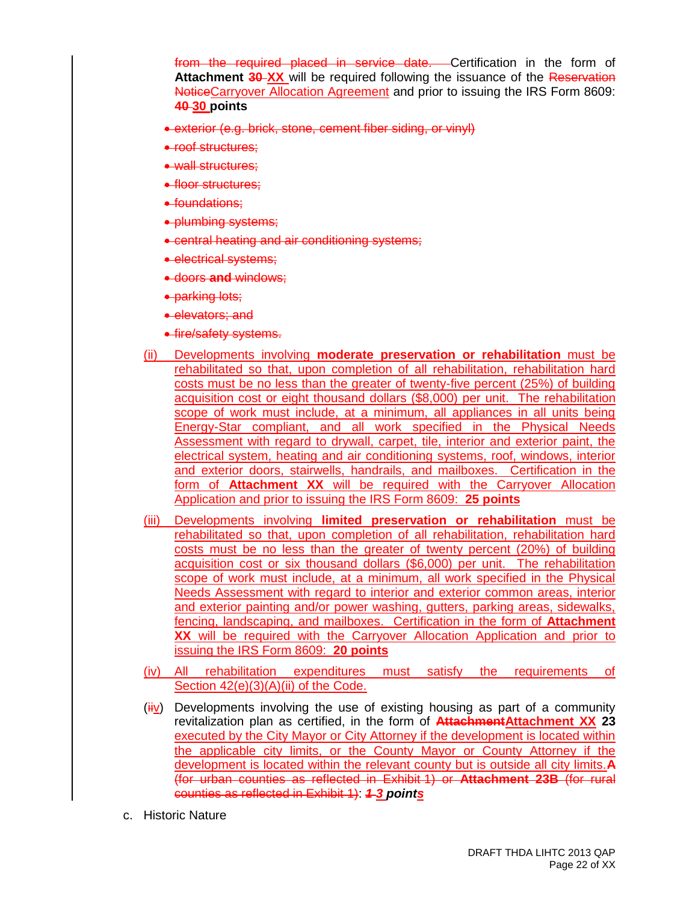from the required placed in service date. Certification in the form of **Attachment 30 XX** will be required following the issuance of the Reservation NoticeCarryover Allocation Agreement and prior to issuing the IRS Form 8609: **40 30 points**

- exterior (e.g. brick, stone, cement fiber siding, or vinyl)
- roof structures;
- wall structures;
- floor structures;
- foundations;
- plumbing systems;
- central heating and air conditioning systems;
- electrical systems;
- doors **and** windows;
- parking lots;
- elevators; and
- fire/safety systems.

(ii) Developments involving **moderate preservation or rehabilitation** must be rehabilitated so that, upon completion of all rehabilitation, rehabilitation hard costs must be no less than the greater of twenty-five percent (25%) of building acquisition cost or eight thousand dollars ($8,000) per unit. The rehabilitation scope of work must include, at a minimum, all appliances in all units being Energy-Star compliant, and all work specified in the Physical Needs Assessment with regard to drywall, carpet, tile, interior and exterior paint, the electrical system, heating and air conditioning systems, roof, windows, interior and exterior doors, stairwells, handrails, and mailboxes. Certification in the form of **Attachment XX** will be required with the Carryover Allocation Application and prior to issuing the IRS Form 8609: **25 points**

(iii) Developments involving **limited preservation or rehabilitation** must be rehabilitated so that, upon completion of all rehabilitation, rehabilitation hard costs must be no less than the greater of twenty percent (20%) of building acquisition cost or six thousand dollars ($6,000) per unit. The rehabilitation scope of work must include, at a minimum, all work specified in the Physical Needs Assessment with regard to interior and exterior common areas, interior and exterior painting and/or power washing, gutters, parking areas, sidewalks, fencing, landscaping, and mailboxes. Certification in the form of **Attachment XX** will be required with the Carryover Allocation Application and prior to issuing the IRS Form 8609: **20 points**

(iv) All rehabilitation expenditures must satisfy the requirements of Section 42(e)(3)(A)(ii) of the Code.

(iiv) Developments involving the use of existing housing as part of a community revitalization plan as certified, in the form of **AttachmentAttachment XX 23** executed by the City Mayor or City Attorney if the development is located within the applicable city limits, or the County Mayor or County Attorney if the development is located within the relevant county but is outside all city limits.**A** (for urban counties as reflected in Exhibit 1) or **Attachment 23B** (for rural counties as reflected in Exhibit 1): ***1 3 points***

c. Historic Nature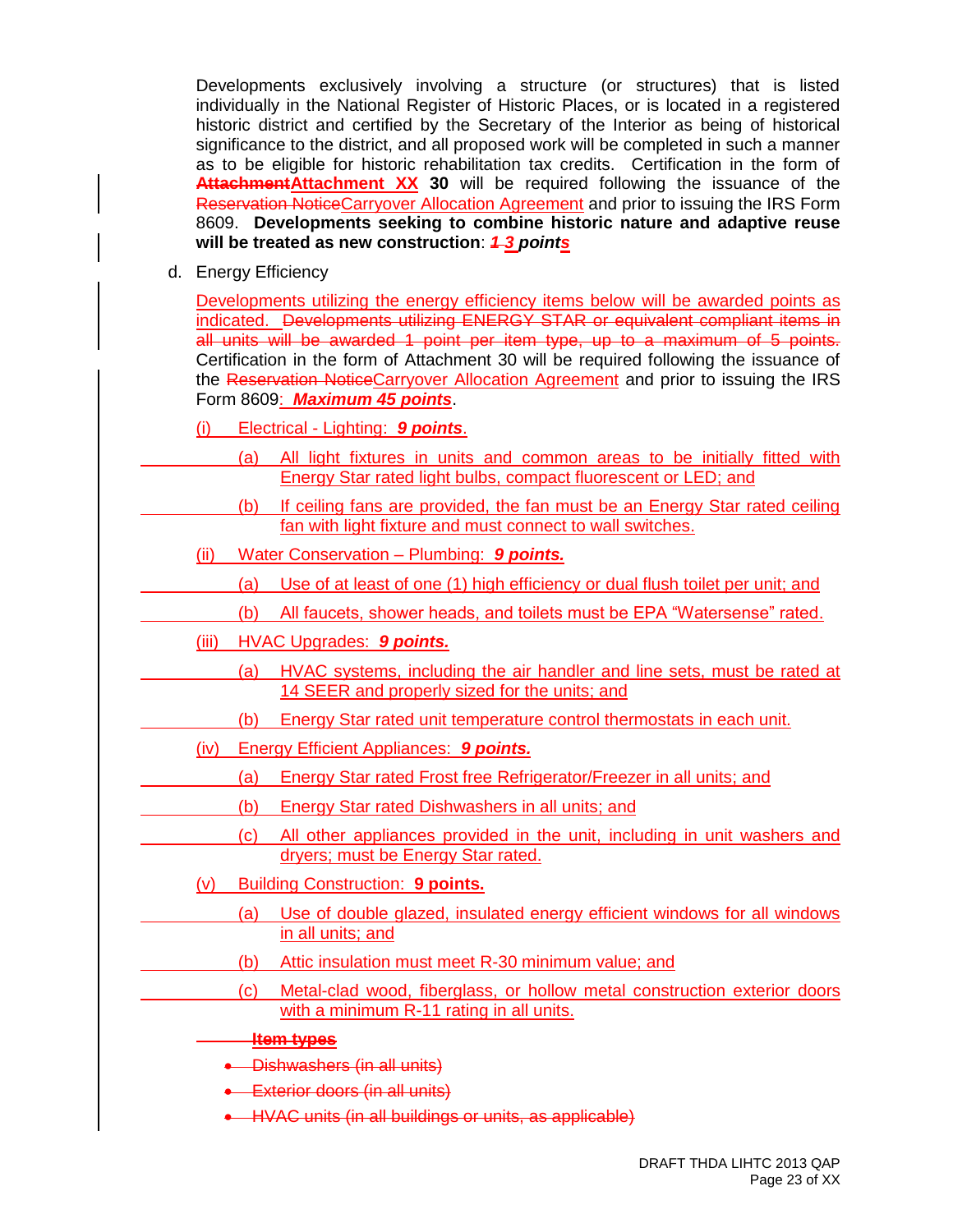Developments exclusively involving a structure (or structures) that is listed individually in the National Register of Historic Places, or is located in a registered historic district and certified by the Secretary of the Interior as being of historical significance to the district, and all proposed work will be completed in such a manner as to be eligible for historic rehabilitation tax credits. Certification in the form of ~~**Attachment**~~**Attachment XX 30** will be required following the issuance of the ~~Reservation Notice~~Carryover Allocation Agreement and prior to issuing the IRS Form 8609. **Developments seeking to combine historic nature and adaptive reuse will be treated as new construction**: ***~~1~~ 3 points***

d. Energy Efficiency

Developments utilizing the energy efficiency items below will be awarded points as indicated. ~~Developments utilizing ENERGY STAR or equivalent compliant items in all units will be awarded 1 point per item type, up to a maximum of 5 points.~~ Certification in the form of Attachment 30 will be required following the issuance of the ~~Reservation Notice~~Carryover Allocation Agreement and prior to issuing the IRS Form 8609: ***Maximum 45 points***.

(i) Electrical - Lighting: ***9 points***.

(a) All light fixtures in units and common areas to be initially fitted with Energy Star rated light bulbs, compact fluorescent or LED; and

(b) If ceiling fans are provided, the fan must be an Energy Star rated ceiling fan with light fixture and must connect to wall switches.

(ii) Water Conservation – Plumbing: ***9 points.***

(a) Use of at least of one (1) high efficiency or dual flush toilet per unit; and

(b) All faucets, shower heads, and toilets must be EPA "Watersense" rated.

(iii) HVAC Upgrades: ***9 points.***

(a) HVAC systems, including the air handler and line sets, must be rated at 14 SEER and properly sized for the units; and

(b) Energy Star rated unit temperature control thermostats in each unit.

(iv) Energy Efficient Appliances: ***9 points.***

(a) Energy Star rated Frost free Refrigerator/Freezer in all units; and

(b) Energy Star rated Dishwashers in all units; and

(c) All other appliances provided in the unit, including in unit washers and dryers; must be Energy Star rated.

(v) Building Construction: **9 points.**

(a) Use of double glazed, insulated energy efficient windows for all windows in all units; and

(b) Attic insulation must meet R-30 minimum value; and

(c) Metal-clad wood, fiberglass, or hollow metal construction exterior doors with a minimum R-11 rating in all units.

~~**Item types**~~

- ~~Dishwashers (in all units)~~
- ~~Exterior doors (in all units)~~
- ~~HVAC units (in all buildings or units, as applicable)~~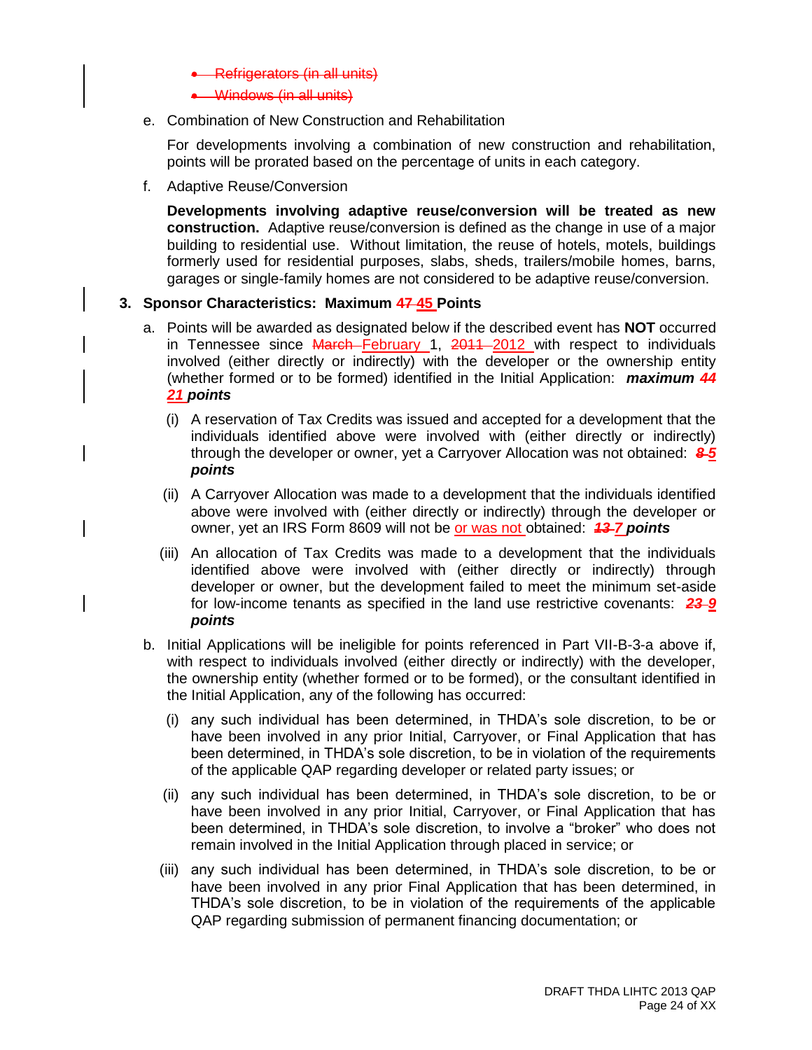- ~~Refrigerators (in all units)~~
- ~~Windows (in all units)~~

e. Combination of New Construction and Rehabilitation

For developments involving a combination of new construction and rehabilitation, points will be prorated based on the percentage of units in each category.

f. Adaptive Reuse/Conversion

**Developments involving adaptive reuse/conversion will be treated as new construction.** Adaptive reuse/conversion is defined as the change in use of a major building to residential use. Without limitation, the reuse of hotels, motels, buildings formerly used for residential purposes, slabs, sheds, trailers/mobile homes, barns, garages or single-family homes are not considered to be adaptive reuse/conversion.

**3. Sponsor Characteristics: Maximum ~~47~~ 45 Points**

a. Points will be awarded as designated below if the described event has **NOT** occurred in Tennessee since ~~March~~ February 1, ~~2011~~ 2012 with respect to individuals involved (either directly or indirectly) with the developer or the ownership entity (whether formed or to be formed) identified in the Initial Application: ***maximum ~~44~~ 21 points***

(i) A reservation of Tax Credits was issued and accepted for a development that the individuals identified above were involved with (either directly or indirectly) through the developer or owner, yet a Carryover Allocation was not obtained: ***~~8~~ 5 points***

(ii) A Carryover Allocation was made to a development that the individuals identified above were involved with (either directly or indirectly) through the developer or owner, yet an IRS Form 8609 will not be or was not obtained: ***~~13~~ 7 points***

(iii) An allocation of Tax Credits was made to a development that the individuals identified above were involved with (either directly or indirectly) through developer or owner, but the development failed to meet the minimum set-aside for low-income tenants as specified in the land use restrictive covenants: ***~~23~~ 9 points***

b. Initial Applications will be ineligible for points referenced in Part VII-B-3-a above if, with respect to individuals involved (either directly or indirectly) with the developer, the ownership entity (whether formed or to be formed), or the consultant identified in the Initial Application, any of the following has occurred:

(i) any such individual has been determined, in THDA's sole discretion, to be or have been involved in any prior Initial, Carryover, or Final Application that has been determined, in THDA's sole discretion, to be in violation of the requirements of the applicable QAP regarding developer or related party issues; or

(ii) any such individual has been determined, in THDA's sole discretion, to be or have been involved in any prior Initial, Carryover, or Final Application that has been determined, in THDA's sole discretion, to involve a "broker" who does not remain involved in the Initial Application through placed in service; or

(iii) any such individual has been determined, in THDA's sole discretion, to be or have been involved in any prior Final Application that has been determined, in THDA's sole discretion, to be in violation of the requirements of the applicable QAP regarding submission of permanent financing documentation; or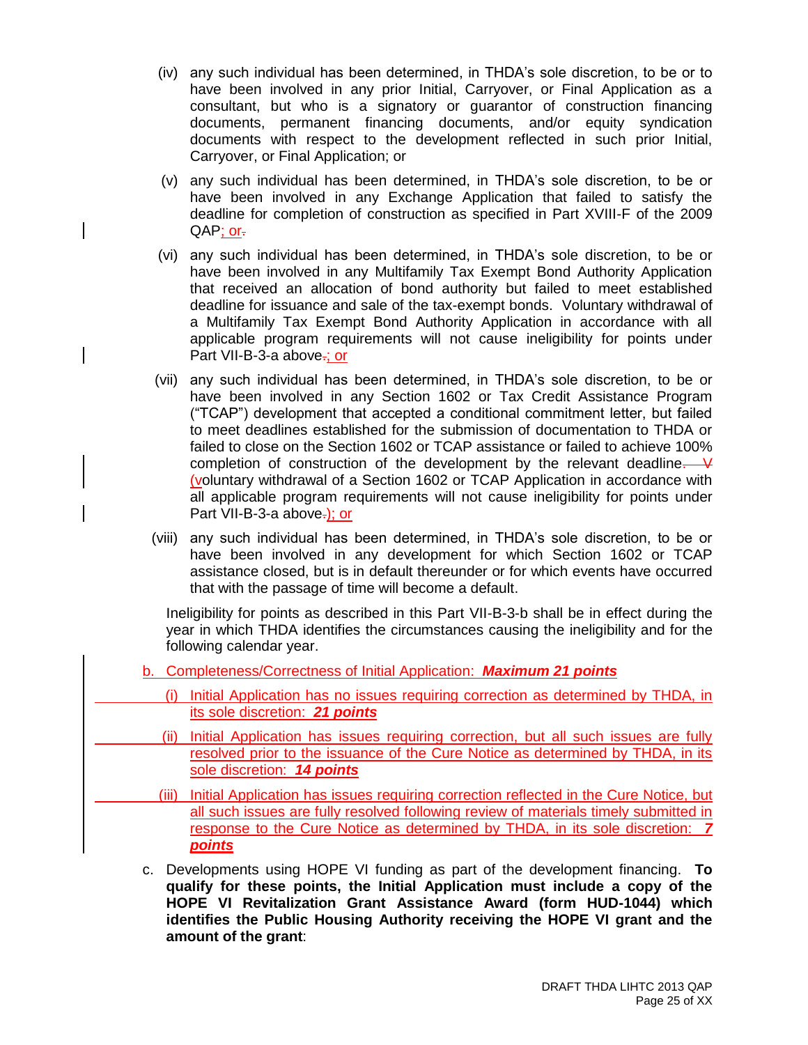(iv) any such individual has been determined, in THDA's sole discretion, to be or to have been involved in any prior Initial, Carryover, or Final Application as a consultant, but who is a signatory or guarantor of construction financing documents, permanent financing documents, and/or equity syndication documents with respect to the development reflected in such prior Initial, Carryover, or Final Application; or

(v) any such individual has been determined, in THDA's sole discretion, to be or have been involved in any Exchange Application that failed to satisfy the deadline for completion of construction as specified in Part XVIII-F of the 2009 QAP; or

(vi) any such individual has been determined, in THDA's sole discretion, to be or have been involved in any Multifamily Tax Exempt Bond Authority Application that received an allocation of bond authority but failed to meet established deadline for issuance and sale of the tax-exempt bonds. Voluntary withdrawal of a Multifamily Tax Exempt Bond Authority Application in accordance with all applicable program requirements will not cause ineligibility for points under Part VII-B-3-a above; or

(vii) any such individual has been determined, in THDA's sole discretion, to be or have been involved in any Section 1602 or Tax Credit Assistance Program ("TCAP") development that accepted a conditional commitment letter, but failed to meet deadlines established for the submission of documentation to THDA or failed to close on the Section 1602 or TCAP assistance or failed to achieve 100% completion of construction of the development by the relevant deadline (voluntary withdrawal of a Section 1602 or TCAP Application in accordance with all applicable program requirements will not cause ineligibility for points under Part VII-B-3-a above); or

(viii) any such individual has been determined, in THDA's sole discretion, to be or have been involved in any development for which Section 1602 or TCAP assistance closed, but is in default thereunder or for which events have occurred that with the passage of time will become a default.

Ineligibility for points as described in this Part VII-B-3-b shall be in effect during the year in which THDA identifies the circumstances causing the ineligibility and for the following calendar year.

b. Completeness/Correctness of Initial Application: ***Maximum 21 points***

(i) Initial Application has no issues requiring correction as determined by THDA, in its sole discretion: ***21 points***

(ii) Initial Application has issues requiring correction, but all such issues are fully resolved prior to the issuance of the Cure Notice as determined by THDA, in its sole discretion: ***14 points***

(iii) Initial Application has issues requiring correction reflected in the Cure Notice, but all such issues are fully resolved following review of materials timely submitted in response to the Cure Notice as determined by THDA, in its sole discretion: ***7 points***

c. Developments using HOPE VI funding as part of the development financing. **To qualify for these points, the Initial Application must include a copy of the HOPE VI Revitalization Grant Assistance Award (form HUD-1044) which identifies the Public Housing Authority receiving the HOPE VI grant and the amount of the grant**: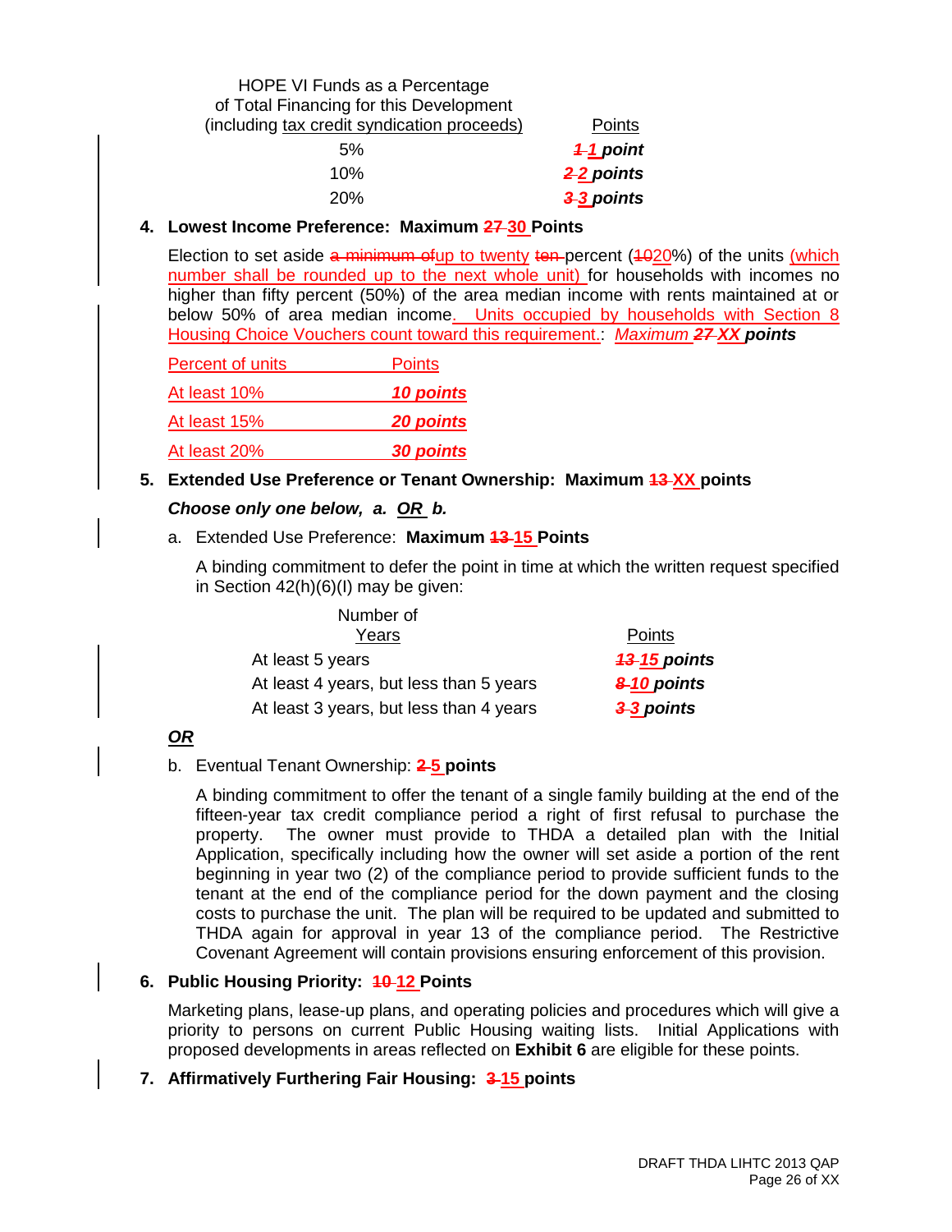| HOPE VI Funds as a Percentage of Total Financing for this Development (including tax credit syndication proceeds) | Points |
|---|---|
| 5% | ***~~1~~ 1 point*** |
| 10% | ***~~2~~ 2 points*** |
| 20% | ***~~3~~ 3 points*** |

**4. Lowest Income Preference: Maximum ~~27~~ 30 Points**

Election to set aside ~~a minimum of~~up to twenty ~~ten~~ percent (~~10~~20%) of the units (which number shall be rounded up to the next whole unit) for households with incomes no higher than fifty percent (50%) of the area median income with rents maintained at or below 50% of area median income. Units occupied by households with Section 8 Housing Choice Vouchers count toward this requirement.: *Maximum **~~27~~ XX** **points***

| Percent of units | Points |
|---|---|
| At least 10% | ***10 points*** |
| At least 15% | ***20 points*** |
| At least 20% | ***30 points*** |

**5. Extended Use Preference or Tenant Ownership: Maximum ~~13~~ XX points**

***Choose only one below, a. OR b.***

a. Extended Use Preference: **Maximum ~~13~~ 15 Points**

A binding commitment to defer the point in time at which the written request specified in Section 42(h)(6)(I) may be given:

| Number of Years | Points |
|---|---|
| At least 5 years | ***~~13~~ 15 points*** |
| At least 4 years, but less than 5 years | ***~~8~~ 10 points*** |
| At least 3 years, but less than 4 years | ***~~3~~ 3 points*** |

***OR***

b. Eventual Tenant Ownership: **~~2~~ 5 points**

A binding commitment to offer the tenant of a single family building at the end of the fifteen-year tax credit compliance period a right of first refusal to purchase the property. The owner must provide to THDA a detailed plan with the Initial Application, specifically including how the owner will set aside a portion of the rent beginning in year two (2) of the compliance period to provide sufficient funds to the tenant at the end of the compliance period for the down payment and the closing costs to purchase the unit. The plan will be required to be updated and submitted to THDA again for approval in year 13 of the compliance period. The Restrictive Covenant Agreement will contain provisions ensuring enforcement of this provision.

**6. Public Housing Priority: ~~10~~ 12 Points**

Marketing plans, lease-up plans, and operating policies and procedures which will give a priority to persons on current Public Housing waiting lists. Initial Applications with proposed developments in areas reflected on **Exhibit 6** are eligible for these points.

**7. Affirmatively Furthering Fair Housing: ~~3~~ 15 points**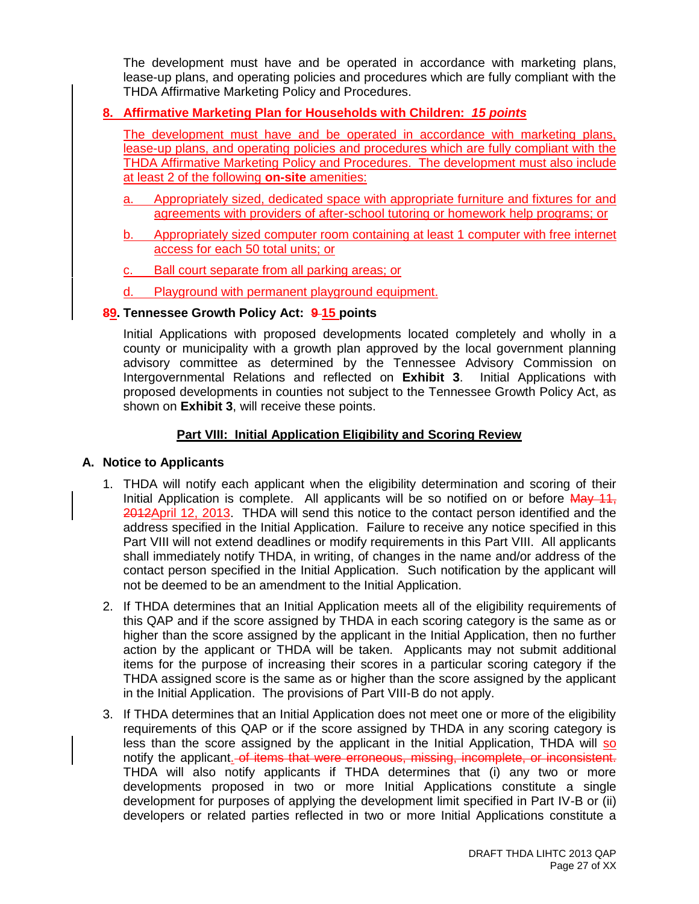The development must have and be operated in accordance with marketing plans, lease-up plans, and operating policies and procedures which are fully compliant with the THDA Affirmative Marketing Policy and Procedures.

**8. Affirmative Marketing Plan for Households with Children: *15 points***

The development must have and be operated in accordance with marketing plans, lease-up plans, and operating policies and procedures which are fully compliant with the THDA Affirmative Marketing Policy and Procedures. The development must also include at least 2 of the following **on-site** amenities:

a. Appropriately sized, dedicated space with appropriate furniture and fixtures for and agreements with providers of after-school tutoring or homework help programs; or

b. Appropriately sized computer room containing at least 1 computer with free internet access for each 50 total units; or

c. Ball court separate from all parking areas; or

d. Playground with permanent playground equipment.

**~~8~~9. Tennessee Growth Policy Act: ~~9~~ 15 points**

Initial Applications with proposed developments located completely and wholly in a county or municipality with a growth plan approved by the local government planning advisory committee as determined by the Tennessee Advisory Commission on Intergovernmental Relations and reflected on **Exhibit 3**. Initial Applications with proposed developments in counties not subject to the Tennessee Growth Policy Act, as shown on **Exhibit 3**, will receive these points.

## Part VIII: Initial Application Eligibility and Scoring Review

### A. Notice to Applicants

1. THDA will notify each applicant when the eligibility determination and scoring of their Initial Application is complete. All applicants will be so notified on or before ~~May 11, 2012~~April 12, 2013. THDA will send this notice to the contact person identified and the address specified in the Initial Application. Failure to receive any notice specified in this Part VIII will not extend deadlines or modify requirements in this Part VIII. All applicants shall immediately notify THDA, in writing, of changes in the name and/or address of the contact person specified in the Initial Application. Such notification by the applicant will not be deemed to be an amendment to the Initial Application.

2. If THDA determines that an Initial Application meets all of the eligibility requirements of this QAP and if the score assigned by THDA in each scoring category is the same as or higher than the score assigned by the applicant in the Initial Application, then no further action by the applicant or THDA will be taken. Applicants may not submit additional items for the purpose of increasing their scores in a particular scoring category if the THDA assigned score is the same as or higher than the score assigned by the applicant in the Initial Application. The provisions of Part VIII-B do not apply.

3. If THDA determines that an Initial Application does not meet one or more of the eligibility requirements of this QAP or if the score assigned by THDA in any scoring category is less than the score assigned by the applicant in the Initial Application, THDA will so notify the applicant.~~ of items that were erroneous, missing, incomplete, or inconsistent.~~ THDA will also notify applicants if THDA determines that (i) any two or more developments proposed in two or more Initial Applications constitute a single development for purposes of applying the development limit specified in Part IV-B or (ii) developers or related parties reflected in two or more Initial Applications constitute a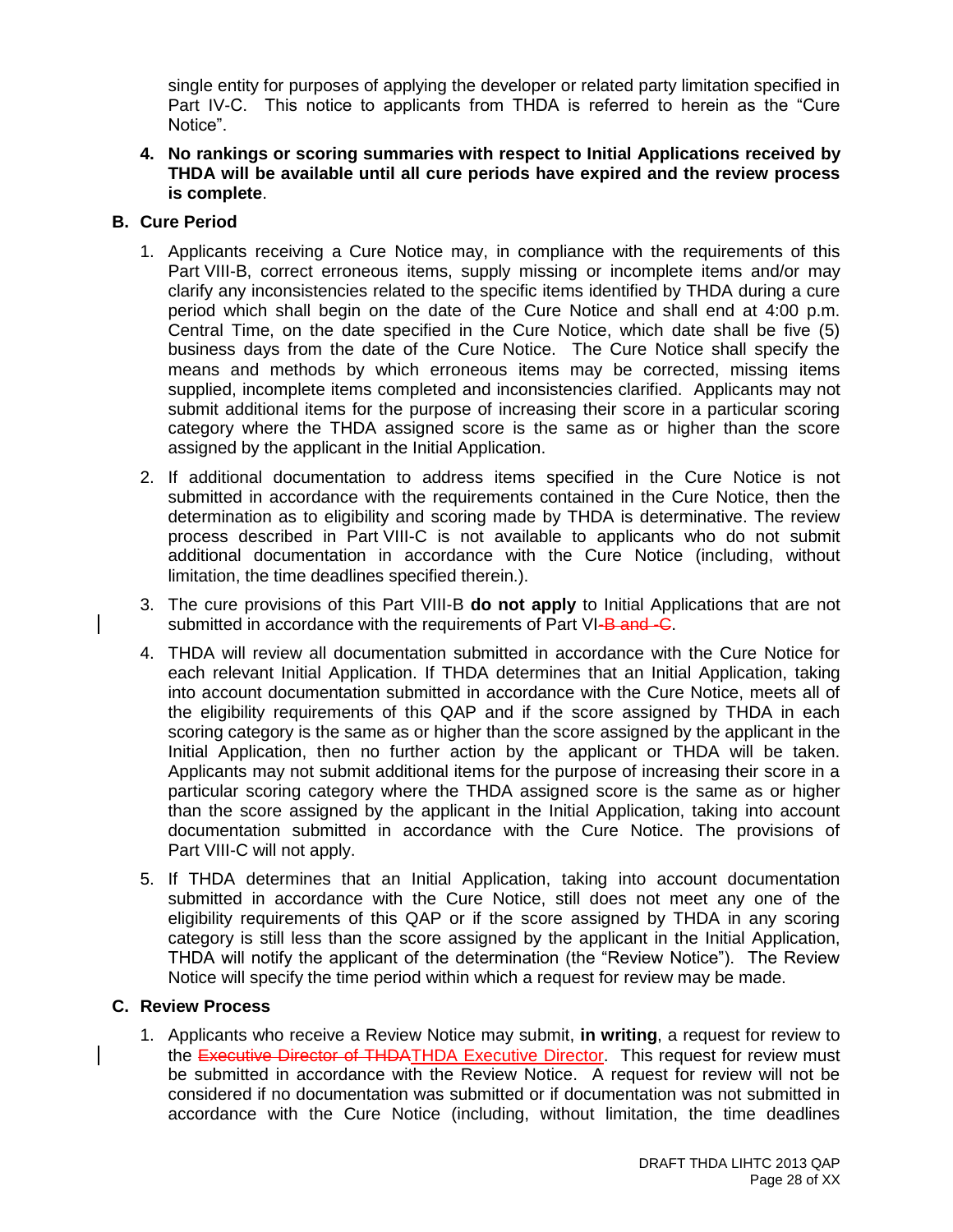single entity for purposes of applying the developer or related party limitation specified in Part IV-C. This notice to applicants from THDA is referred to herein as the "Cure Notice".

4. **No rankings or scoring summaries with respect to Initial Applications received by THDA will be available until all cure periods have expired and the review process is complete**.

**B. Cure Period**

1. Applicants receiving a Cure Notice may, in compliance with the requirements of this Part VIII-B, correct erroneous items, supply missing or incomplete items and/or may clarify any inconsistencies related to the specific items identified by THDA during a cure period which shall begin on the date of the Cure Notice and shall end at 4:00 p.m. Central Time, on the date specified in the Cure Notice, which date shall be five (5) business days from the date of the Cure Notice. The Cure Notice shall specify the means and methods by which erroneous items may be corrected, missing items supplied, incomplete items completed and inconsistencies clarified. Applicants may not submit additional items for the purpose of increasing their score in a particular scoring category where the THDA assigned score is the same as or higher than the score assigned by the applicant in the Initial Application.

2. If additional documentation to address items specified in the Cure Notice is not submitted in accordance with the requirements contained in the Cure Notice, then the determination as to eligibility and scoring made by THDA is determinative. The review process described in Part VIII-C is not available to applicants who do not submit additional documentation in accordance with the Cure Notice (including, without limitation, the time deadlines specified therein.).

3. The cure provisions of this Part VIII-B **do not apply** to Initial Applications that are not submitted in accordance with the requirements of Part VI~~-B and -C~~.

4. THDA will review all documentation submitted in accordance with the Cure Notice for each relevant Initial Application. If THDA determines that an Initial Application, taking into account documentation submitted in accordance with the Cure Notice, meets all of the eligibility requirements of this QAP and if the score assigned by THDA in each scoring category is the same as or higher than the score assigned by the applicant in the Initial Application, then no further action by the applicant or THDA will be taken. Applicants may not submit additional items for the purpose of increasing their score in a particular scoring category where the THDA assigned score is the same as or higher than the score assigned by the applicant in the Initial Application, taking into account documentation submitted in accordance with the Cure Notice. The provisions of Part VIII-C will not apply.

5. If THDA determines that an Initial Application, taking into account documentation submitted in accordance with the Cure Notice, still does not meet any one of the eligibility requirements of this QAP or if the score assigned by THDA in any scoring category is still less than the score assigned by the applicant in the Initial Application, THDA will notify the applicant of the determination (the "Review Notice"). The Review Notice will specify the time period within which a request for review may be made.

**C. Review Process**

1. Applicants who receive a Review Notice may submit, **in writing**, a request for review to the ~~Executive Director of THDA~~THDA Executive Director. This request for review must be submitted in accordance with the Review Notice. A request for review will not be considered if no documentation was submitted or if documentation was not submitted in accordance with the Cure Notice (including, without limitation, the time deadlines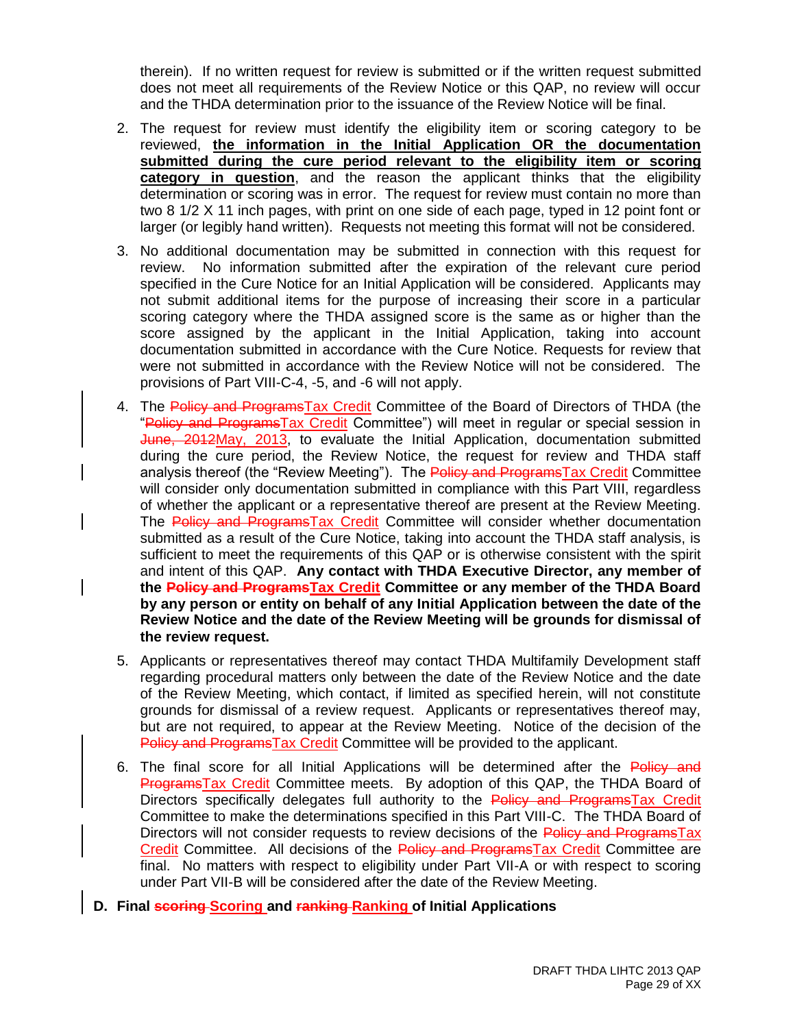therein). If no written request for review is submitted or if the written request submitted does not meet all requirements of the Review Notice or this QAP, no review will occur and the THDA determination prior to the issuance of the Review Notice will be final.

2. The request for review must identify the eligibility item or scoring category to be reviewed, **the information in the Initial Application OR the documentation submitted during the cure period relevant to the eligibility item or scoring category in question**, and the reason the applicant thinks that the eligibility determination or scoring was in error. The request for review must contain no more than two 8 1/2 X 11 inch pages, with print on one side of each page, typed in 12 point font or larger (or legibly hand written). Requests not meeting this format will not be considered.

3. No additional documentation may be submitted in connection with this request for review. No information submitted after the expiration of the relevant cure period specified in the Cure Notice for an Initial Application will be considered. Applicants may not submit additional items for the purpose of increasing their score in a particular scoring category where the THDA assigned score is the same as or higher than the score assigned by the applicant in the Initial Application, taking into account documentation submitted in accordance with the Cure Notice. Requests for review that were not submitted in accordance with the Review Notice will not be considered. The provisions of Part VIII-C-4, -5, and -6 will not apply.

4. The ~~Policy and Programs~~Tax Credit Committee of the Board of Directors of THDA (the "~~Policy and Programs~~Tax Credit Committee") will meet in regular or special session in ~~June, 2012~~May, 2013, to evaluate the Initial Application, documentation submitted during the cure period, the Review Notice, the request for review and THDA staff analysis thereof (the "Review Meeting"). The ~~Policy and Programs~~Tax Credit Committee will consider only documentation submitted in compliance with this Part VIII, regardless of whether the applicant or a representative thereof are present at the Review Meeting. The ~~Policy and Programs~~Tax Credit Committee will consider whether documentation submitted as a result of the Cure Notice, taking into account the THDA staff analysis, is sufficient to meet the requirements of this QAP or is otherwise consistent with the spirit and intent of this QAP. **Any contact with THDA Executive Director, any member of the ~~Policy and Programs~~Tax Credit Committee or any member of the THDA Board by any person or entity on behalf of any Initial Application between the date of the Review Notice and the date of the Review Meeting will be grounds for dismissal of the review request.**

5. Applicants or representatives thereof may contact THDA Multifamily Development staff regarding procedural matters only between the date of the Review Notice and the date of the Review Meeting, which contact, if limited as specified herein, will not constitute grounds for dismissal of a review request. Applicants or representatives thereof may, but are not required, to appear at the Review Meeting. Notice of the decision of the ~~Policy and Programs~~Tax Credit Committee will be provided to the applicant.

6. The final score for all Initial Applications will be determined after the ~~Policy and Programs~~Tax Credit Committee meets. By adoption of this QAP, the THDA Board of Directors specifically delegates full authority to the ~~Policy and Programs~~Tax Credit Committee to make the determinations specified in this Part VIII-C. The THDA Board of Directors will not consider requests to review decisions of the ~~Policy and Programs~~Tax Credit Committee. All decisions of the ~~Policy and Programs~~Tax Credit Committee are final. No matters with respect to eligibility under Part VII-A or with respect to scoring under Part VII-B will be considered after the date of the Review Meeting.

**D. Final ~~scoring~~ Scoring and ~~ranking~~ Ranking of Initial Applications**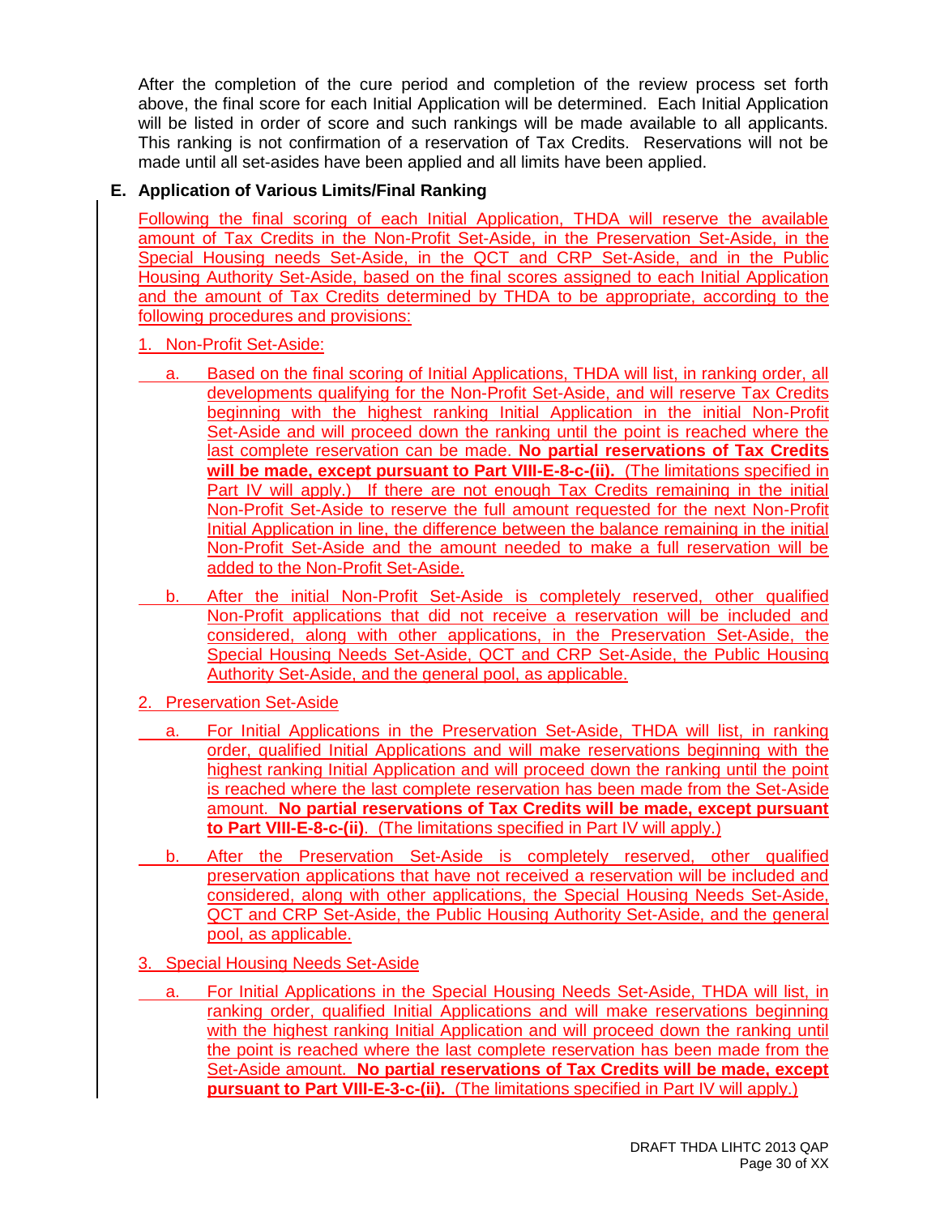After the completion of the cure period and completion of the review process set forth above, the final score for each Initial Application will be determined. Each Initial Application will be listed in order of score and such rankings will be made available to all applicants. This ranking is not confirmation of a reservation of Tax Credits. Reservations will not be made until all set-asides have been applied and all limits have been applied.

**E. Application of Various Limits/Final Ranking**

Following the final scoring of each Initial Application, THDA will reserve the available amount of Tax Credits in the Non-Profit Set-Aside, in the Preservation Set-Aside, in the Special Housing needs Set-Aside, in the QCT and CRP Set-Aside, and in the Public Housing Authority Set-Aside, based on the final scores assigned to each Initial Application and the amount of Tax Credits determined by THDA to be appropriate, according to the following procedures and provisions:

1. Non-Profit Set-Aside:

   a. Based on the final scoring of Initial Applications, THDA will list, in ranking order, all developments qualifying for the Non-Profit Set-Aside, and will reserve Tax Credits beginning with the highest ranking Initial Application in the initial Non-Profit Set-Aside and will proceed down the ranking until the point is reached where the last complete reservation can be made. **No partial reservations of Tax Credits will be made, except pursuant to Part VIII-E-8-c-(ii).** (The limitations specified in Part IV will apply.) If there are not enough Tax Credits remaining in the initial Non-Profit Set-Aside to reserve the full amount requested for the next Non-Profit Initial Application in line, the difference between the balance remaining in the initial Non-Profit Set-Aside and the amount needed to make a full reservation will be added to the Non-Profit Set-Aside.

   b. After the initial Non-Profit Set-Aside is completely reserved, other qualified Non-Profit applications that did not receive a reservation will be included and considered, along with other applications, in the Preservation Set-Aside, the Special Housing Needs Set-Aside, QCT and CRP Set-Aside, the Public Housing Authority Set-Aside, and the general pool, as applicable.

2. Preservation Set-Aside

   a. For Initial Applications in the Preservation Set-Aside, THDA will list, in ranking order, qualified Initial Applications and will make reservations beginning with the highest ranking Initial Application and will proceed down the ranking until the point is reached where the last complete reservation has been made from the Set-Aside amount. **No partial reservations of Tax Credits will be made, except pursuant to Part VIII-E-8-c-(ii)**. (The limitations specified in Part IV will apply.)

   b. After the Preservation Set-Aside is completely reserved, other qualified preservation applications that have not received a reservation will be included and considered, along with other applications, the Special Housing Needs Set-Aside, QCT and CRP Set-Aside, the Public Housing Authority Set-Aside, and the general pool, as applicable.

3. Special Housing Needs Set-Aside

   a. For Initial Applications in the Special Housing Needs Set-Aside, THDA will list, in ranking order, qualified Initial Applications and will make reservations beginning with the highest ranking Initial Application and will proceed down the ranking until the point is reached where the last complete reservation has been made from the Set-Aside amount. **No partial reservations of Tax Credits will be made, except pursuant to Part VIII-E-3-c-(ii).** (The limitations specified in Part IV will apply.)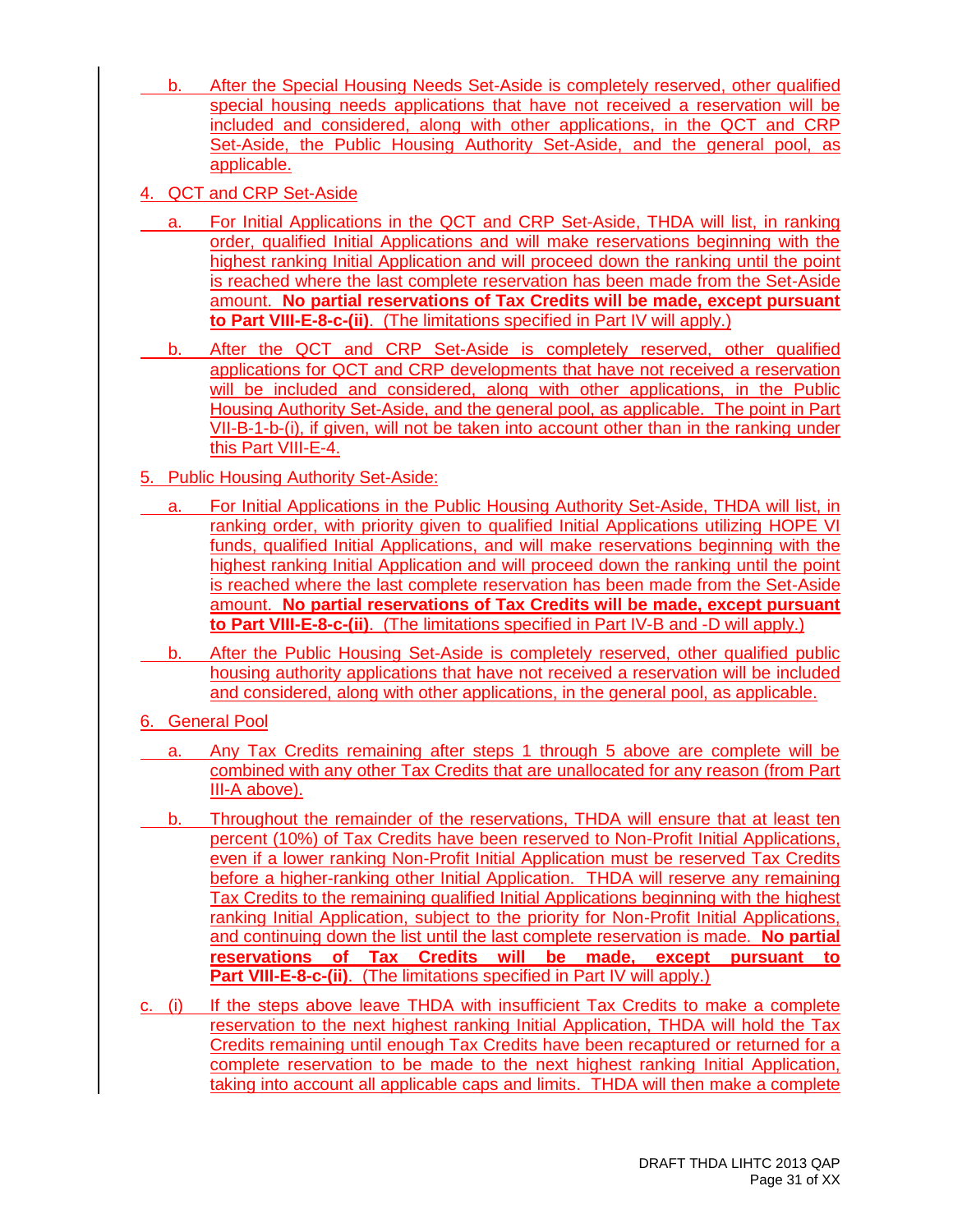b. After the Special Housing Needs Set-Aside is completely reserved, other qualified special housing needs applications that have not received a reservation will be included and considered, along with other applications, in the QCT and CRP Set-Aside, the Public Housing Authority Set-Aside, and the general pool, as applicable.

4. QCT and CRP Set-Aside

a. For Initial Applications in the QCT and CRP Set-Aside, THDA will list, in ranking order, qualified Initial Applications and will make reservations beginning with the highest ranking Initial Application and will proceed down the ranking until the point is reached where the last complete reservation has been made from the Set-Aside amount. **No partial reservations of Tax Credits will be made, except pursuant to Part VIII-E-8-c-(ii)**. (The limitations specified in Part IV will apply.)

b. After the QCT and CRP Set-Aside is completely reserved, other qualified applications for QCT and CRP developments that have not received a reservation will be included and considered, along with other applications, in the Public Housing Authority Set-Aside, and the general pool, as applicable. The point in Part VII-B-1-b-(i), if given, will not be taken into account other than in the ranking under this Part VIII-E-4.

5. Public Housing Authority Set-Aside:

a. For Initial Applications in the Public Housing Authority Set-Aside, THDA will list, in ranking order, with priority given to qualified Initial Applications utilizing HOPE VI funds, qualified Initial Applications, and will make reservations beginning with the highest ranking Initial Application and will proceed down the ranking until the point is reached where the last complete reservation has been made from the Set-Aside amount. **No partial reservations of Tax Credits will be made, except pursuant to Part VIII-E-8-c-(ii)**. (The limitations specified in Part IV-B and -D will apply.)

b. After the Public Housing Set-Aside is completely reserved, other qualified public housing authority applications that have not received a reservation will be included and considered, along with other applications, in the general pool, as applicable.

6. General Pool

a. Any Tax Credits remaining after steps 1 through 5 above are complete will be combined with any other Tax Credits that are unallocated for any reason (from Part III-A above).

b. Throughout the remainder of the reservations, THDA will ensure that at least ten percent (10%) of Tax Credits have been reserved to Non-Profit Initial Applications, even if a lower ranking Non-Profit Initial Application must be reserved Tax Credits before a higher-ranking other Initial Application. THDA will reserve any remaining Tax Credits to the remaining qualified Initial Applications beginning with the highest ranking Initial Application, subject to the priority for Non-Profit Initial Applications, and continuing down the list until the last complete reservation is made. **No partial reservations of Tax Credits will be made, except pursuant to Part VIII-E-8-c-(ii)**. (The limitations specified in Part IV will apply.)

c. (i) If the steps above leave THDA with insufficient Tax Credits to make a complete reservation to the next highest ranking Initial Application, THDA will hold the Tax Credits remaining until enough Tax Credits have been recaptured or returned for a complete reservation to be made to the next highest ranking Initial Application, taking into account all applicable caps and limits. THDA will then make a complete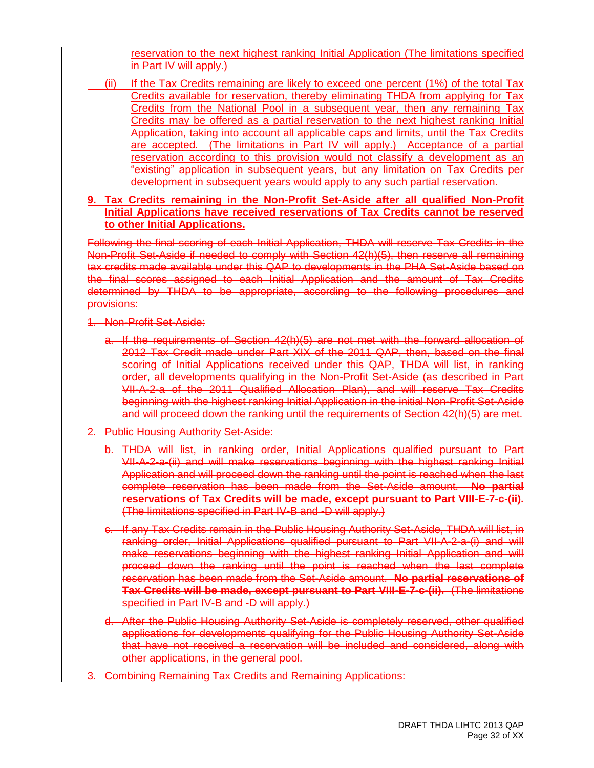reservation to the next highest ranking Initial Application (The limitations specified in Part IV will apply.)

(ii) If the Tax Credits remaining are likely to exceed one percent (1%) of the total Tax Credits available for reservation, thereby eliminating THDA from applying for Tax Credits from the National Pool in a subsequent year, then any remaining Tax Credits may be offered as a partial reservation to the next highest ranking Initial Application, taking into account all applicable caps and limits, until the Tax Credits are accepted. (The limitations in Part IV will apply.) Acceptance of a partial reservation according to this provision would not classify a development as an "existing" application in subsequent years, but any limitation on Tax Credits per development in subsequent years would apply to any such partial reservation.

**9. Tax Credits remaining in the Non-Profit Set-Aside after all qualified Non-Profit Initial Applications have received reservations of Tax Credits cannot be reserved to other Initial Applications.**

~~Following the final scoring of each Initial Application, THDA will reserve Tax Credits in the Non-Profit Set-Aside if needed to comply with Section 42(h)(5), then reserve all remaining tax credits made available under this QAP to developments in the PHA Set-Aside based on the final scores assigned to each Initial Application and the amount of Tax Credits determined by THDA to be appropriate, according to the following procedures and provisions:~~

~~1. Non-Profit Set-Aside:~~

~~a. If the requirements of Section 42(h)(5) are not met with the forward allocation of 2012 Tax Credit made under Part XIX of the 2011 QAP, then, based on the final scoring of Initial Applications received under this QAP, THDA will list, in ranking order, all developments qualifying in the Non-Profit Set-Aside (as described in Part VII-A-2-a of the 2011 Qualified Allocation Plan), and will reserve Tax Credits beginning with the highest ranking Initial Application in the initial Non-Profit Set-Aside and will proceed down the ranking until the requirements of Section 42(h)(5) are met.~~

~~2. Public Housing Authority Set-Aside:~~

~~b. THDA will list, in ranking order, Initial Applications qualified pursuant to Part VII-A-2-a-(ii) and will make reservations beginning with the highest ranking Initial Application and will proceed down the ranking until the point is reached when the last complete reservation has been made from the Set-Aside amount.~~ ~~**No partial reservations of Tax Credits will be made, except pursuant to Part VIII-E-7-c-(ii).**~~ ~~(The limitations specified in Part IV-B and -D will apply.)~~

~~c. If any Tax Credits remain in the Public Housing Authority Set-Aside, THDA will list, in ranking order, Initial Applications qualified pursuant to Part VII-A-2-a-(i) and will make reservations beginning with the highest ranking Initial Application and will proceed down the ranking until the point is reached when the last complete reservation has been made from the Set-Aside amount.~~ ~~**No partial reservations of Tax Credits will be made, except pursuant to Part VIII-E-7-c-(ii).**~~ ~~(The limitations specified in Part IV-B and -D will apply.)~~

~~d. After the Public Housing Authority Set-Aside is completely reserved, other qualified applications for developments qualifying for the Public Housing Authority Set-Aside that have not received a reservation will be included and considered, along with other applications, in the general pool.~~

~~3. Combining Remaining Tax Credits and Remaining Applications:~~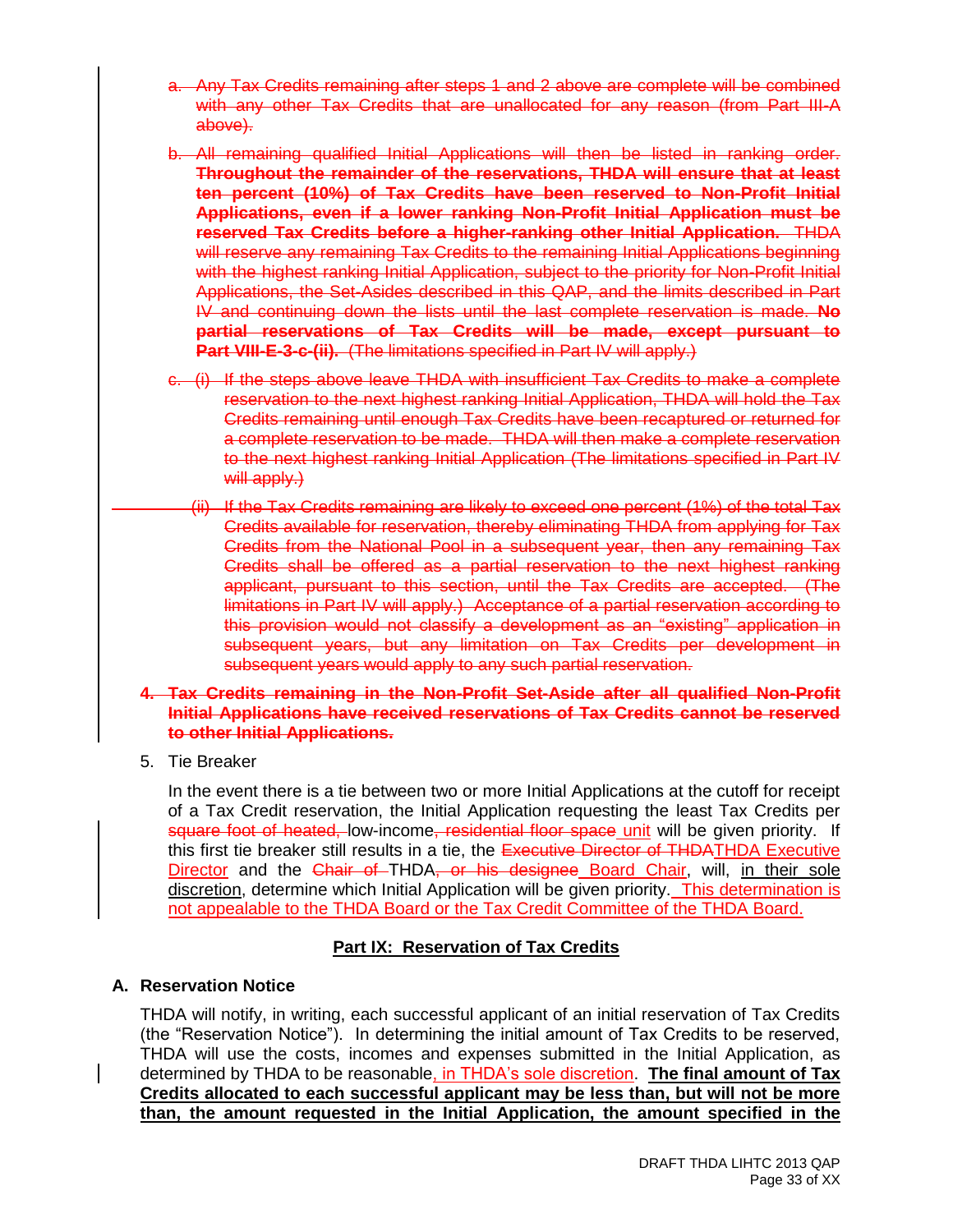a. Any Tax Credits remaining after steps 1 and 2 above are complete will be combined with any other Tax Credits that are unallocated for any reason (from Part III-A above).

b. All remaining qualified Initial Applications will then be listed in ranking order. **Throughout the remainder of the reservations, THDA will ensure that at least ten percent (10%) of Tax Credits have been reserved to Non-Profit Initial Applications, even if a lower ranking Non-Profit Initial Application must be reserved Tax Credits before a higher-ranking other Initial Application.** THDA will reserve any remaining Tax Credits to the remaining Initial Applications beginning with the highest ranking Initial Application, subject to the priority for Non-Profit Initial Applications, the Set-Asides described in this QAP, and the limits described in Part IV and continuing down the lists until the last complete reservation is made. **No partial reservations of Tax Credits will be made, except pursuant to Part VIII-E-3-c-(ii).** (The limitations specified in Part IV will apply.)

c. (i) If the steps above leave THDA with insufficient Tax Credits to make a complete reservation to the next highest ranking Initial Application, THDA will hold the Tax Credits remaining until enough Tax Credits have been recaptured or returned for a complete reservation to be made. THDA will then make a complete reservation to the next highest ranking Initial Application (The limitations specified in Part IV will apply.)

   (ii) If the Tax Credits remaining are likely to exceed one percent (1%) of the total Tax Credits available for reservation, thereby eliminating THDA from applying for Tax Credits from the National Pool in a subsequent year, then any remaining Tax Credits shall be offered as a partial reservation to the next highest ranking applicant, pursuant to this section, until the Tax Credits are accepted. (The limitations in Part IV will apply.) Acceptance of a partial reservation according to this provision would not classify a development as an "existing" application in subsequent years, but any limitation on Tax Credits per development in subsequent years would apply to any such partial reservation.

4. **Tax Credits remaining in the Non-Profit Set-Aside after all qualified Non-Profit Initial Applications have received reservations of Tax Credits cannot be reserved to other Initial Applications.**

5. Tie Breaker

   In the event there is a tie between two or more Initial Applications at the cutoff for receipt of a Tax Credit reservation, the Initial Application requesting the least Tax Credits per square foot of heated, low-income, residential floor space unit will be given priority. If this first tie breaker still results in a tie, the Executive Director of THDATHDA Executive Director and the Chair of THDA, or his designee Board Chair, will, in their sole discretion, determine which Initial Application will be given priority. This determination is not appealable to the THDA Board or the Tax Credit Committee of the THDA Board.

## Part IX: Reservation of Tax Credits

### A. Reservation Notice

THDA will notify, in writing, each successful applicant of an initial reservation of Tax Credits (the "Reservation Notice"). In determining the initial amount of Tax Credits to be reserved, THDA will use the costs, incomes and expenses submitted in the Initial Application, as determined by THDA to be reasonable, in THDA's sole discretion. **The final amount of Tax Credits allocated to each successful applicant may be less than, but will not be more than, the amount requested in the Initial Application, the amount specified in the**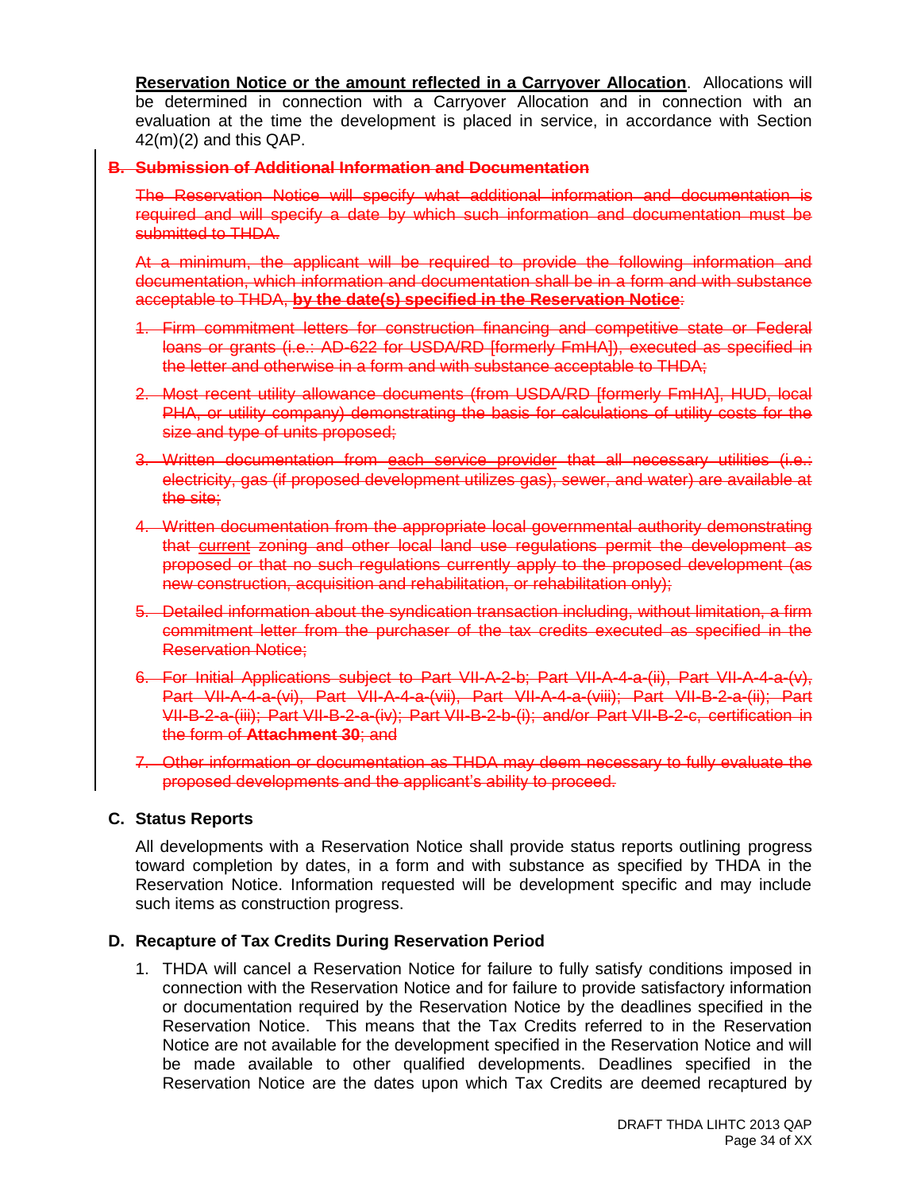**Reservation Notice or the amount reflected in a Carryover Allocation**. Allocations will be determined in connection with a Carryover Allocation and in connection with an evaluation at the time the development is placed in service, in accordance with Section 42(m)(2) and this QAP.

~~**B. Submission of Additional Information and Documentation**~~

~~The Reservation Notice will specify what additional information and documentation is required and will specify a date by which such information and documentation must be submitted to THDA.~~

~~At a minimum, the applicant will be required to provide the following information and documentation, which information and documentation shall be in a form and with substance acceptable to THDA, **by the date(s) specified in the Reservation Notice**:~~

1. ~~Firm commitment letters for construction financing and competitive state or Federal loans or grants (i.e.: AD-622 for USDA/RD [formerly FmHA]), executed as specified in the letter and otherwise in a form and with substance acceptable to THDA;~~
2. ~~Most recent utility allowance documents (from USDA/RD [formerly FmHA], HUD, local PHA, or utility company) demonstrating the basis for calculations of utility costs for the size and type of units proposed;~~
3. ~~Written documentation from each service provider that all necessary utilities (i.e.: electricity, gas (if proposed development utilizes gas), sewer, and water) are available at the site;~~
4. ~~Written documentation from the appropriate local governmental authority demonstrating that current zoning and other local land use regulations permit the development as proposed or that no such regulations currently apply to the proposed development (as new construction, acquisition and rehabilitation, or rehabilitation only);~~
5. ~~Detailed information about the syndication transaction including, without limitation, a firm commitment letter from the purchaser of the tax credits executed as specified in the Reservation Notice;~~
6. ~~For Initial Applications subject to Part VII-A-2-b; Part VII-A-4-a-(ii), Part VII-A-4-a-(v), Part VII-A-4-a-(vi), Part VII-A-4-a-(vii), Part VII-A-4-a-(viii); Part VII-B-2-a-(ii); Part VII-B-2-a-(iii); Part VII-B-2-a-(iv); Part VII-B-2-b-(i); and/or Part VII-B-2-c, certification in the form of **Attachment 30**; and~~
7. ~~Other information or documentation as THDA may deem necessary to fully evaluate the proposed developments and the applicant's ability to proceed.~~

**C. Status Reports**

All developments with a Reservation Notice shall provide status reports outlining progress toward completion by dates, in a form and with substance as specified by THDA in the Reservation Notice. Information requested will be development specific and may include such items as construction progress.

**D. Recapture of Tax Credits During Reservation Period**

1. THDA will cancel a Reservation Notice for failure to fully satisfy conditions imposed in connection with the Reservation Notice and for failure to provide satisfactory information or documentation required by the Reservation Notice by the deadlines specified in the Reservation Notice. This means that the Tax Credits referred to in the Reservation Notice are not available for the development specified in the Reservation Notice and will be made available to other qualified developments. Deadlines specified in the Reservation Notice are the dates upon which Tax Credits are deemed recaptured by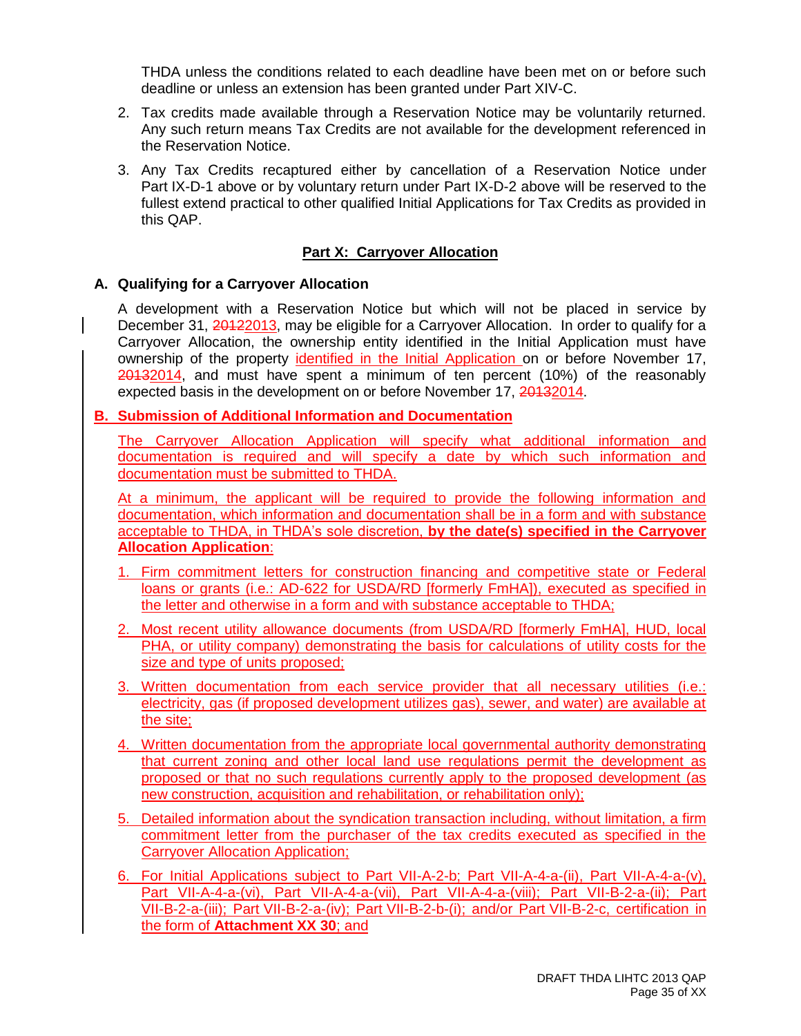THDA unless the conditions related to each deadline have been met on or before such deadline or unless an extension has been granted under Part XIV-C.

2. Tax credits made available through a Reservation Notice may be voluntarily returned. Any such return means Tax Credits are not available for the development referenced in the Reservation Notice.

3. Any Tax Credits recaptured either by cancellation of a Reservation Notice under Part IX-D-1 above or by voluntary return under Part IX-D-2 above will be reserved to the fullest extend practical to other qualified Initial Applications for Tax Credits as provided in this QAP.

## Part X: Carryover Allocation

### A. Qualifying for a Carryover Allocation

A development with a Reservation Notice but which will not be placed in service by December 31, ~~2012~~2013, may be eligible for a Carryover Allocation. In order to qualify for a Carryover Allocation, the ownership entity identified in the Initial Application must have ownership of the property identified in the Initial Application on or before November 17, ~~2013~~2014, and must have spent a minimum of ten percent (10%) of the reasonably expected basis in the development on or before November 17, ~~2013~~2014.

### B. Submission of Additional Information and Documentation

The Carryover Allocation Application will specify what additional information and documentation is required and will specify a date by which such information and documentation must be submitted to THDA.

At a minimum, the applicant will be required to provide the following information and documentation, which information and documentation shall be in a form and with substance acceptable to THDA, in THDA's sole discretion, **by the date(s) specified in the Carryover Allocation Application**:

1. Firm commitment letters for construction financing and competitive state or Federal loans or grants (i.e.: AD-622 for USDA/RD [formerly FmHA]), executed as specified in the letter and otherwise in a form and with substance acceptable to THDA;

2. Most recent utility allowance documents (from USDA/RD [formerly FmHA], HUD, local PHA, or utility company) demonstrating the basis for calculations of utility costs for the size and type of units proposed;

3. Written documentation from each service provider that all necessary utilities (i.e.: electricity, gas (if proposed development utilizes gas), sewer, and water) are available at the site;

4. Written documentation from the appropriate local governmental authority demonstrating that current zoning and other local land use regulations permit the development as proposed or that no such regulations currently apply to the proposed development (as new construction, acquisition and rehabilitation, or rehabilitation only);

5. Detailed information about the syndication transaction including, without limitation, a firm commitment letter from the purchaser of the tax credits executed as specified in the Carryover Allocation Application;

6. For Initial Applications subject to Part VII-A-2-b; Part VII-A-4-a-(ii), Part VII-A-4-a-(v), Part VII-A-4-a-(vi), Part VII-A-4-a-(vii), Part VII-A-4-a-(viii); Part VII-B-2-a-(ii); Part VII-B-2-a-(iii); Part VII-B-2-a-(iv); Part VII-B-2-b-(i); and/or Part VII-B-2-c, certification in the form of **Attachment XX 30**; and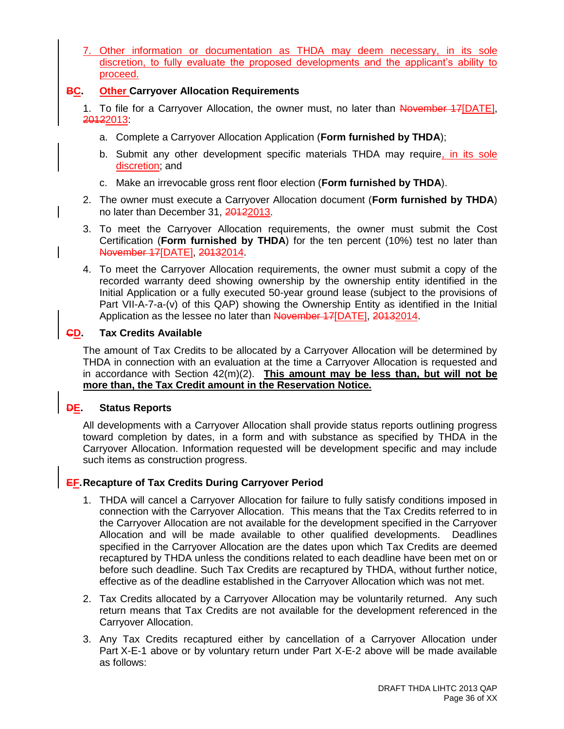7. Other information or documentation as THDA may deem necessary, in its sole discretion, to fully evaluate the proposed developments and the applicant's ability to proceed.

## ~~B~~C. Other Carryover Allocation Requirements

1. To file for a Carryover Allocation, the owner must, no later than ~~November 17~~[DATE], ~~2012~~2013:

   a. Complete a Carryover Allocation Application (**Form furnished by THDA**);

   b. Submit any other development specific materials THDA may require, in its sole discretion; and

   c. Make an irrevocable gross rent floor election (**Form furnished by THDA**).

2. The owner must execute a Carryover Allocation document (**Form furnished by THDA**) no later than December 31, ~~2012~~2013.

3. To meet the Carryover Allocation requirements, the owner must submit the Cost Certification (**Form furnished by THDA**) for the ten percent (10%) test no later than ~~November 17~~[DATE], ~~2013~~2014.

4. To meet the Carryover Allocation requirements, the owner must submit a copy of the recorded warranty deed showing ownership by the ownership entity identified in the Initial Application or a fully executed 50-year ground lease (subject to the provisions of Part VII-A-7-a-(v) of this QAP) showing the Ownership Entity as identified in the Initial Application as the lessee no later than ~~November 17~~[DATE], ~~2013~~2014.

## ~~C~~D. Tax Credits Available

The amount of Tax Credits to be allocated by a Carryover Allocation will be determined by THDA in connection with an evaluation at the time a Carryover Allocation is requested and in accordance with Section 42(m)(2). **This amount may be less than, but will not be more than, the Tax Credit amount in the Reservation Notice.**

## ~~D~~E. Status Reports

All developments with a Carryover Allocation shall provide status reports outlining progress toward completion by dates, in a form and with substance as specified by THDA in the Carryover Allocation. Information requested will be development specific and may include such items as construction progress.

## ~~E~~F. Recapture of Tax Credits During Carryover Period

1. THDA will cancel a Carryover Allocation for failure to fully satisfy conditions imposed in connection with the Carryover Allocation. This means that the Tax Credits referred to in the Carryover Allocation are not available for the development specified in the Carryover Allocation and will be made available to other qualified developments. Deadlines specified in the Carryover Allocation are the dates upon which Tax Credits are deemed recaptured by THDA unless the conditions related to each deadline have been met on or before such deadline. Such Tax Credits are recaptured by THDA, without further notice, effective as of the deadline established in the Carryover Allocation which was not met.

2. Tax Credits allocated by a Carryover Allocation may be voluntarily returned. Any such return means that Tax Credits are not available for the development referenced in the Carryover Allocation.

3. Any Tax Credits recaptured either by cancellation of a Carryover Allocation under Part X-E-1 above or by voluntary return under Part X-E-2 above will be made available as follows: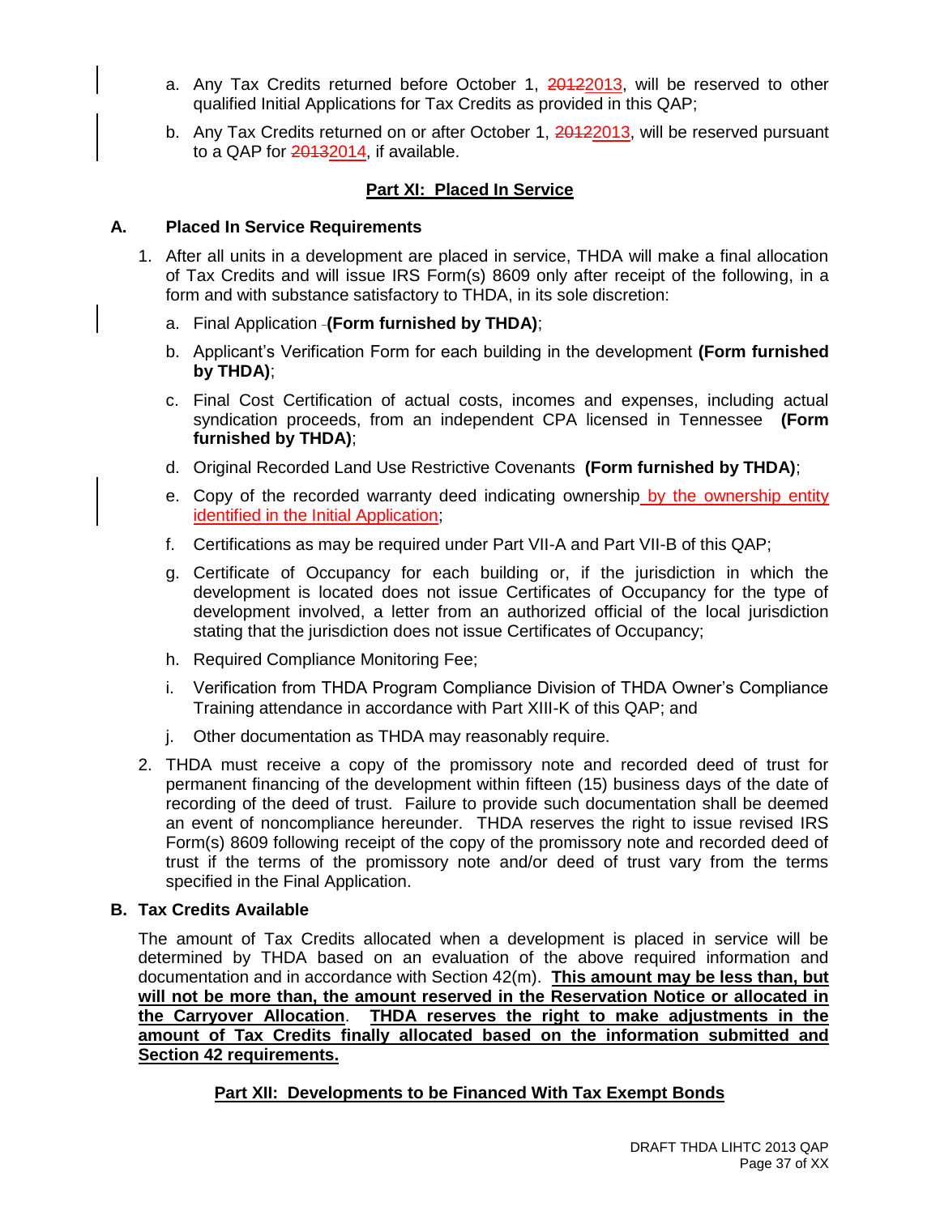a. Any Tax Credits returned before October 1, ~~2012~~2013, will be reserved to other qualified Initial Applications for Tax Credits as provided in this QAP;

b. Any Tax Credits returned on or after October 1, ~~2012~~2013, will be reserved pursuant to a QAP for ~~2013~~2014, if available.

## Part XI: Placed In Service

### A. Placed In Service Requirements

1. After all units in a development are placed in service, THDA will make a final allocation of Tax Credits and will issue IRS Form(s) 8609 only after receipt of the following, in a form and with substance satisfactory to THDA, in its sole discretion:

   a. Final Application **(Form furnished by THDA)**;

   b. Applicant's Verification Form for each building in the development **(Form furnished by THDA)**;

   c. Final Cost Certification of actual costs, incomes and expenses, including actual syndication proceeds, from an independent CPA licensed in Tennessee **(Form furnished by THDA)**;

   d. Original Recorded Land Use Restrictive Covenants **(Form furnished by THDA)**;

   e. Copy of the recorded warranty deed indicating ownership by the ownership entity identified in the Initial Application;

   f. Certifications as may be required under Part VII-A and Part VII-B of this QAP;

   g. Certificate of Occupancy for each building or, if the jurisdiction in which the development is located does not issue Certificates of Occupancy for the type of development involved, a letter from an authorized official of the local jurisdiction stating that the jurisdiction does not issue Certificates of Occupancy;

   h. Required Compliance Monitoring Fee;

   i. Verification from THDA Program Compliance Division of THDA Owner's Compliance Training attendance in accordance with Part XIII-K of this QAP; and

   j. Other documentation as THDA may reasonably require.

2. THDA must receive a copy of the promissory note and recorded deed of trust for permanent financing of the development within fifteen (15) business days of the date of recording of the deed of trust. Failure to provide such documentation shall be deemed an event of noncompliance hereunder. THDA reserves the right to issue revised IRS Form(s) 8609 following receipt of the copy of the promissory note and recorded deed of trust if the terms of the promissory note and/or deed of trust vary from the terms specified in the Final Application.

### B. Tax Credits Available

The amount of Tax Credits allocated when a development is placed in service will be determined by THDA based on an evaluation of the above required information and documentation and in accordance with Section 42(m). **This amount may be less than, but will not be more than, the amount reserved in the Reservation Notice or allocated in the Carryover Allocation**. **THDA reserves the right to make adjustments in the amount of Tax Credits finally allocated based on the information submitted and Section 42 requirements.**

## Part XII: Developments to be Financed With Tax Exempt Bonds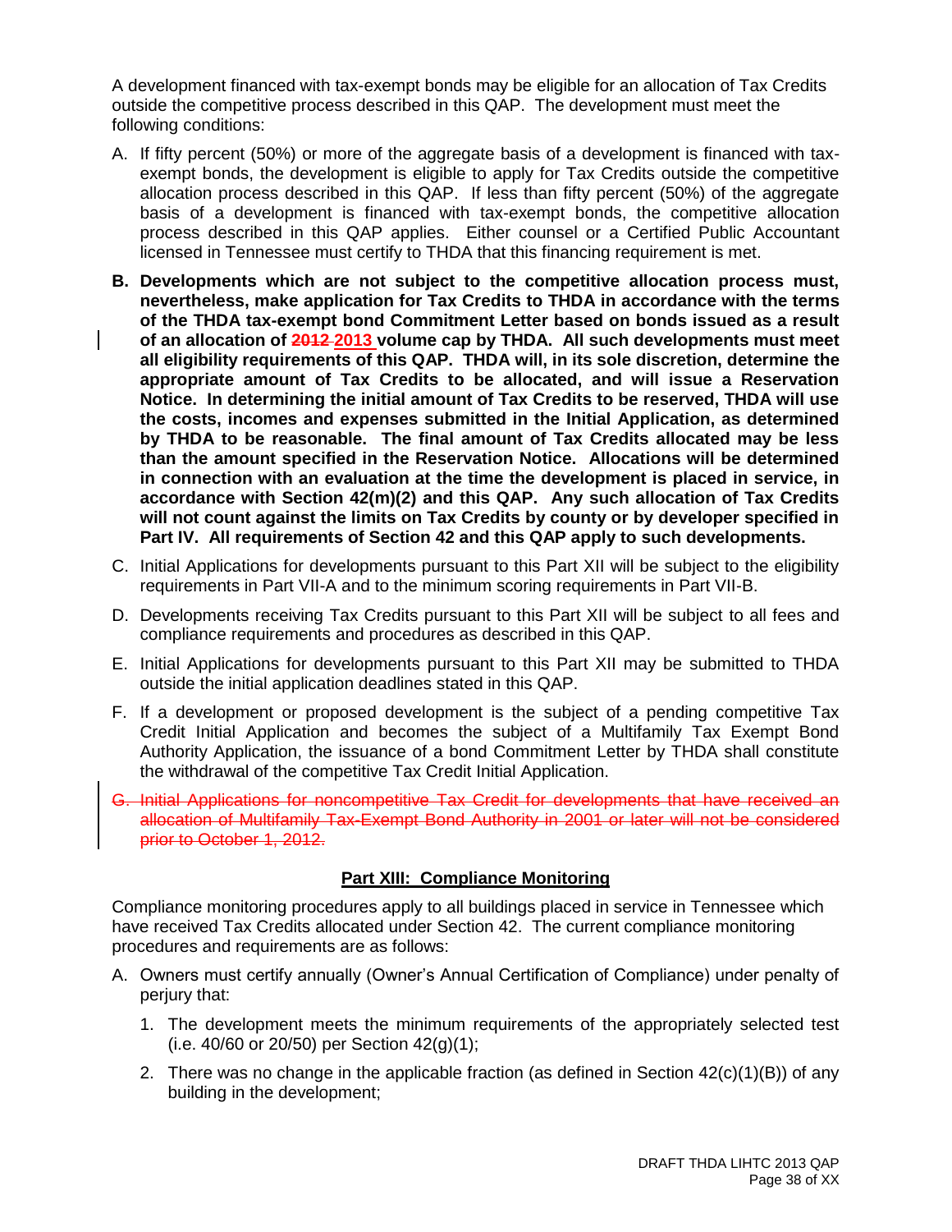A development financed with tax-exempt bonds may be eligible for an allocation of Tax Credits outside the competitive process described in this QAP. The development must meet the following conditions:

A. If fifty percent (50%) or more of the aggregate basis of a development is financed with tax-exempt bonds, the development is eligible to apply for Tax Credits outside the competitive allocation process described in this QAP. If less than fifty percent (50%) of the aggregate basis of a development is financed with tax-exempt bonds, the competitive allocation process described in this QAP applies. Either counsel or a Certified Public Accountant licensed in Tennessee must certify to THDA that this financing requirement is met.

**B. Developments which are not subject to the competitive allocation process must, nevertheless, make application for Tax Credits to THDA in accordance with the terms of the THDA tax-exempt bond Commitment Letter based on bonds issued as a result of an allocation of ~~2012~~ 2013 volume cap by THDA. All such developments must meet all eligibility requirements of this QAP. THDA will, in its sole discretion, determine the appropriate amount of Tax Credits to be allocated, and will issue a Reservation Notice. In determining the initial amount of Tax Credits to be reserved, THDA will use the costs, incomes and expenses submitted in the Initial Application, as determined by THDA to be reasonable. The final amount of Tax Credits allocated may be less than the amount specified in the Reservation Notice. Allocations will be determined in connection with an evaluation at the time the development is placed in service, in accordance with Section 42(m)(2) and this QAP. Any such allocation of Tax Credits will not count against the limits on Tax Credits by county or by developer specified in Part IV. All requirements of Section 42 and this QAP apply to such developments.**

C. Initial Applications for developments pursuant to this Part XII will be subject to the eligibility requirements in Part VII-A and to the minimum scoring requirements in Part VII-B.

D. Developments receiving Tax Credits pursuant to this Part XII will be subject to all fees and compliance requirements and procedures as described in this QAP.

E. Initial Applications for developments pursuant to this Part XII may be submitted to THDA outside the initial application deadlines stated in this QAP.

F. If a development or proposed development is the subject of a pending competitive Tax Credit Initial Application and becomes the subject of a Multifamily Tax Exempt Bond Authority Application, the issuance of a bond Commitment Letter by THDA shall constitute the withdrawal of the competitive Tax Credit Initial Application.

~~G. Initial Applications for noncompetitive Tax Credit for developments that have received an allocation of Multifamily Tax-Exempt Bond Authority in 2001 or later will not be considered prior to October 1, 2012.~~

## Part XIII: Compliance Monitoring

Compliance monitoring procedures apply to all buildings placed in service in Tennessee which have received Tax Credits allocated under Section 42. The current compliance monitoring procedures and requirements are as follows:

A. Owners must certify annually (Owner's Annual Certification of Compliance) under penalty of perjury that:

   1. The development meets the minimum requirements of the appropriately selected test (i.e. 40/60 or 20/50) per Section 42(g)(1);

   2. There was no change in the applicable fraction (as defined in Section 42(c)(1)(B)) of any building in the development;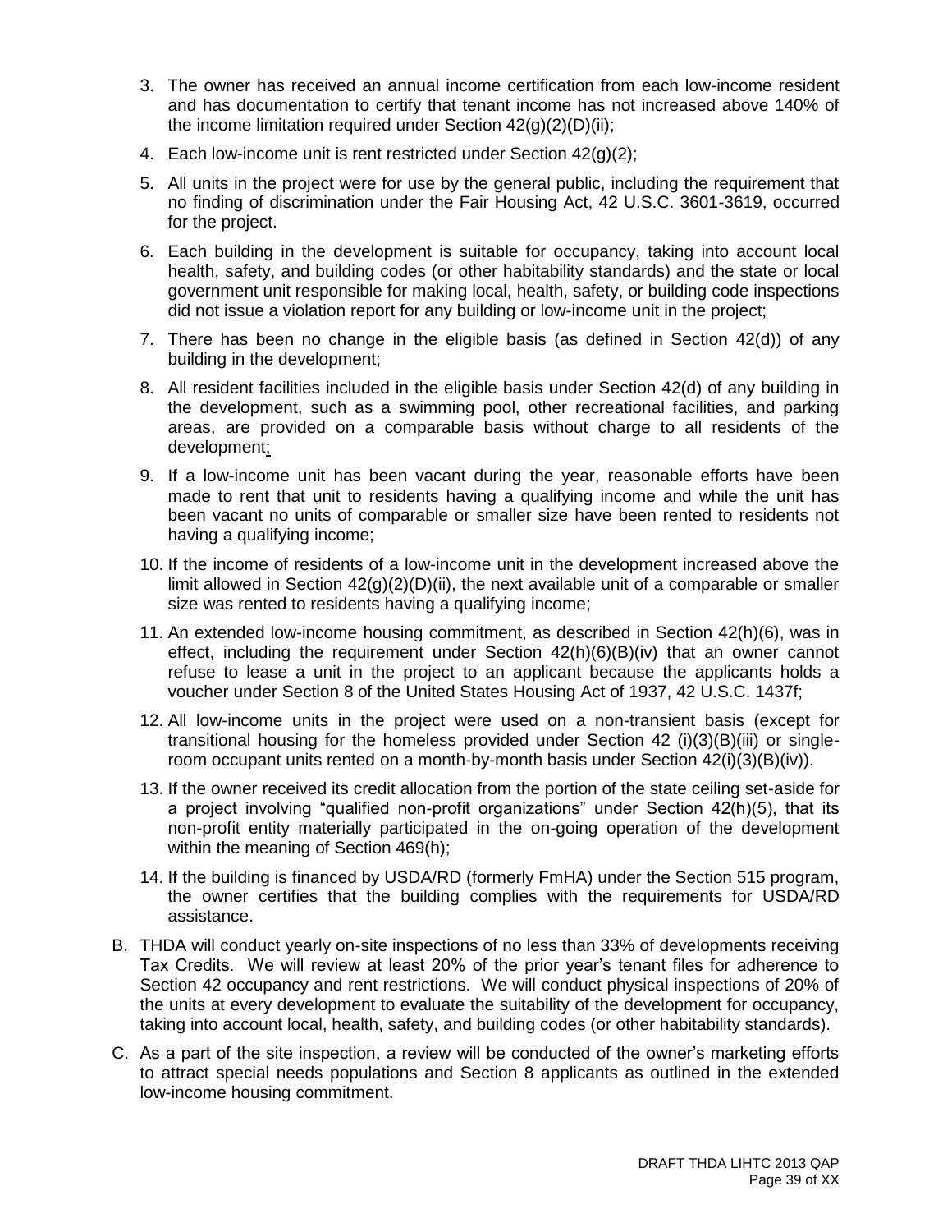3. The owner has received an annual income certification from each low-income resident and has documentation to certify that tenant income has not increased above 140% of the income limitation required under Section 42(g)(2)(D)(ii);
4. Each low-income unit is rent restricted under Section 42(g)(2);
5. All units in the project were for use by the general public, including the requirement that no finding of discrimination under the Fair Housing Act, 42 U.S.C. 3601-3619, occurred for the project.
6. Each building in the development is suitable for occupancy, taking into account local health, safety, and building codes (or other habitability standards) and the state or local government unit responsible for making local, health, safety, or building code inspections did not issue a violation report for any building or low-income unit in the project;
7. There has been no change in the eligible basis (as defined in Section 42(d)) of any building in the development;
8. All resident facilities included in the eligible basis under Section 42(d) of any building in the development, such as a swimming pool, other recreational facilities, and parking areas, are provided on a comparable basis without charge to all residents of the development;
9. If a low-income unit has been vacant during the year, reasonable efforts have been made to rent that unit to residents having a qualifying income and while the unit has been vacant no units of comparable or smaller size have been rented to residents not having a qualifying income;
10. If the income of residents of a low-income unit in the development increased above the limit allowed in Section 42(g)(2)(D)(ii), the next available unit of a comparable or smaller size was rented to residents having a qualifying income;
11. An extended low-income housing commitment, as described in Section 42(h)(6), was in effect, including the requirement under Section 42(h)(6)(B)(iv) that an owner cannot refuse to lease a unit in the project to an applicant because the applicants holds a voucher under Section 8 of the United States Housing Act of 1937, 42 U.S.C. 1437f;
12. All low-income units in the project were used on a non-transient basis (except for transitional housing for the homeless provided under Section 42 (i)(3)(B)(iii) or single-room occupant units rented on a month-by-month basis under Section 42(i)(3)(B)(iv)).
13. If the owner received its credit allocation from the portion of the state ceiling set-aside for a project involving "qualified non-profit organizations" under Section 42(h)(5), that its non-profit entity materially participated in the on-going operation of the development within the meaning of Section 469(h);
14. If the building is financed by USDA/RD (formerly FmHA) under the Section 515 program, the owner certifies that the building complies with the requirements for USDA/RD assistance.

B. THDA will conduct yearly on-site inspections of no less than 33% of developments receiving Tax Credits. We will review at least 20% of the prior year's tenant files for adherence to Section 42 occupancy and rent restrictions. We will conduct physical inspections of 20% of the units at every development to evaluate the suitability of the development for occupancy, taking into account local, health, safety, and building codes (or other habitability standards).

C. As a part of the site inspection, a review will be conducted of the owner's marketing efforts to attract special needs populations and Section 8 applicants as outlined in the extended low-income housing commitment.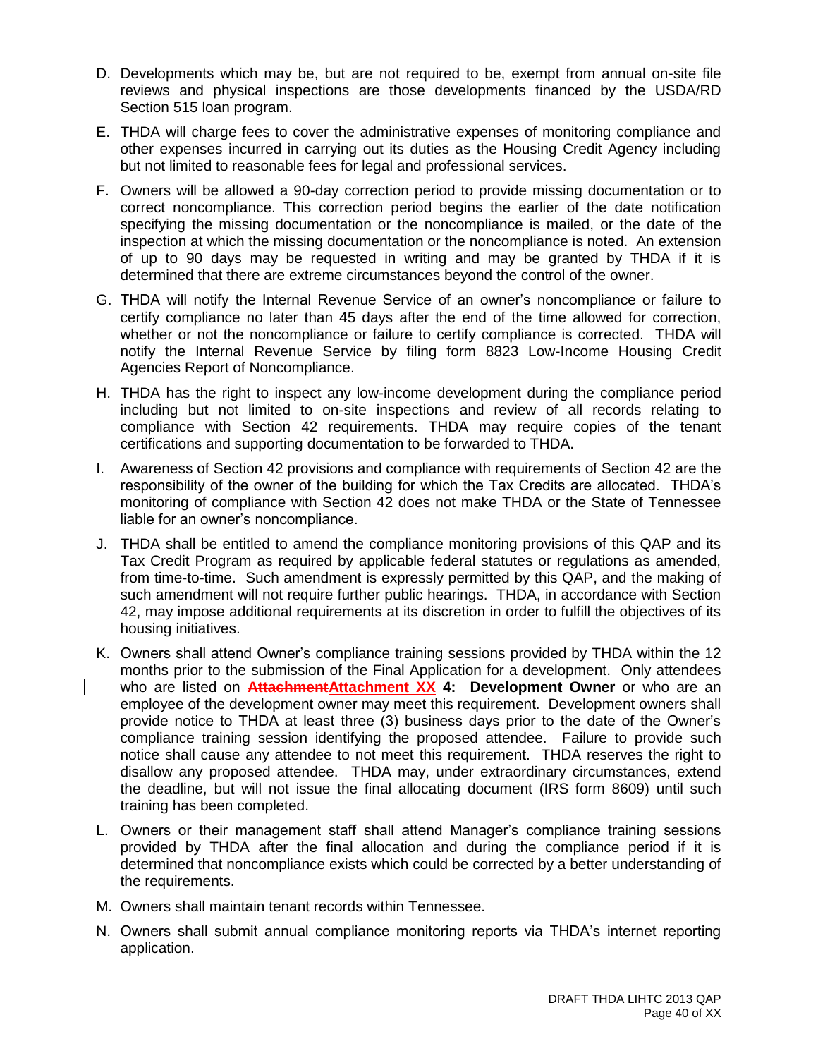D. Developments which may be, but are not required to be, exempt from annual on-site file reviews and physical inspections are those developments financed by the USDA/RD Section 515 loan program.

E. THDA will charge fees to cover the administrative expenses of monitoring compliance and other expenses incurred in carrying out its duties as the Housing Credit Agency including but not limited to reasonable fees for legal and professional services.

F. Owners will be allowed a 90-day correction period to provide missing documentation or to correct noncompliance. This correction period begins the earlier of the date notification specifying the missing documentation or the noncompliance is mailed, or the date of the inspection at which the missing documentation or the noncompliance is noted. An extension of up to 90 days may be requested in writing and may be granted by THDA if it is determined that there are extreme circumstances beyond the control of the owner.

G. THDA will notify the Internal Revenue Service of an owner's noncompliance or failure to certify compliance no later than 45 days after the end of the time allowed for correction, whether or not the noncompliance or failure to certify compliance is corrected. THDA will notify the Internal Revenue Service by filing form 8823 Low-Income Housing Credit Agencies Report of Noncompliance.

H. THDA has the right to inspect any low-income development during the compliance period including but not limited to on-site inspections and review of all records relating to compliance with Section 42 requirements. THDA may require copies of the tenant certifications and supporting documentation to be forwarded to THDA.

I. Awareness of Section 42 provisions and compliance with requirements of Section 42 are the responsibility of the owner of the building for which the Tax Credits are allocated. THDA's monitoring of compliance with Section 42 does not make THDA or the State of Tennessee liable for an owner's noncompliance.

J. THDA shall be entitled to amend the compliance monitoring provisions of this QAP and its Tax Credit Program as required by applicable federal statutes or regulations as amended, from time-to-time. Such amendment is expressly permitted by this QAP, and the making of such amendment will not require further public hearings. THDA, in accordance with Section 42, may impose additional requirements at its discretion in order to fulfill the objectives of its housing initiatives.

K. Owners shall attend Owner's compliance training sessions provided by THDA within the 12 months prior to the submission of the Final Application for a development. Only attendees who are listed on ~~**Attachment**~~Attachment XX **4: Development Owner** or who are an employee of the development owner may meet this requirement. Development owners shall provide notice to THDA at least three (3) business days prior to the date of the Owner's compliance training session identifying the proposed attendee. Failure to provide such notice shall cause any attendee to not meet this requirement. THDA reserves the right to disallow any proposed attendee. THDA may, under extraordinary circumstances, extend the deadline, but will not issue the final allocating document (IRS form 8609) until such training has been completed.

L. Owners or their management staff shall attend Manager's compliance training sessions provided by THDA after the final allocation and during the compliance period if it is determined that noncompliance exists which could be corrected by a better understanding of the requirements.

M. Owners shall maintain tenant records within Tennessee.

N. Owners shall submit annual compliance monitoring reports via THDA's internet reporting application.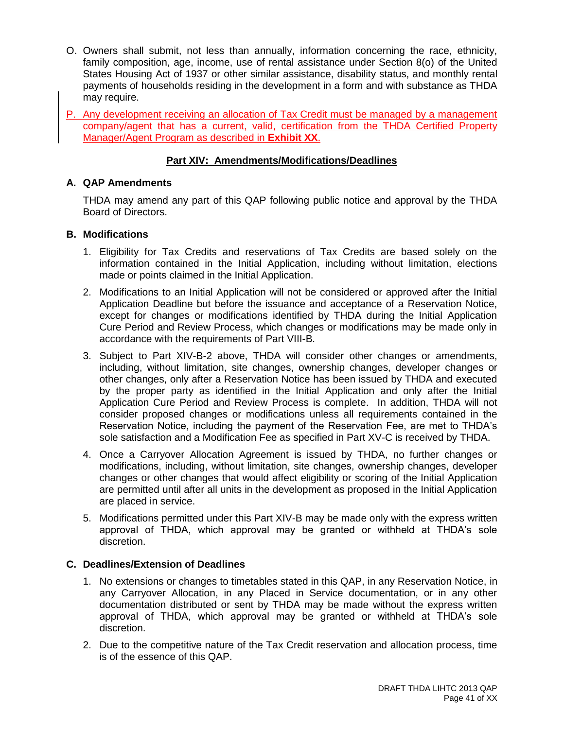O. Owners shall submit, not less than annually, information concerning the race, ethnicity, family composition, age, income, use of rental assistance under Section 8(o) of the United States Housing Act of 1937 or other similar assistance, disability status, and monthly rental payments of households residing in the development in a form and with substance as THDA may require.

P. Any development receiving an allocation of Tax Credit must be managed by a management company/agent that has a current, valid, certification from the THDA Certified Property Manager/Agent Program as described in **Exhibit XX**.

## Part XIV: Amendments/Modifications/Deadlines

### A. QAP Amendments

THDA may amend any part of this QAP following public notice and approval by the THDA Board of Directors.

### B. Modifications

1. Eligibility for Tax Credits and reservations of Tax Credits are based solely on the information contained in the Initial Application, including without limitation, elections made or points claimed in the Initial Application.

2. Modifications to an Initial Application will not be considered or approved after the Initial Application Deadline but before the issuance and acceptance of a Reservation Notice, except for changes or modifications identified by THDA during the Initial Application Cure Period and Review Process, which changes or modifications may be made only in accordance with the requirements of Part VIII-B.

3. Subject to Part XIV-B-2 above, THDA will consider other changes or amendments, including, without limitation, site changes, ownership changes, developer changes or other changes, only after a Reservation Notice has been issued by THDA and executed by the proper party as identified in the Initial Application and only after the Initial Application Cure Period and Review Process is complete. In addition, THDA will not consider proposed changes or modifications unless all requirements contained in the Reservation Notice, including the payment of the Reservation Fee, are met to THDA's sole satisfaction and a Modification Fee as specified in Part XV-C is received by THDA.

4. Once a Carryover Allocation Agreement is issued by THDA, no further changes or modifications, including, without limitation, site changes, ownership changes, developer changes or other changes that would affect eligibility or scoring of the Initial Application are permitted until after all units in the development as proposed in the Initial Application are placed in service.

5. Modifications permitted under this Part XIV-B may be made only with the express written approval of THDA, which approval may be granted or withheld at THDA's sole discretion.

### C. Deadlines/Extension of Deadlines

1. No extensions or changes to timetables stated in this QAP, in any Reservation Notice, in any Carryover Allocation, in any Placed in Service documentation, or in any other documentation distributed or sent by THDA may be made without the express written approval of THDA, which approval may be granted or withheld at THDA's sole discretion.

2. Due to the competitive nature of the Tax Credit reservation and allocation process, time is of the essence of this QAP.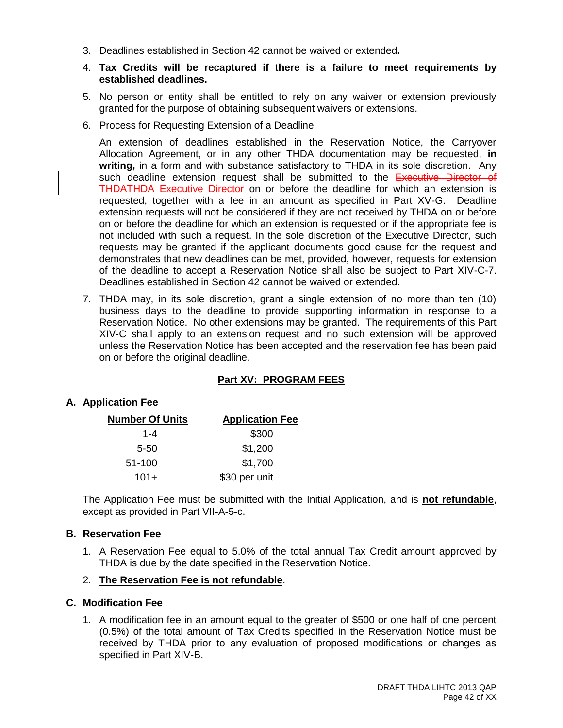3. Deadlines established in Section 42 cannot be waived or extended**.**
4. **Tax Credits will be recaptured if there is a failure to meet requirements by established deadlines.**
5. No person or entity shall be entitled to rely on any waiver or extension previously granted for the purpose of obtaining subsequent waivers or extensions.
6. Process for Requesting Extension of a Deadline

   An extension of deadlines established in the Reservation Notice, the Carryover Allocation Agreement, or in any other THDA documentation may be requested, **in writing,** in a form and with substance satisfactory to THDA in its sole discretion. Any such deadline extension request shall be submitted to the ~~Executive Director of THDA~~THDA Executive Director on or before the deadline for which an extension is requested, together with a fee in an amount as specified in Part XV-G. Deadline extension requests will not be considered if they are not received by THDA on or before on or before the deadline for which an extension is requested or if the appropriate fee is not included with such a request. In the sole discretion of the Executive Director, such requests may be granted if the applicant documents good cause for the request and demonstrates that new deadlines can be met, provided, however, requests for extension of the deadline to accept a Reservation Notice shall also be subject to Part XIV-C-7. Deadlines established in Section 42 cannot be waived or extended.

7. THDA may, in its sole discretion, grant a single extension of no more than ten (10) business days to the deadline to provide supporting information in response to a Reservation Notice. No other extensions may be granted. The requirements of this Part XIV-C shall apply to an extension request and no such extension will be approved unless the Reservation Notice has been accepted and the reservation fee has been paid on or before the original deadline.

## Part XV: PROGRAM FEES

### A. Application Fee

| Number Of Units | Application Fee |
|---|---|
| 1-4 | $300 |
| 5-50 | $1,200 |
| 51-100 | $1,700 |
| 101+ | $30 per unit |

The Application Fee must be submitted with the Initial Application, and is **not refundable**, except as provided in Part VII-A-5-c.

### B. Reservation Fee

1. A Reservation Fee equal to 5.0% of the total annual Tax Credit amount approved by THDA is due by the date specified in the Reservation Notice.
2. **The Reservation Fee is not refundable**.

### C. Modification Fee

1. A modification fee in an amount equal to the greater of $500 or one half of one percent (0.5%) of the total amount of Tax Credits specified in the Reservation Notice must be received by THDA prior to any evaluation of proposed modifications or changes as specified in Part XIV-B.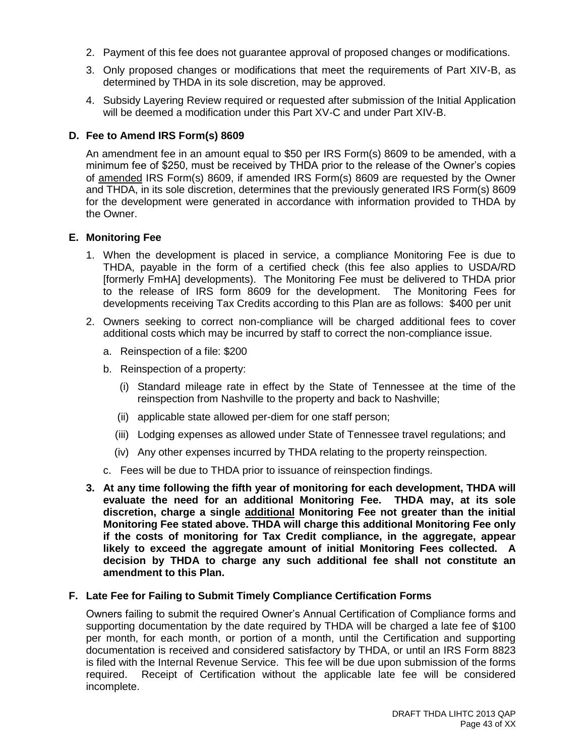2. Payment of this fee does not guarantee approval of proposed changes or modifications.
3. Only proposed changes or modifications that meet the requirements of Part XIV-B, as determined by THDA in its sole discretion, may be approved.
4. Subsidy Layering Review required or requested after submission of the Initial Application will be deemed a modification under this Part XV-C and under Part XIV-B.

**D. Fee to Amend IRS Form(s) 8609**

An amendment fee in an amount equal to $50 per IRS Form(s) 8609 to be amended, with a minimum fee of $250, must be received by THDA prior to the release of the Owner's copies of <u>amended</u> IRS Form(s) 8609, if amended IRS Form(s) 8609 are requested by the Owner and THDA, in its sole discretion, determines that the previously generated IRS Form(s) 8609 for the development were generated in accordance with information provided to THDA by the Owner.

**E. Monitoring Fee**

1. When the development is placed in service, a compliance Monitoring Fee is due to THDA, payable in the form of a certified check (this fee also applies to USDA/RD [formerly FmHA] developments). The Monitoring Fee must be delivered to THDA prior to the release of IRS form 8609 for the development. The Monitoring Fees for developments receiving Tax Credits according to this Plan are as follows: $400 per unit
2. Owners seeking to correct non-compliance will be charged additional fees to cover additional costs which may be incurred by staff to correct the non-compliance issue.
   a. Reinspection of a file: $200
   b. Reinspection of a property:
      (i) Standard mileage rate in effect by the State of Tennessee at the time of the reinspection from Nashville to the property and back to Nashville;
      (ii) applicable state allowed per-diem for one staff person;
      (iii) Lodging expenses as allowed under State of Tennessee travel regulations; and
      (iv) Any other expenses incurred by THDA relating to the property reinspection.
   c. Fees will be due to THDA prior to issuance of reinspection findings.
3. **At any time following the fifth year of monitoring for each development, THDA will evaluate the need for an additional Monitoring Fee. THDA may, at its sole discretion, charge a single <u>additional</u> Monitoring Fee not greater than the initial Monitoring Fee stated above. THDA will charge this additional Monitoring Fee only if the costs of monitoring for Tax Credit compliance, in the aggregate, appear likely to exceed the aggregate amount of initial Monitoring Fees collected. A decision by THDA to charge any such additional fee shall not constitute an amendment to this Plan.**

**F. Late Fee for Failing to Submit Timely Compliance Certification Forms**

Owners failing to submit the required Owner's Annual Certification of Compliance forms and supporting documentation by the date required by THDA will be charged a late fee of $100 per month, for each month, or portion of a month, until the Certification and supporting documentation is received and considered satisfactory by THDA, or until an IRS Form 8823 is filed with the Internal Revenue Service. This fee will be due upon submission of the forms required. Receipt of Certification without the applicable late fee will be considered incomplete.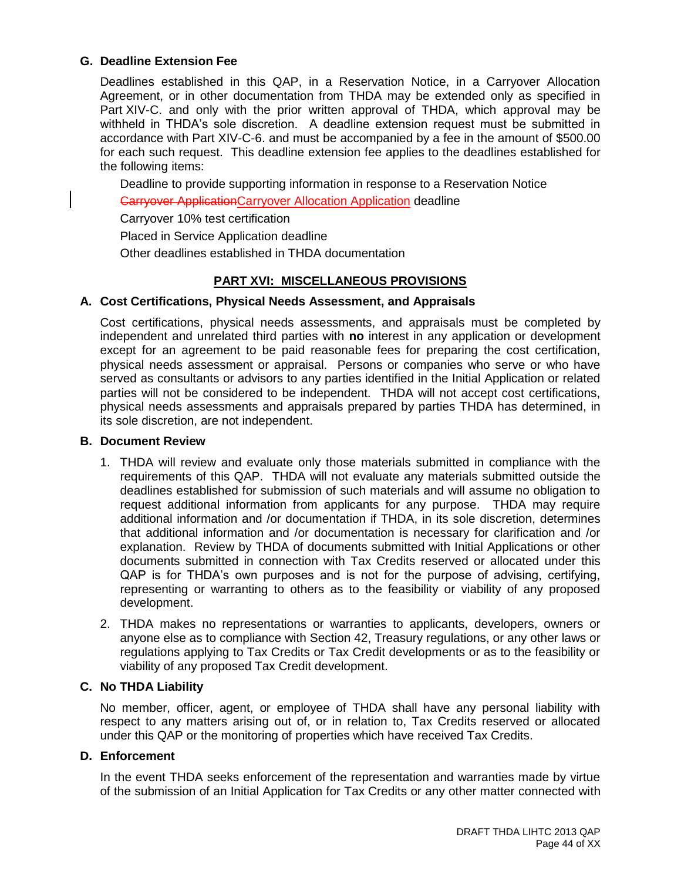### G. Deadline Extension Fee

Deadlines established in this QAP, in a Reservation Notice, in a Carryover Allocation Agreement, or in other documentation from THDA may be extended only as specified in Part XIV-C. and only with the prior written approval of THDA, which approval may be withheld in THDA's sole discretion. A deadline extension request must be submitted in accordance with Part XIV-C-6. and must be accompanied by a fee in the amount of $500.00 for each such request. This deadline extension fee applies to the deadlines established for the following items:

Deadline to provide supporting information in response to a Reservation Notice

~~Carryover Application~~Carryover Allocation Application deadline

Carryover 10% test certification

Placed in Service Application deadline

Other deadlines established in THDA documentation

## PART XVI: MISCELLANEOUS PROVISIONS

### A. Cost Certifications, Physical Needs Assessment, and Appraisals

Cost certifications, physical needs assessments, and appraisals must be completed by independent and unrelated third parties with **no** interest in any application or development except for an agreement to be paid reasonable fees for preparing the cost certification, physical needs assessment or appraisal. Persons or companies who serve or who have served as consultants or advisors to any parties identified in the Initial Application or related parties will not be considered to be independent. THDA will not accept cost certifications, physical needs assessments and appraisals prepared by parties THDA has determined, in its sole discretion, are not independent.

### B. Document Review

1. THDA will review and evaluate only those materials submitted in compliance with the requirements of this QAP. THDA will not evaluate any materials submitted outside the deadlines established for submission of such materials and will assume no obligation to request additional information from applicants for any purpose. THDA may require additional information and /or documentation if THDA, in its sole discretion, determines that additional information and /or documentation is necessary for clarification and /or explanation. Review by THDA of documents submitted with Initial Applications or other documents submitted in connection with Tax Credits reserved or allocated under this QAP is for THDA's own purposes and is not for the purpose of advising, certifying, representing or warranting to others as to the feasibility or viability of any proposed development.

2. THDA makes no representations or warranties to applicants, developers, owners or anyone else as to compliance with Section 42, Treasury regulations, or any other laws or regulations applying to Tax Credits or Tax Credit developments or as to the feasibility or viability of any proposed Tax Credit development.

### C. No THDA Liability

No member, officer, agent, or employee of THDA shall have any personal liability with respect to any matters arising out of, or in relation to, Tax Credits reserved or allocated under this QAP or the monitoring of properties which have received Tax Credits.

### D. Enforcement

In the event THDA seeks enforcement of the representation and warranties made by virtue of the submission of an Initial Application for Tax Credits or any other matter connected with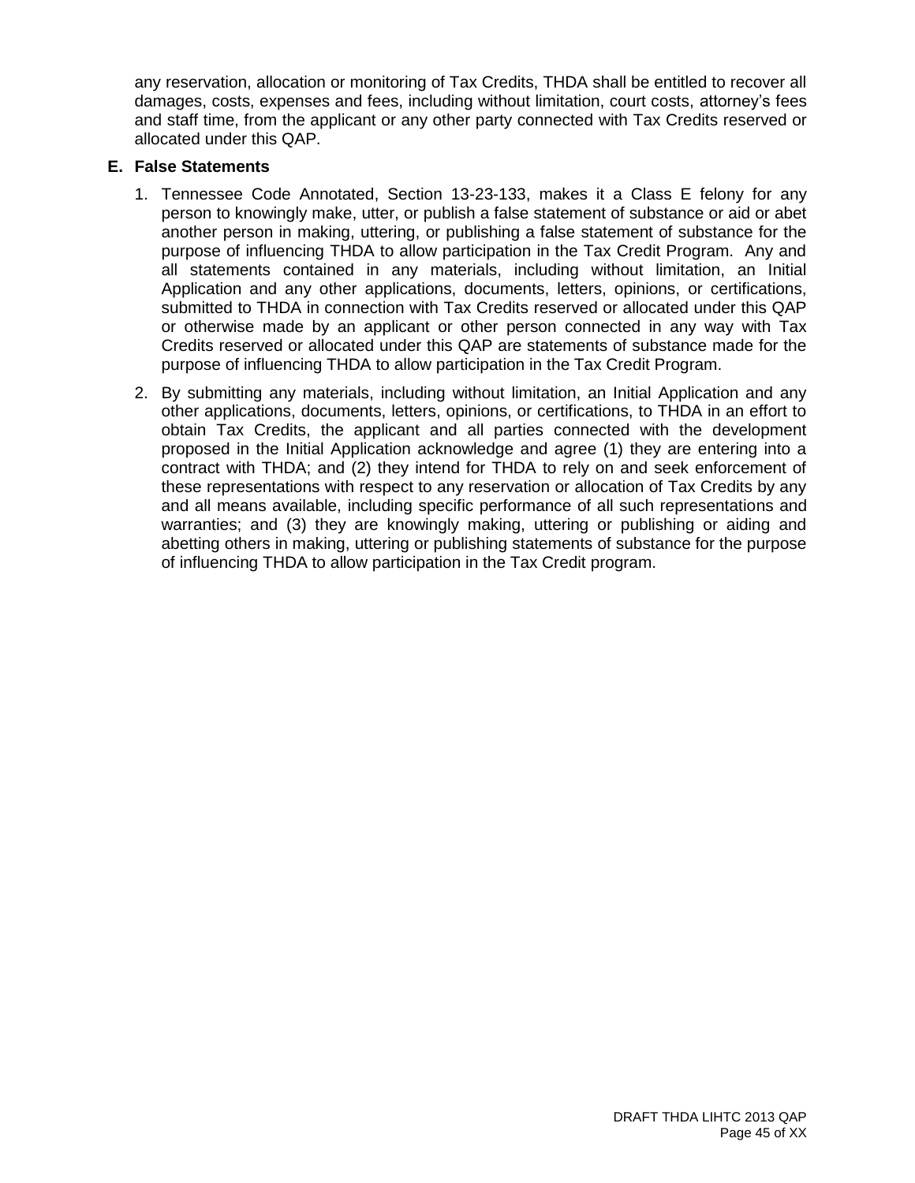any reservation, allocation or monitoring of Tax Credits, THDA shall be entitled to recover all damages, costs, expenses and fees, including without limitation, court costs, attorney's fees and staff time, from the applicant or any other party connected with Tax Credits reserved or allocated under this QAP.

**E. False Statements**

1. Tennessee Code Annotated, Section 13-23-133, makes it a Class E felony for any person to knowingly make, utter, or publish a false statement of substance or aid or abet another person in making, uttering, or publishing a false statement of substance for the purpose of influencing THDA to allow participation in the Tax Credit Program. Any and all statements contained in any materials, including without limitation, an Initial Application and any other applications, documents, letters, opinions, or certifications, submitted to THDA in connection with Tax Credits reserved or allocated under this QAP or otherwise made by an applicant or other person connected in any way with Tax Credits reserved or allocated under this QAP are statements of substance made for the purpose of influencing THDA to allow participation in the Tax Credit Program.

2. By submitting any materials, including without limitation, an Initial Application and any other applications, documents, letters, opinions, or certifications, to THDA in an effort to obtain Tax Credits, the applicant and all parties connected with the development proposed in the Initial Application acknowledge and agree (1) they are entering into a contract with THDA; and (2) they intend for THDA to rely on and seek enforcement of these representations with respect to any reservation or allocation of Tax Credits by any and all means available, including specific performance of all such representations and warranties; and (3) they are knowingly making, uttering or publishing or aiding and abetting others in making, uttering or publishing statements of substance for the purpose of influencing THDA to allow participation in the Tax Credit program.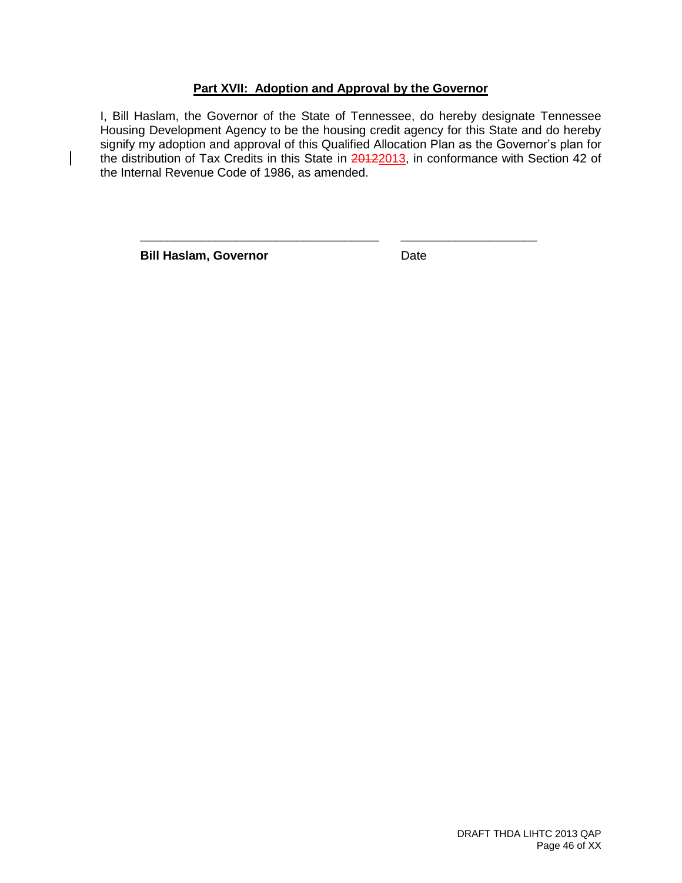## Part XVII: Adoption and Approval by the Governor

I, Bill Haslam, the Governor of the State of Tennessee, do hereby designate Tennessee Housing Development Agency to be the housing credit agency for this State and do hereby signify my adoption and approval of this Qualified Allocation Plan as the Governor's plan for the distribution of Tax Credits in this State in ~~2012~~2013, in conformance with Section 42 of the Internal Revenue Code of 1986, as amended.

\_\_\_\_\_\_\_\_\_\_\_\_\_\_\_\_\_\_\_\_\_\_\_\_\_\_\_\_\_\_\_\_\_\_\_\_ \_\_\_\_\_\_\_\_\_\_\_\_\_\_\_\_\_\_\_\_

**Bill Haslam, Governor** Date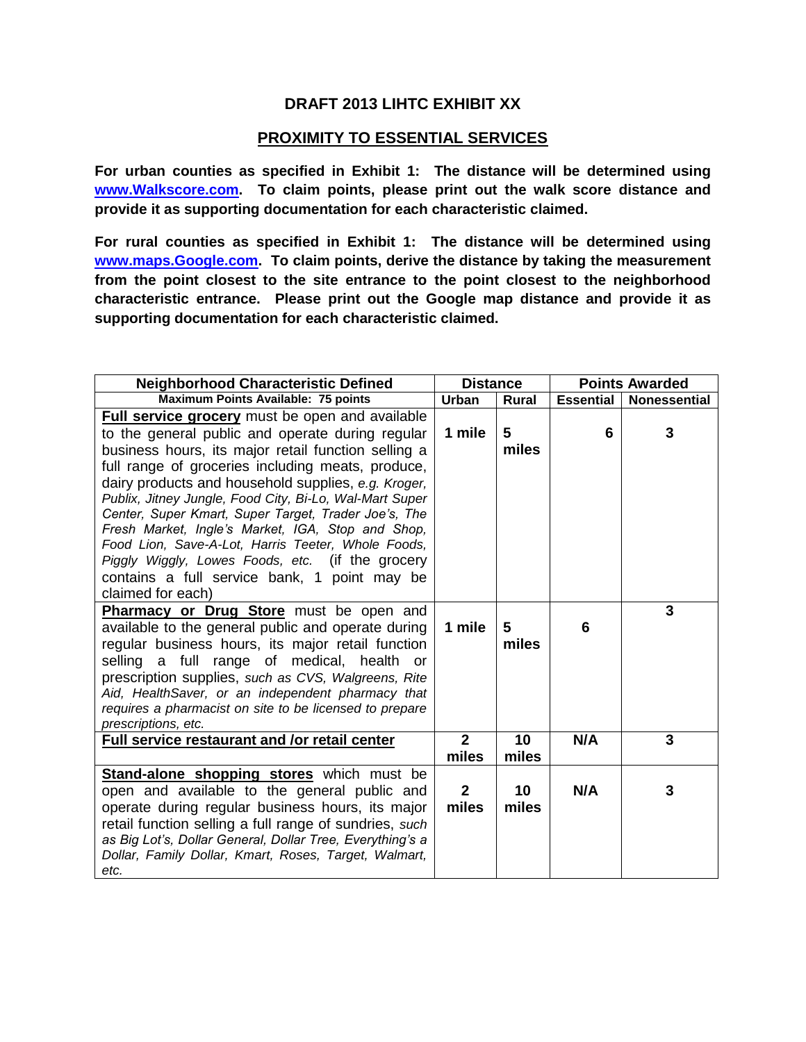## DRAFT 2013 LIHTC EXHIBIT XX

## PROXIMITY TO ESSENTIAL SERVICES

**For urban counties as specified in Exhibit 1: The distance will be determined using [www.Walkscore.com](www.Walkscore.com). To claim points, please print out the walk score distance and provide it as supporting documentation for each characteristic claimed.**

**For rural counties as specified in Exhibit 1: The distance will be determined using [www.maps.Google.com](www.maps.Google.com). To claim points, derive the distance by taking the measurement from the point closest to the site entrance to the point closest to the neighborhood characteristic entrance. Please print out the Google map distance and provide it as supporting documentation for each characteristic claimed.**

| **Neighborhood Characteristic Defined** | **Distance** | | **Points Awarded** | |
|---|---|---|---|---|
| **Maximum Points Available: 75 points** | **Urban** | **Rural** | **Essential** | **Nonessential** |
| **Full service grocery** must be open and available to the general public and operate during regular business hours, its major retail function selling a full range of groceries including meats, produce, dairy products and household supplies, *e.g. Kroger, Publix, Jitney Jungle, Food City, Bi-Lo, Wal-Mart Super Center, Super Kmart, Super Target, Trader Joe's, The Fresh Market, Ingle's Market, IGA, Stop and Shop, Food Lion, Save-A-Lot, Harris Teeter, Whole Foods, Piggly Wiggly, Lowes Foods, etc.* (if the grocery contains a full service bank, 1 point may be claimed for each) | **1 mile** | **5 miles** | **6** | **3** |
| **Pharmacy or Drug Store** must be open and available to the general public and operate during regular business hours, its major retail function selling a full range of medical, health or prescription supplies, *such as CVS, Walgreens, Rite Aid, HealthSaver, or an independent pharmacy that requires a pharmacist on site to be licensed to prepare prescriptions, etc.* | **1 mile** | **5 miles** | **6** | **3** |
| **Full service restaurant and /or retail center** | **2 miles** | **10 miles** | **N/A** | **3** |
| **Stand-alone shopping stores** which must be open and available to the general public and operate during regular business hours, its major retail function selling a full range of sundries, *such as Big Lot's, Dollar General, Dollar Tree, Everything's a Dollar, Family Dollar, Kmart, Roses, Target, Walmart, etc.* | **2 miles** | **10 miles** | **N/A** | **3** |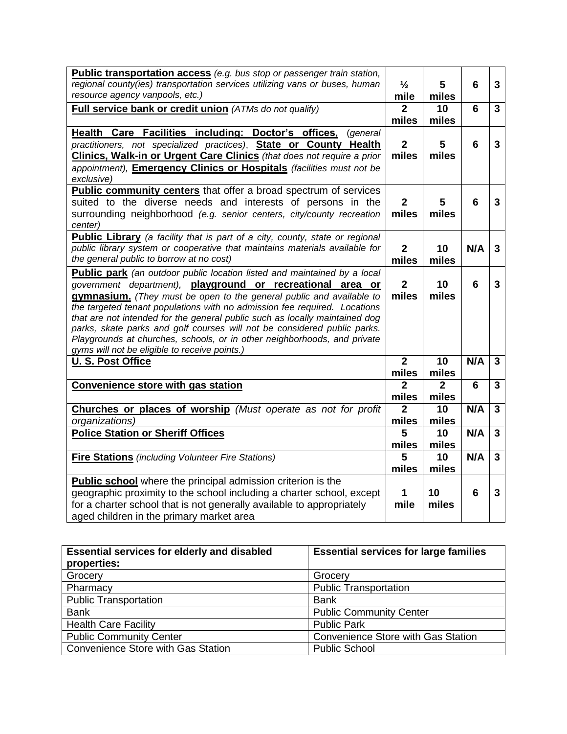| | | | | |
|---|---|---|---|---|
| **Public transportation access** *(e.g. bus stop or passenger train station, regional county(ies) transportation services utilizing vans or buses, human resource agency vanpools, etc.)* | **½ mile** | **5 miles** | **6** | **3** |
| **Full service bank or credit union** *(ATMs do not qualify)* | **2 miles** | **10 miles** | **6** | **3** |
| **Health Care Facilities including: Doctor's offices,** (*general practitioners, not specialized practices)*, **State or County Health Clinics, Walk-in or Urgent Care Clinics** *(that does not require a prior appointment)*, **Emergency Clinics or Hospitals** *(facilities must not be exclusive)* | **2 miles** | **5 miles** | **6** | **3** |
| **Public community centers** that offer a broad spectrum of services suited to the diverse needs and interests of persons in the surrounding neighborhood *(e.g. senior centers, city/county recreation center)* | **2 miles** | **5 miles** | **6** | **3** |
| **Public Library** *(a facility that is part of a city, county, state or regional public library system or cooperative that maintains materials available for the general public to borrow at no cost)* | **2 miles** | **10 miles** | **N/A** | **3** |
| **Public park** *(an outdoor public location listed and maintained by a local government department)*, **playground or recreational area or gymnasium.** *(They must be open to the general public and available to the targeted tenant populations with no admission fee required. Locations that are not intended for the general public such as locally maintained dog parks, skate parks and golf courses will not be considered public parks. Playgrounds at churches, schools, or in other neighborhoods, and private gyms will not be eligible to receive points.)* | **2 miles** | **10 miles** | **6** | **3** |
| **U. S. Post Office** | **2 miles** | **10 miles** | **N/A** | **3** |
| **Convenience store with gas station** | **2 miles** | **2 miles** | **6** | **3** |
| **Churches or places of worship** *(Must operate as not for profit organizations)* | **2 miles** | **10 miles** | **N/A** | **3** |
| **Police Station or Sheriff Offices** | **5 miles** | **10 miles** | **N/A** | **3** |
| **Fire Stations** *(including Volunteer Fire Stations)* | **5 miles** | **10 miles** | **N/A** | **3** |
| **Public school** where the principal admission criterion is the geographic proximity to the school including a charter school, except for a charter school that is not generally available to appropriately aged children in the primary market area | **1 mile** | **10 miles** | **6** | **3** |

| **Essential services for elderly and disabled properties:** | **Essential services for large families** |
|---|---|
| Grocery | Grocery |
| Pharmacy | Public Transportation |
| Public Transportation | Bank |
| Bank | Public Community Center |
| Health Care Facility | Public Park |
| Public Community Center | Convenience Store with Gas Station |
| Convenience Store with Gas Station | Public School |